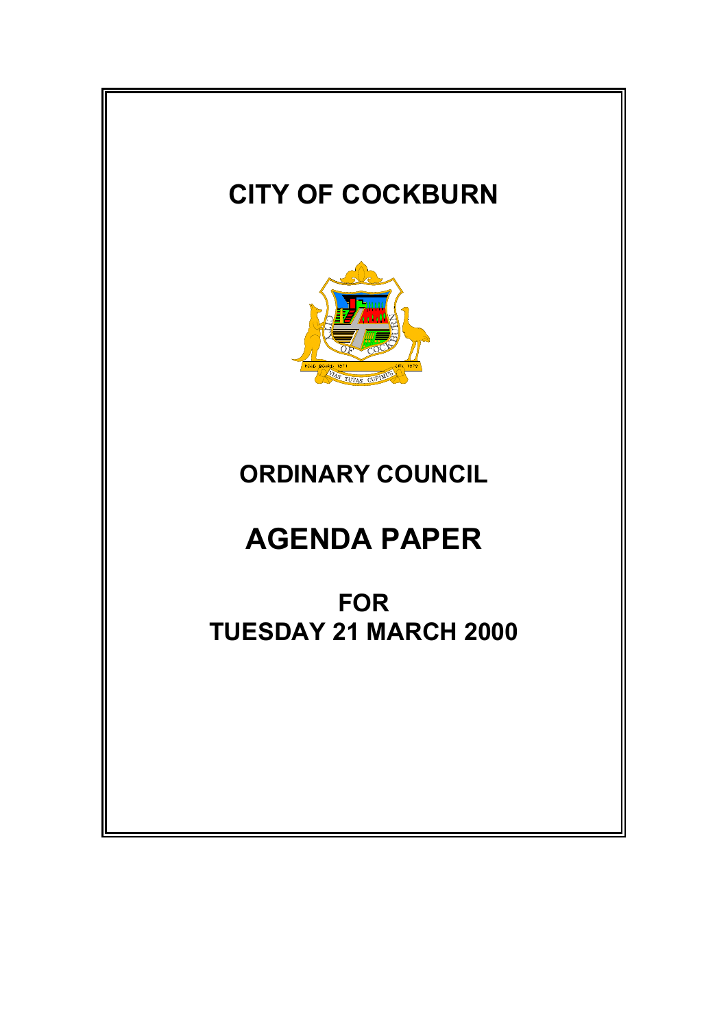# CITY OF COCKBURN

## ORDINARY COUNCIL

# AGENDA PAPER

## FOR
## TUESDAY 21 MARCH 2000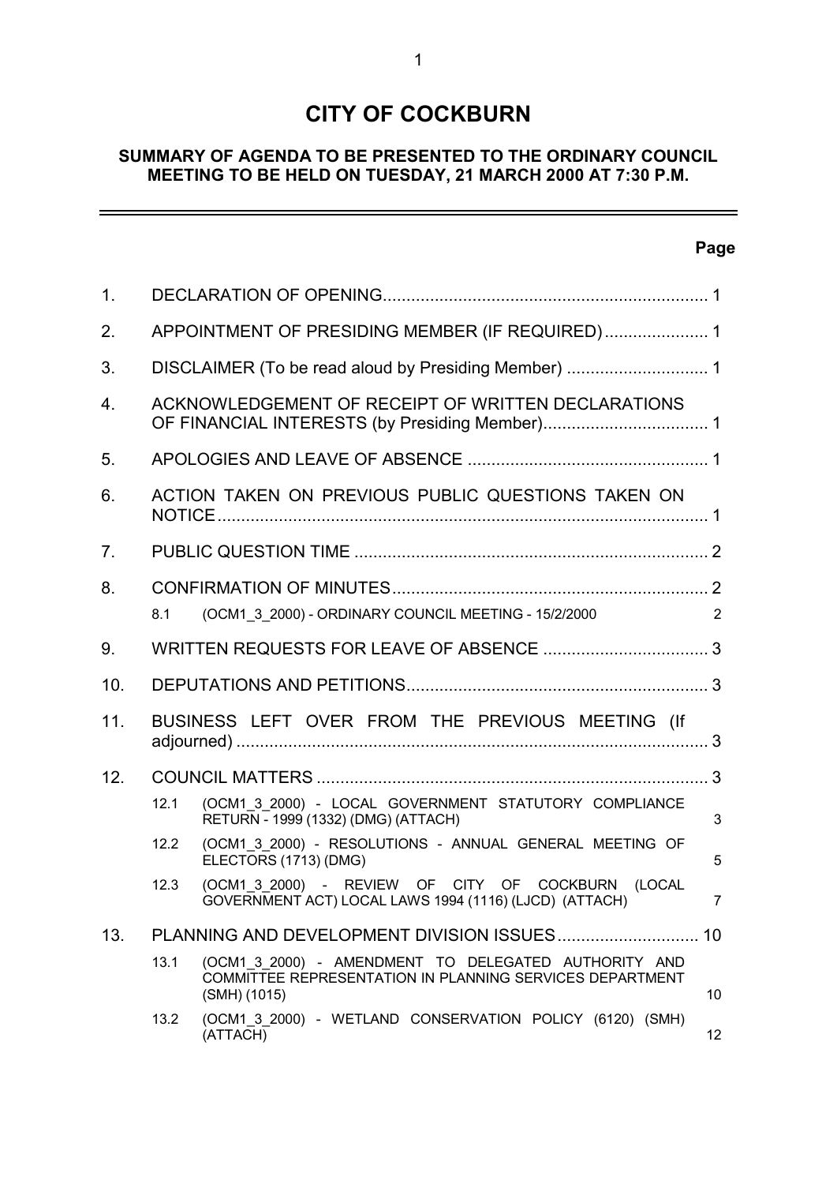# CITY OF COCKBURN

## SUMMARY OF AGENDA TO BE PRESENTED TO THE ORDINARY COUNCIL MEETING TO BE HELD ON TUESDAY, 21 MARCH 2000 AT 7:30 P.M.

| | | | Page |
|---|---|---|---|
| 1. | DECLARATION OF OPENING | | 1 |
| 2. | APPOINTMENT OF PRESIDING MEMBER (IF REQUIRED) | | 1 |
| 3. | DISCLAIMER (To be read aloud by Presiding Member) | | 1 |
| 4. | ACKNOWLEDGEMENT OF RECEIPT OF WRITTEN DECLARATIONS OF FINANCIAL INTERESTS (by Presiding Member) | | 1 |
| 5. | APOLOGIES AND LEAVE OF ABSENCE | | 1 |
| 6. | ACTION TAKEN ON PREVIOUS PUBLIC QUESTIONS TAKEN ON NOTICE | | 1 |
| 7. | PUBLIC QUESTION TIME | | 2 |
| 8. | CONFIRMATION OF MINUTES | | 2 |
| | 8.1 | (OCM1_3_2000) - ORDINARY COUNCIL MEETING - 15/2/2000 | 2 |
| 9. | WRITTEN REQUESTS FOR LEAVE OF ABSENCE | | 3 |
| 10. | DEPUTATIONS AND PETITIONS | | 3 |
| 11. | BUSINESS LEFT OVER FROM THE PREVIOUS MEETING (If adjourned) | | 3 |
| 12. | COUNCIL MATTERS | | 3 |
| | 12.1 | (OCM1_3_2000) - LOCAL GOVERNMENT STATUTORY COMPLIANCE RETURN - 1999 (1332) (DMG) (ATTACH) | 3 |
| | 12.2 | (OCM1_3_2000) - RESOLUTIONS - ANNUAL GENERAL MEETING OF ELECTORS (1713) (DMG) | 5 |
| | 12.3 | (OCM1_3_2000) - REVIEW OF CITY OF COCKBURN (LOCAL GOVERNMENT ACT) LOCAL LAWS 1994 (1116) (LJCD) (ATTACH) | 7 |
| 13. | PLANNING AND DEVELOPMENT DIVISION ISSUES | | 10 |
| | 13.1 | (OCM1_3_2000) - AMENDMENT TO DELEGATED AUTHORITY AND COMMITTEE REPRESENTATION IN PLANNING SERVICES DEPARTMENT (SMH) (1015) | 10 |
| | 13.2 | (OCM1_3_2000) - WETLAND CONSERVATION POLICY (6120) (SMH) (ATTACH) | 12 |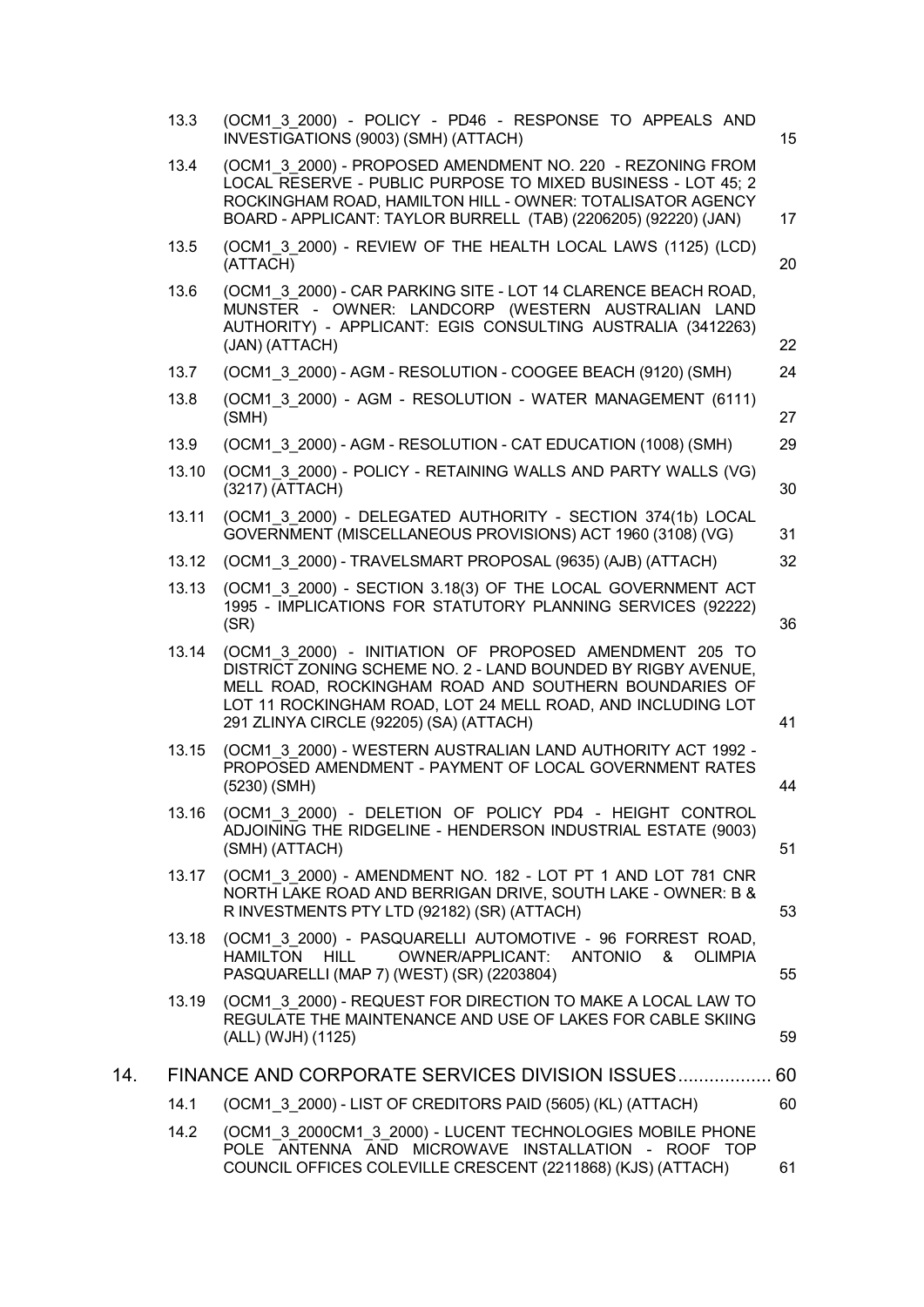| | | |
|---|---|---|
| 13.3 | (OCM1_3_2000) - POLICY - PD46 - RESPONSE TO APPEALS AND INVESTIGATIONS (9003) (SMH) (ATTACH) | 15 |
| 13.4 | (OCM1_3_2000) - PROPOSED AMENDMENT NO. 220 - REZONING FROM LOCAL RESERVE - PUBLIC PURPOSE TO MIXED BUSINESS - LOT 45; 2 ROCKINGHAM ROAD, HAMILTON HILL - OWNER: TOTALISATOR AGENCY BOARD - APPLICANT: TAYLOR BURRELL (TAB) (2206205) (92220) (JAN) | 17 |
| 13.5 | (OCM1_3_2000) - REVIEW OF THE HEALTH LOCAL LAWS (1125) (LCD) (ATTACH) | 20 |
| 13.6 | (OCM1_3_2000) - CAR PARKING SITE - LOT 14 CLARENCE BEACH ROAD, MUNSTER - OWNER: LANDCORP (WESTERN AUSTRALIAN LAND AUTHORITY) - APPLICANT: EGIS CONSULTING AUSTRALIA (3412263) (JAN) (ATTACH) | 22 |
| 13.7 | (OCM1_3_2000) - AGM - RESOLUTION - COOGEE BEACH (9120) (SMH) | 24 |
| 13.8 | (OCM1_3_2000) - AGM - RESOLUTION - WATER MANAGEMENT (6111) (SMH) | 27 |
| 13.9 | (OCM1_3_2000) - AGM - RESOLUTION - CAT EDUCATION (1008) (SMH) | 29 |
| 13.10 | (OCM1_3_2000) - POLICY - RETAINING WALLS AND PARTY WALLS (VG) (3217) (ATTACH) | 30 |
| 13.11 | (OCM1_3_2000) - DELEGATED AUTHORITY - SECTION 374(1b) LOCAL GOVERNMENT (MISCELLANEOUS PROVISIONS) ACT 1960 (3108) (VG) | 31 |
| 13.12 | (OCM1_3_2000) - TRAVELSMART PROPOSAL (9635) (AJB) (ATTACH) | 32 |
| 13.13 | (OCM1_3_2000) - SECTION 3.18(3) OF THE LOCAL GOVERNMENT ACT 1995 - IMPLICATIONS FOR STATUTORY PLANNING SERVICES (92222) (SR) | 36 |
| 13.14 | (OCM1_3_2000) - INITIATION OF PROPOSED AMENDMENT 205 TO DISTRICT ZONING SCHEME NO. 2 - LAND BOUNDED BY RIGBY AVENUE, MELL ROAD, ROCKINGHAM ROAD AND SOUTHERN BOUNDARIES OF LOT 11 ROCKINGHAM ROAD, LOT 24 MELL ROAD, AND INCLUDING LOT 291 ZLINYA CIRCLE (92205) (SA) (ATTACH) | 41 |
| 13.15 | (OCM1_3_2000) - WESTERN AUSTRALIAN LAND AUTHORITY ACT 1992 - PROPOSED AMENDMENT - PAYMENT OF LOCAL GOVERNMENT RATES (5230) (SMH) | 44 |
| 13.16 | (OCM1_3_2000) - DELETION OF POLICY PD4 - HEIGHT CONTROL ADJOINING THE RIDGELINE - HENDERSON INDUSTRIAL ESTATE (9003) (SMH) (ATTACH) | 51 |
| 13.17 | (OCM1_3_2000) - AMENDMENT NO. 182 - LOT PT 1 AND LOT 781 CNR NORTH LAKE ROAD AND BERRIGAN DRIVE, SOUTH LAKE - OWNER: B & R INVESTMENTS PTY LTD (92182) (SR) (ATTACH) | 53 |
| 13.18 | (OCM1_3_2000) - PASQUARELLI AUTOMOTIVE - 96 FORREST ROAD, HAMILTON HILL OWNER/APPLICANT: ANTONIO & OLIMPIA PASQUARELLI (MAP 7) (WEST) (SR) (2203804) | 55 |
| 13.19 | (OCM1_3_2000) - REQUEST FOR DIRECTION TO MAKE A LOCAL LAW TO REGULATE THE MAINTENANCE AND USE OF LAKES FOR CABLE SKIING (ALL) (WJH) (1125) | 59 |

## 14. FINANCE AND CORPORATE SERVICES DIVISION ISSUES .................. 60

| | | |
|---|---|---|
| 14.1 | (OCM1_3_2000) - LIST OF CREDITORS PAID (5605) (KL) (ATTACH) | 60 |
| 14.2 | (OCM1_3_2000CM1_3_2000) - LUCENT TECHNOLOGIES MOBILE PHONE POLE ANTENNA AND MICROWAVE INSTALLATION - ROOF TOP COUNCIL OFFICES COLEVILLE CRESCENT (2211868) (KJS) (ATTACH) | 61 |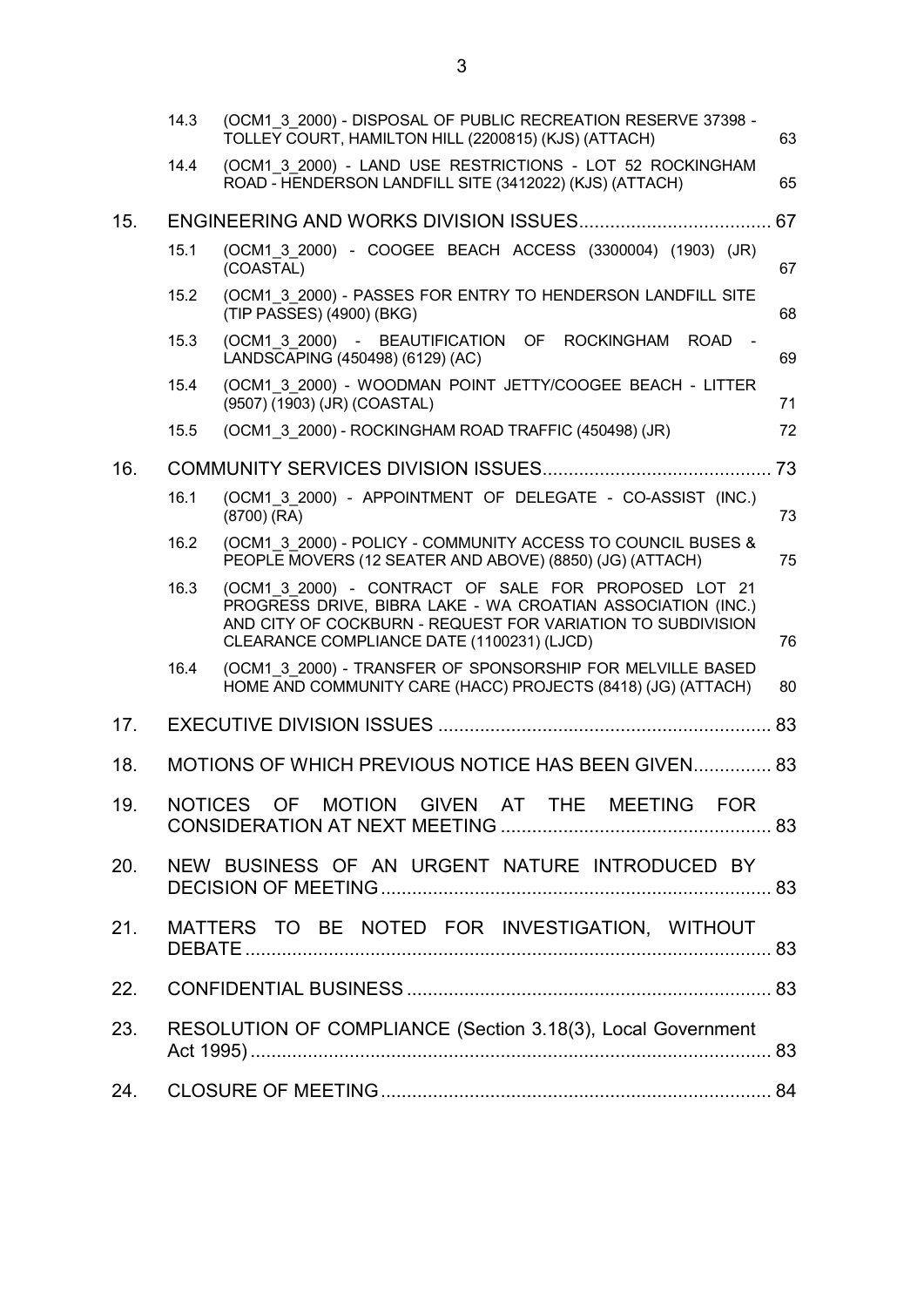| | | | |
|---|---|---|---|
| | 14.3 | (OCM1_3_2000) - DISPOSAL OF PUBLIC RECREATION RESERVE 37398 - TOLLEY COURT, HAMILTON HILL (2200815) (KJS) (ATTACH) | 63 |
| | 14.4 | (OCM1_3_2000) - LAND USE RESTRICTIONS - LOT 52 ROCKINGHAM ROAD - HENDERSON LANDFILL SITE (3412022) (KJS) (ATTACH) | 65 |
| 15. | ENGINEERING AND WORKS DIVISION ISSUES | | 67 |
| | 15.1 | (OCM1_3_2000) - COOGEE BEACH ACCESS (3300004) (1903) (JR) (COASTAL) | 67 |
| | 15.2 | (OCM1_3_2000) - PASSES FOR ENTRY TO HENDERSON LANDFILL SITE (TIP PASSES) (4900) (BKG) | 68 |
| | 15.3 | (OCM1_3_2000) - BEAUTIFICATION OF ROCKINGHAM ROAD - LANDSCAPING (450498) (6129) (AC) | 69 |
| | 15.4 | (OCM1_3_2000) - WOODMAN POINT JETTY/COOGEE BEACH - LITTER (9507) (1903) (JR) (COASTAL) | 71 |
| | 15.5 | (OCM1_3_2000) - ROCKINGHAM ROAD TRAFFIC (450498) (JR) | 72 |
| 16. | COMMUNITY SERVICES DIVISION ISSUES | | 73 |
| | 16.1 | (OCM1_3_2000) - APPOINTMENT OF DELEGATE - CO-ASSIST (INC.) (8700) (RA) | 73 |
| | 16.2 | (OCM1_3_2000) - POLICY - COMMUNITY ACCESS TO COUNCIL BUSES & PEOPLE MOVERS (12 SEATER AND ABOVE) (8850) (JG) (ATTACH) | 75 |
| | 16.3 | (OCM1_3_2000) - CONTRACT OF SALE FOR PROPOSED LOT 21 PROGRESS DRIVE, BIBRA LAKE - WA CROATIAN ASSOCIATION (INC.) AND CITY OF COCKBURN - REQUEST FOR VARIATION TO SUBDIVISION CLEARANCE COMPLIANCE DATE (1100231) (LJCD) | 76 |
| | 16.4 | (OCM1_3_2000) - TRANSFER OF SPONSORSHIP FOR MELVILLE BASED HOME AND COMMUNITY CARE (HACC) PROJECTS (8418) (JG) (ATTACH) | 80 |
| 17. | EXECUTIVE DIVISION ISSUES | | 83 |
| 18. | MOTIONS OF WHICH PREVIOUS NOTICE HAS BEEN GIVEN | | 83 |
| 19. | NOTICES OF MOTION GIVEN AT THE MEETING FOR CONSIDERATION AT NEXT MEETING | | 83 |
| 20. | NEW BUSINESS OF AN URGENT NATURE INTRODUCED BY DECISION OF MEETING | | 83 |
| 21. | MATTERS TO BE NOTED FOR INVESTIGATION, WITHOUT DEBATE | | 83 |
| 22. | CONFIDENTIAL BUSINESS | | 83 |
| 23. | RESOLUTION OF COMPLIANCE (Section 3.18(3), Local Government Act 1995) | | 83 |
| 24. | CLOSURE OF MEETING | | 84 |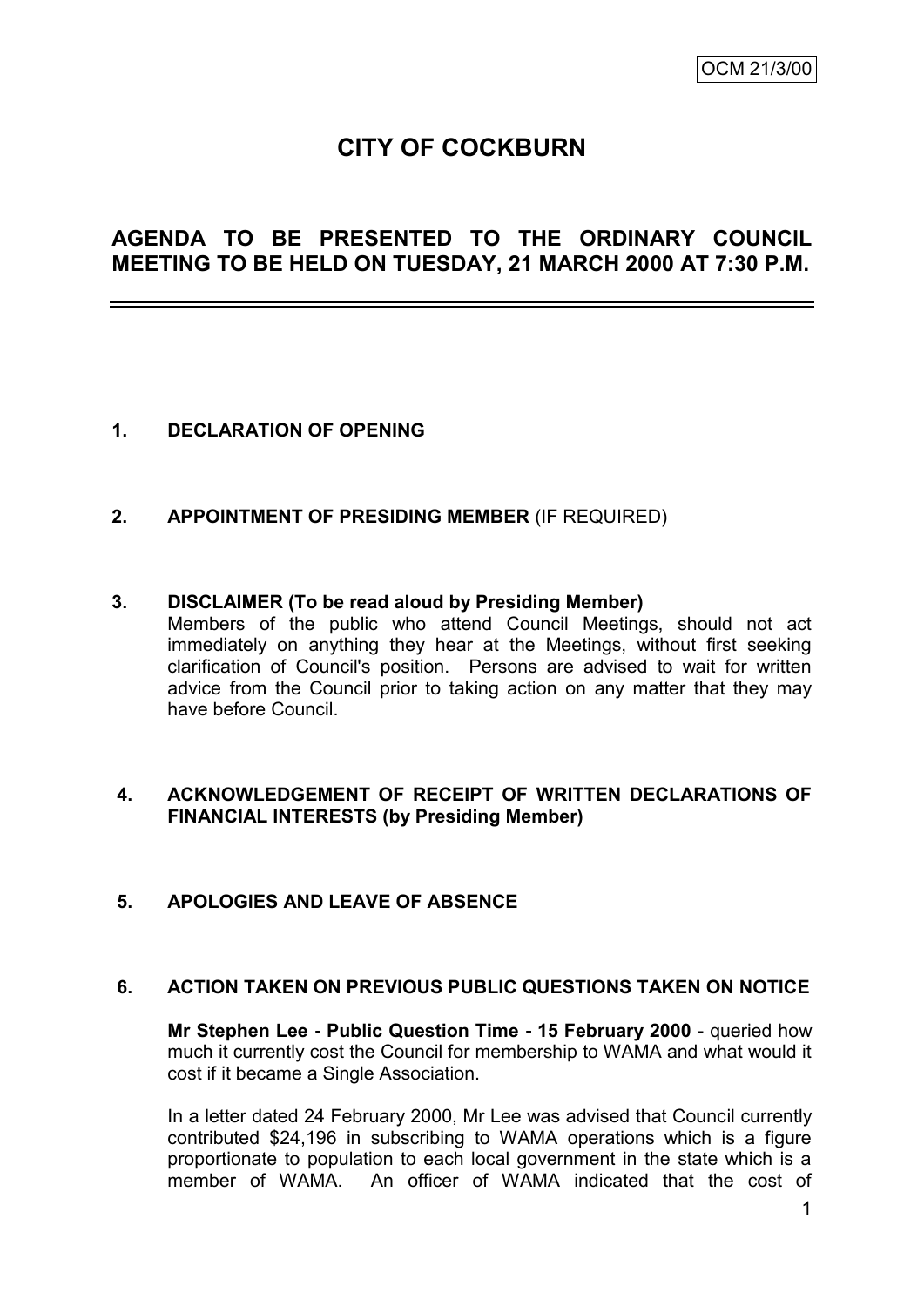OCM 21/3/00

# CITY OF COCKBURN

## AGENDA TO BE PRESENTED TO THE ORDINARY COUNCIL MEETING TO BE HELD ON TUESDAY, 21 MARCH 2000 AT 7:30 P.M.

**1. DECLARATION OF OPENING**

**2. APPOINTMENT OF PRESIDING MEMBER** (IF REQUIRED)

**3. DISCLAIMER (To be read aloud by Presiding Member)**

Members of the public who attend Council Meetings, should not act immediately on anything they hear at the Meetings, without first seeking clarification of Council's position. Persons are advised to wait for written advice from the Council prior to taking action on any matter that they may have before Council.

**4. ACKNOWLEDGEMENT OF RECEIPT OF WRITTEN DECLARATIONS OF FINANCIAL INTERESTS (by Presiding Member)**

**5. APOLOGIES AND LEAVE OF ABSENCE**

**6. ACTION TAKEN ON PREVIOUS PUBLIC QUESTIONS TAKEN ON NOTICE**

**Mr Stephen Lee - Public Question Time - 15 February 2000** - queried how much it currently cost the Council for membership to WAMA and what would it cost if it became a Single Association.

In a letter dated 24 February 2000, Mr Lee was advised that Council currently contributed $24,196 in subscribing to WAMA operations which is a figure proportionate to population to each local government in the state which is a member of WAMA. An officer of WAMA indicated that the cost of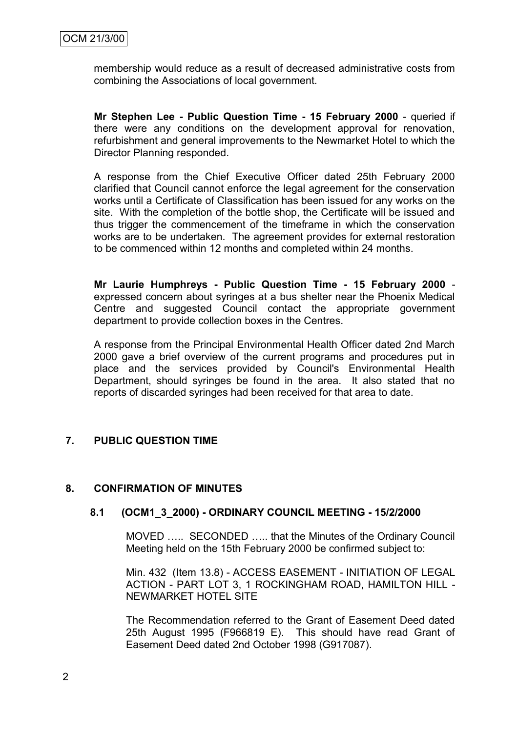membership would reduce as a result of decreased administrative costs from combining the Associations of local government.

**Mr Stephen Lee - Public Question Time - 15 February 2000** - queried if there were any conditions on the development approval for renovation, refurbishment and general improvements to the Newmarket Hotel to which the Director Planning responded.

A response from the Chief Executive Officer dated 25th February 2000 clarified that Council cannot enforce the legal agreement for the conservation works until a Certificate of Classification has been issued for any works on the site. With the completion of the bottle shop, the Certificate will be issued and thus trigger the commencement of the timeframe in which the conservation works are to be undertaken. The agreement provides for external restoration to be commenced within 12 months and completed within 24 months.

**Mr Laurie Humphreys - Public Question Time - 15 February 2000** - expressed concern about syringes at a bus shelter near the Phoenix Medical Centre and suggested Council contact the appropriate government department to provide collection boxes in the Centres.

A response from the Principal Environmental Health Officer dated 2nd March 2000 gave a brief overview of the current programs and procedures put in place and the services provided by Council's Environmental Health Department, should syringes be found in the area. It also stated that no reports of discarded syringes had been received for that area to date.

## 7. PUBLIC QUESTION TIME

## 8. CONFIRMATION OF MINUTES

### 8.1 (OCM1_3_2000) - ORDINARY COUNCIL MEETING - 15/2/2000

MOVED ….. SECONDED ….. that the Minutes of the Ordinary Council Meeting held on the 15th February 2000 be confirmed subject to:

Min. 432 (Item 13.8) - ACCESS EASEMENT - INITIATION OF LEGAL ACTION - PART LOT 3, 1 ROCKINGHAM ROAD, HAMILTON HILL - NEWMARKET HOTEL SITE

The Recommendation referred to the Grant of Easement Deed dated 25th August 1995 (F966819 E). This should have read Grant of Easement Deed dated 2nd October 1998 (G917087).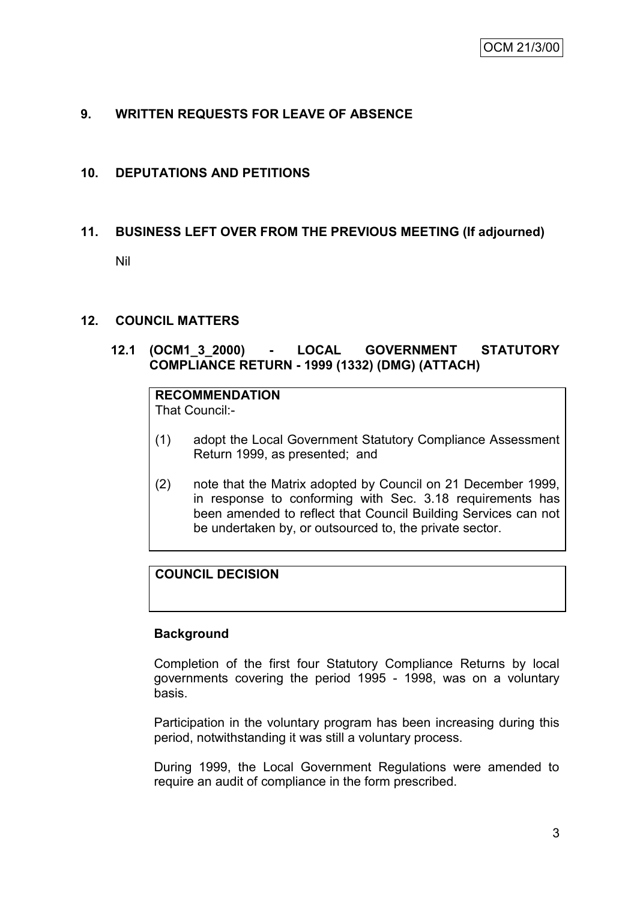## 9. WRITTEN REQUESTS FOR LEAVE OF ABSENCE

## 10. DEPUTATIONS AND PETITIONS

## 11. BUSINESS LEFT OVER FROM THE PREVIOUS MEETING (If adjourned)

Nil

## 12. COUNCIL MATTERS

### 12.1 (OCM1_3_2000) - LOCAL GOVERNMENT STATUTORY COMPLIANCE RETURN - 1999 (1332) (DMG) (ATTACH)

**RECOMMENDATION**

That Council:-

(1) adopt the Local Government Statutory Compliance Assessment Return 1999, as presented; and

(2) note that the Matrix adopted by Council on 21 December 1999, in response to conforming with Sec. 3.18 requirements has been amended to reflect that Council Building Services can not be undertaken by, or outsourced to, the private sector.

**COUNCIL DECISION**

**Background**

Completion of the first four Statutory Compliance Returns by local governments covering the period 1995 - 1998, was on a voluntary basis.

Participation in the voluntary program has been increasing during this period, notwithstanding it was still a voluntary process.

During 1999, the Local Government Regulations were amended to require an audit of compliance in the form prescribed.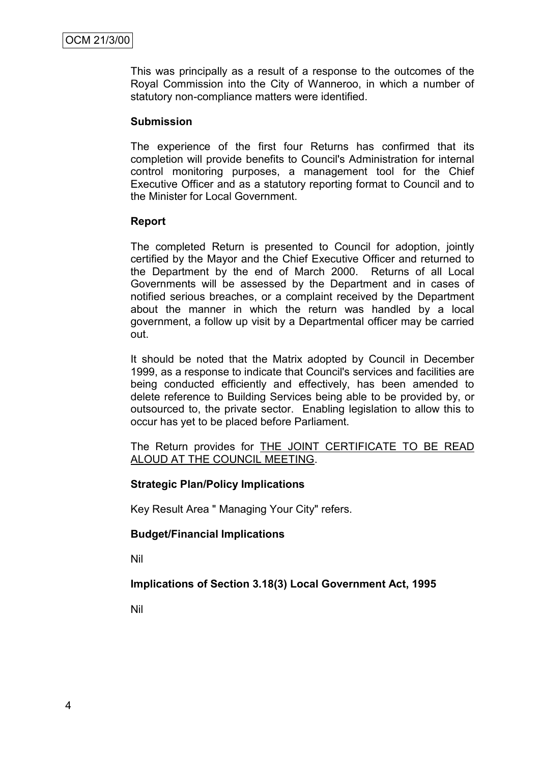This was principally as a result of a response to the outcomes of the Royal Commission into the City of Wanneroo, in which a number of statutory non-compliance matters were identified.

**Submission**

The experience of the first four Returns has confirmed that its completion will provide benefits to Council's Administration for internal control monitoring purposes, a management tool for the Chief Executive Officer and as a statutory reporting format to Council and to the Minister for Local Government.

**Report**

The completed Return is presented to Council for adoption, jointly certified by the Mayor and the Chief Executive Officer and returned to the Department by the end of March 2000. Returns of all Local Governments will be assessed by the Department and in cases of notified serious breaches, or a complaint received by the Department about the manner in which the return was handled by a local government, a follow up visit by a Departmental officer may be carried out.

It should be noted that the Matrix adopted by Council in December 1999, as a response to indicate that Council's services and facilities are being conducted efficiently and effectively, has been amended to delete reference to Building Services being able to be provided by, or outsourced to, the private sector. Enabling legislation to allow this to occur has yet to be placed before Parliament.

The Return provides for <u>THE JOINT CERTIFICATE TO BE READ ALOUD AT THE COUNCIL MEETING</u>.

**Strategic Plan/Policy Implications**

Key Result Area " Managing Your City" refers.

**Budget/Financial Implications**

Nil

**Implications of Section 3.18(3) Local Government Act, 1995**

Nil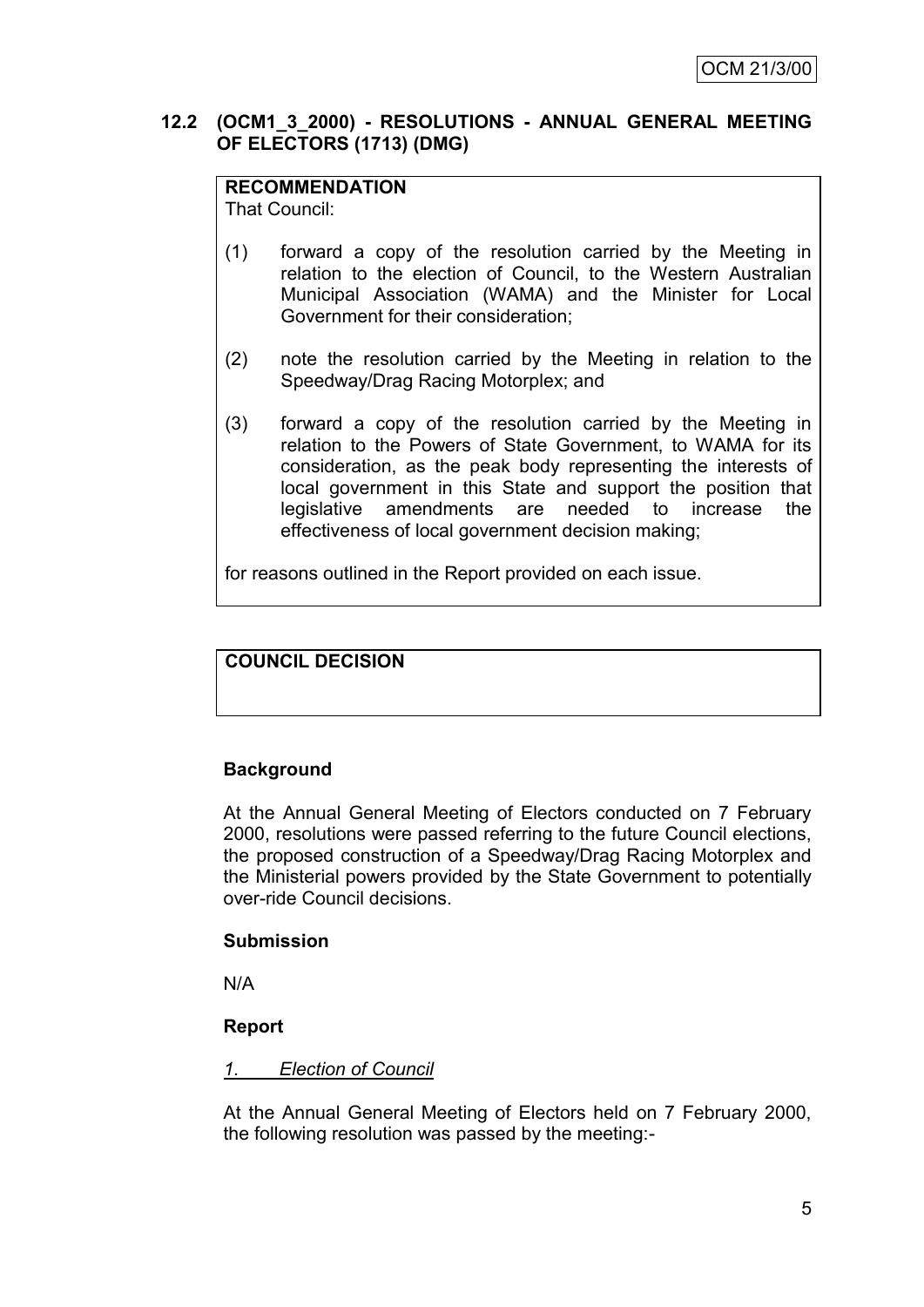## 12.2 (OCM1_3_2000) - RESOLUTIONS - ANNUAL GENERAL MEETING OF ELECTORS (1713) (DMG)

**RECOMMENDATION**

That Council:

(1) forward a copy of the resolution carried by the Meeting in relation to the election of Council, to the Western Australian Municipal Association (WAMA) and the Minister for Local Government for their consideration;

(2) note the resolution carried by the Meeting in relation to the Speedway/Drag Racing Motorplex; and

(3) forward a copy of the resolution carried by the Meeting in relation to the Powers of State Government, to WAMA for its consideration, as the peak body representing the interests of local government in this State and support the position that legislative amendments are needed to increase the effectiveness of local government decision making;

for reasons outlined in the Report provided on each issue.

**COUNCIL DECISION**

### Background

At the Annual General Meeting of Electors conducted on 7 February 2000, resolutions were passed referring to the future Council elections, the proposed construction of a Speedway/Drag Racing Motorplex and the Ministerial powers provided by the State Government to potentially over-ride Council decisions.

### Submission

N/A

### Report

*1. Election of Council*

At the Annual General Meeting of Electors held on 7 February 2000, the following resolution was passed by the meeting:-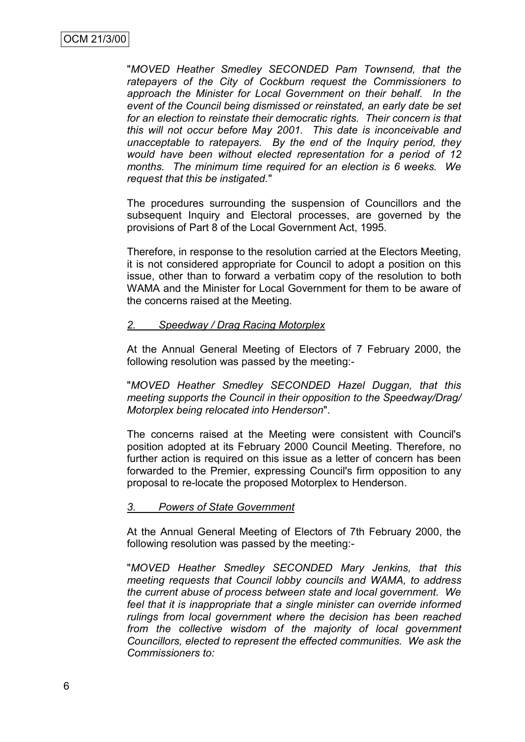"*MOVED Heather Smedley SECONDED Pam Townsend, that the ratepayers of the City of Cockburn request the Commissioners to approach the Minister for Local Government on their behalf. In the event of the Council being dismissed or reinstated, an early date be set for an election to reinstate their democratic rights. Their concern is that this will not occur before May 2001. This date is inconceivable and unacceptable to ratepayers. By the end of the Inquiry period, they would have been without elected representation for a period of 12 months. The minimum time required for an election is 6 weeks. We request that this be instigated.*"

The procedures surrounding the suspension of Councillors and the subsequent Inquiry and Electoral processes, are governed by the provisions of Part 8 of the Local Government Act, 1995.

Therefore, in response to the resolution carried at the Electors Meeting, it is not considered appropriate for Council to adopt a position on this issue, other than to forward a verbatim copy of the resolution to both WAMA and the Minister for Local Government for them to be aware of the concerns raised at the Meeting.

*2. Speedway / Drag Racing Motorplex*

At the Annual General Meeting of Electors of 7 February 2000, the following resolution was passed by the meeting:-

"*MOVED Heather Smedley SECONDED Hazel Duggan, that this meeting supports the Council in their opposition to the Speedway/Drag/ Motorplex being relocated into Henderson*".

The concerns raised at the Meeting were consistent with Council's position adopted at its February 2000 Council Meeting. Therefore, no further action is required on this issue as a letter of concern has been forwarded to the Premier, expressing Council's firm opposition to any proposal to re-locate the proposed Motorplex to Henderson.

*3. Powers of State Government*

At the Annual General Meeting of Electors of 7th February 2000, the following resolution was passed by the meeting:-

"*MOVED Heather Smedley SECONDED Mary Jenkins, that this meeting requests that Council lobby councils and WAMA, to address the current abuse of process between state and local government. We feel that it is inappropriate that a single minister can override informed rulings from local government where the decision has been reached from the collective wisdom of the majority of local government Councillors, elected to represent the effected communities. We ask the Commissioners to:*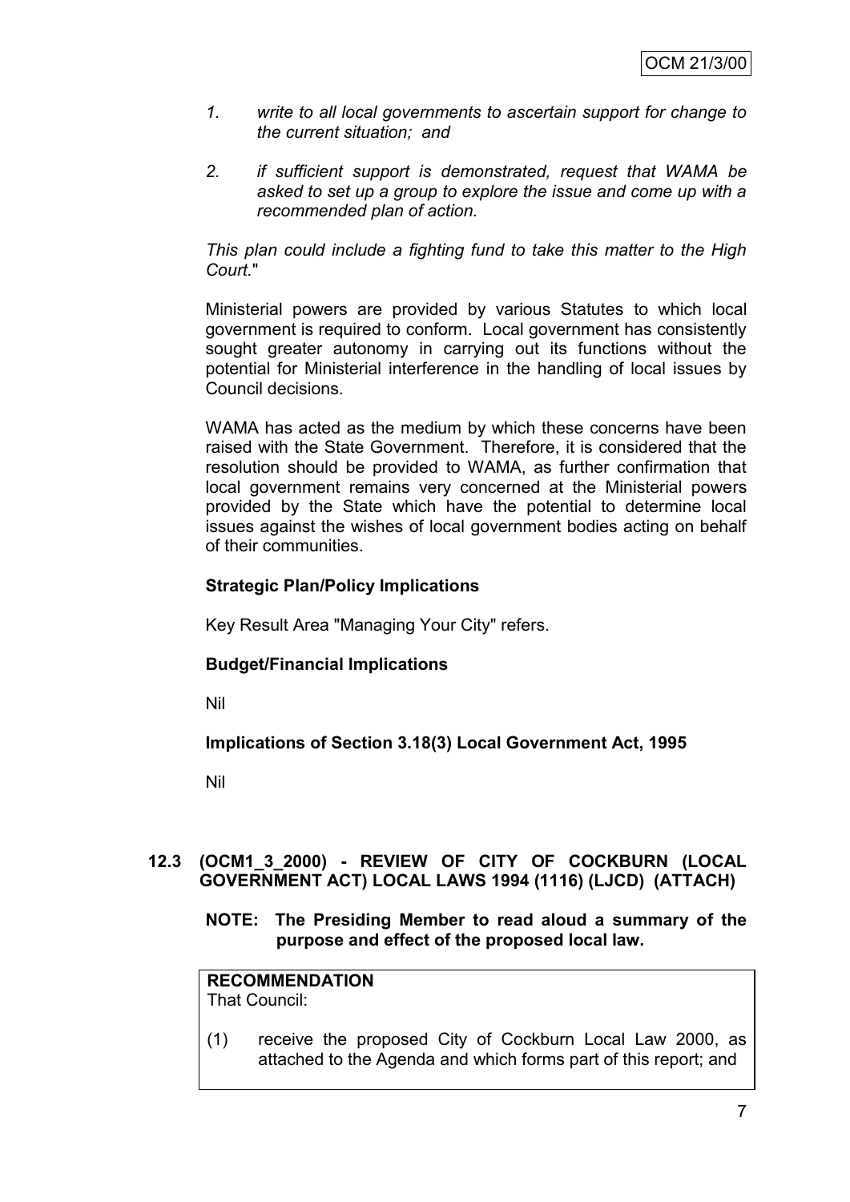*1. write to all local governments to ascertain support for change to the current situation; and*

*2. if sufficient support is demonstrated, request that WAMA be asked to set up a group to explore the issue and come up with a recommended plan of action.*

*This plan could include a fighting fund to take this matter to the High Court.*"

Ministerial powers are provided by various Statutes to which local government is required to conform. Local government has consistently sought greater autonomy in carrying out its functions without the potential for Ministerial interference in the handling of local issues by Council decisions.

WAMA has acted as the medium by which these concerns have been raised with the State Government. Therefore, it is considered that the resolution should be provided to WAMA, as further confirmation that local government remains very concerned at the Ministerial powers provided by the State which have the potential to determine local issues against the wishes of local government bodies acting on behalf of their communities.

**Strategic Plan/Policy Implications**

Key Result Area "Managing Your City" refers.

**Budget/Financial Implications**

Nil

**Implications of Section 3.18(3) Local Government Act, 1995**

Nil

## 12.3 (OCM1_3_2000) - REVIEW OF CITY OF COCKBURN (LOCAL GOVERNMENT ACT) LOCAL LAWS 1994 (1116) (LJCD) (ATTACH)

**NOTE: The Presiding Member to read aloud a summary of the purpose and effect of the proposed local law.**

**RECOMMENDATION**
That Council:

(1) receive the proposed City of Cockburn Local Law 2000, as attached to the Agenda and which forms part of this report; and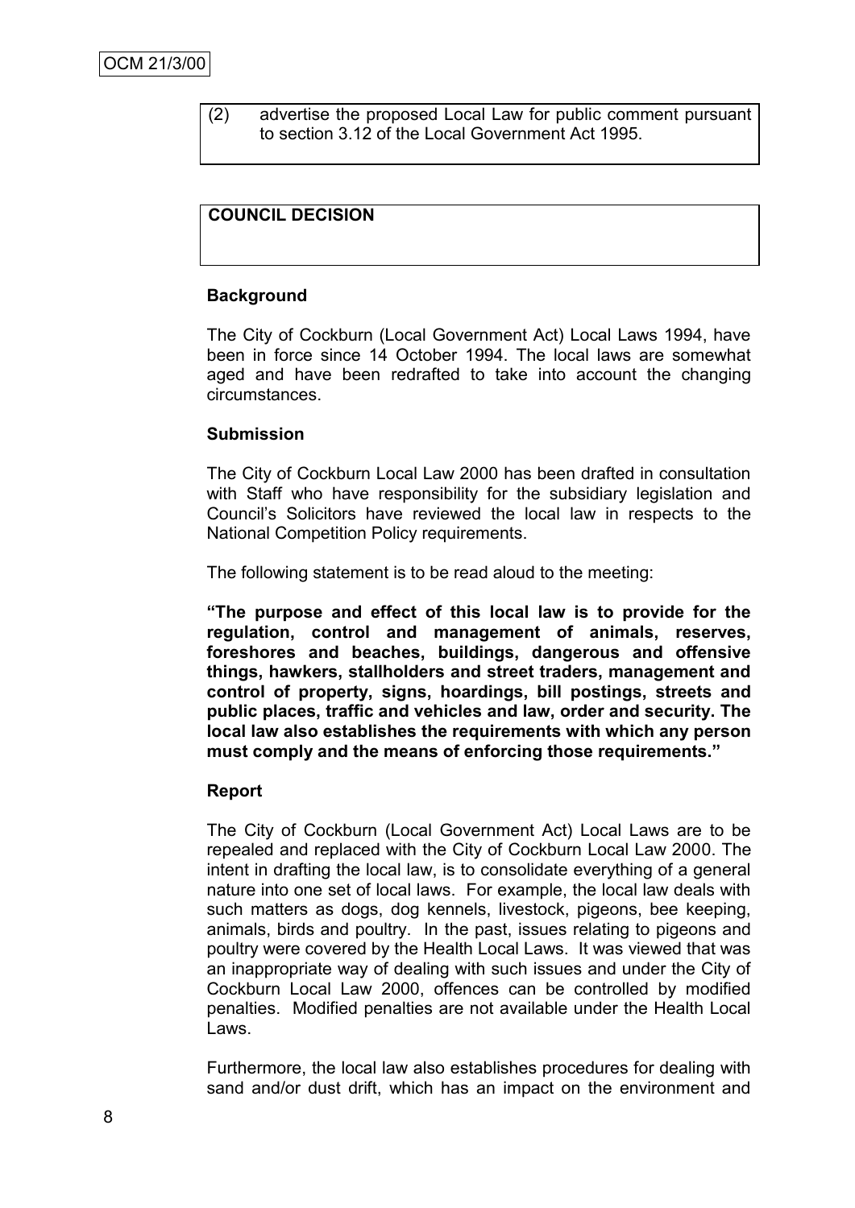(2) advertise the proposed Local Law for public comment pursuant to section 3.12 of the Local Government Act 1995.

**COUNCIL DECISION**

**Background**

The City of Cockburn (Local Government Act) Local Laws 1994, have been in force since 14 October 1994. The local laws are somewhat aged and have been redrafted to take into account the changing circumstances.

**Submission**

The City of Cockburn Local Law 2000 has been drafted in consultation with Staff who have responsibility for the subsidiary legislation and Council's Solicitors have reviewed the local law in respects to the National Competition Policy requirements.

The following statement is to be read aloud to the meeting:

**"The purpose and effect of this local law is to provide for the regulation, control and management of animals, reserves, foreshores and beaches, buildings, dangerous and offensive things, hawkers, stallholders and street traders, management and control of property, signs, hoardings, bill postings, streets and public places, traffic and vehicles and law, order and security. The local law also establishes the requirements with which any person must comply and the means of enforcing those requirements."**

**Report**

The City of Cockburn (Local Government Act) Local Laws are to be repealed and replaced with the City of Cockburn Local Law 2000. The intent in drafting the local law, is to consolidate everything of a general nature into one set of local laws. For example, the local law deals with such matters as dogs, dog kennels, livestock, pigeons, bee keeping, animals, birds and poultry. In the past, issues relating to pigeons and poultry were covered by the Health Local Laws. It was viewed that was an inappropriate way of dealing with such issues and under the City of Cockburn Local Law 2000, offences can be controlled by modified penalties. Modified penalties are not available under the Health Local Laws.

Furthermore, the local law also establishes procedures for dealing with sand and/or dust drift, which has an impact on the environment and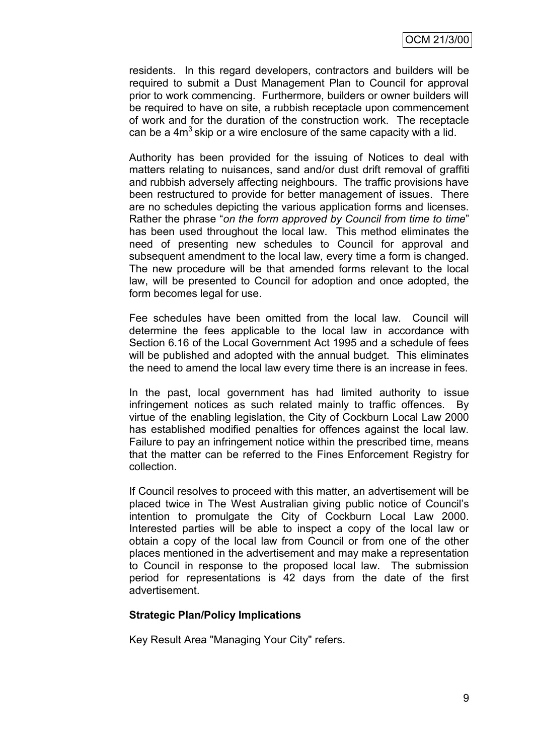residents. In this regard developers, contractors and builders will be required to submit a Dust Management Plan to Council for approval prior to work commencing. Furthermore, builders or owner builders will be required to have on site, a rubbish receptacle upon commencement of work and for the duration of the construction work. The receptacle can be a $4m^3$ skip or a wire enclosure of the same capacity with a lid.

Authority has been provided for the issuing of Notices to deal with matters relating to nuisances, sand and/or dust drift removal of graffiti and rubbish adversely affecting neighbours. The traffic provisions have been restructured to provide for better management of issues. There are no schedules depicting the various application forms and licenses. Rather the phrase "*on the form approved by Council from time to time*" has been used throughout the local law. This method eliminates the need of presenting new schedules to Council for approval and subsequent amendment to the local law, every time a form is changed. The new procedure will be that amended forms relevant to the local law, will be presented to Council for adoption and once adopted, the form becomes legal for use.

Fee schedules have been omitted from the local law. Council will determine the fees applicable to the local law in accordance with Section 6.16 of the Local Government Act 1995 and a schedule of fees will be published and adopted with the annual budget. This eliminates the need to amend the local law every time there is an increase in fees.

In the past, local government has had limited authority to issue infringement notices as such related mainly to traffic offences. By virtue of the enabling legislation, the City of Cockburn Local Law 2000 has established modified penalties for offences against the local law. Failure to pay an infringement notice within the prescribed time, means that the matter can be referred to the Fines Enforcement Registry for collection.

If Council resolves to proceed with this matter, an advertisement will be placed twice in The West Australian giving public notice of Council's intention to promulgate the City of Cockburn Local Law 2000. Interested parties will be able to inspect a copy of the local law or obtain a copy of the local law from Council or from one of the other places mentioned in the advertisement and may make a representation to Council in response to the proposed local law. The submission period for representations is 42 days from the date of the first advertisement.

**Strategic Plan/Policy Implications**

Key Result Area "Managing Your City" refers.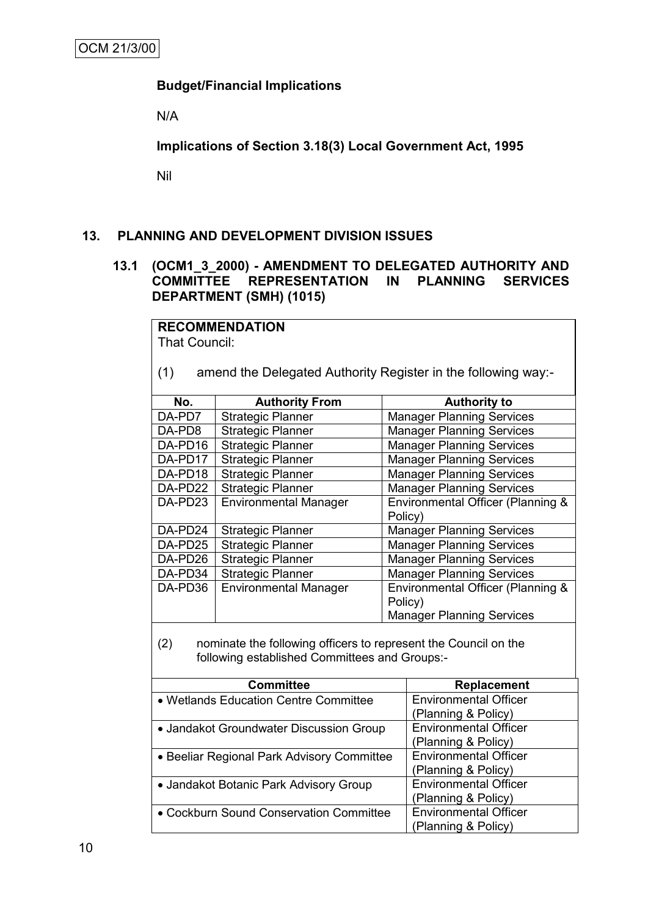**Budget/Financial Implications**

N/A

**Implications of Section 3.18(3) Local Government Act, 1995**

Nil

## 13. PLANNING AND DEVELOPMENT DIVISION ISSUES

### 13.1 (OCM1_3_2000) - AMENDMENT TO DELEGATED AUTHORITY AND COMMITTEE REPRESENTATION IN PLANNING SERVICES DEPARTMENT (SMH) (1015)

**RECOMMENDATION**
That Council:

(1) amend the Delegated Authority Register in the following way:-

| No. | Authority From | Authority to |
|---|---|---|
| DA-PD7 | Strategic Planner | Manager Planning Services |
| DA-PD8 | Strategic Planner | Manager Planning Services |
| DA-PD16 | Strategic Planner | Manager Planning Services |
| DA-PD17 | Strategic Planner | Manager Planning Services |
| DA-PD18 | Strategic Planner | Manager Planning Services |
| DA-PD22 | Strategic Planner | Manager Planning Services |
| DA-PD23 | Environmental Manager | Environmental Officer (Planning & Policy) |
| DA-PD24 | Strategic Planner | Manager Planning Services |
| DA-PD25 | Strategic Planner | Manager Planning Services |
| DA-PD26 | Strategic Planner | Manager Planning Services |
| DA-PD34 | Strategic Planner | Manager Planning Services |
| DA-PD36 | Environmental Manager | Environmental Officer (Planning & Policy)<br>Manager Planning Services |

(2) nominate the following officers to represent the Council on the following established Committees and Groups:-

| Committee | Replacement |
|---|---|
| • Wetlands Education Centre Committee | Environmental Officer (Planning & Policy) |
| • Jandakot Groundwater Discussion Group | Environmental Officer (Planning & Policy) |
| • Beeliar Regional Park Advisory Committee | Environmental Officer (Planning & Policy) |
| • Jandakot Botanic Park Advisory Group | Environmental Officer (Planning & Policy) |
| • Cockburn Sound Conservation Committee | Environmental Officer (Planning & Policy) |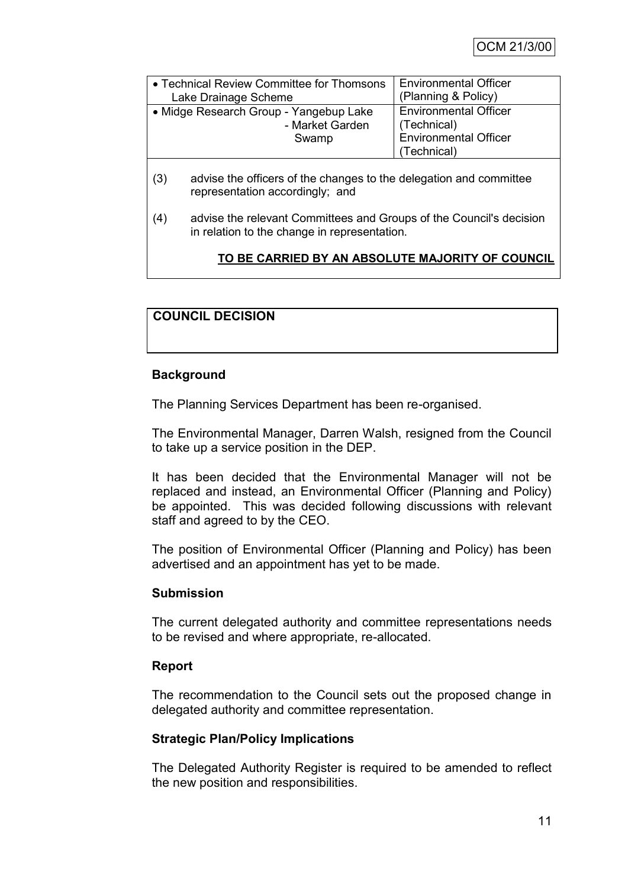| | |
|---|---|
| • Technical Review Committee for Thomsons Lake Drainage Scheme | Environmental Officer (Planning & Policy) |
| • Midge Research Group - Yangebup Lake<br>- Market Garden Swamp | Environmental Officer (Technical)<br>Environmental Officer (Technical) |

(3) advise the officers of the changes to the delegation and committee representation accordingly; and

(4) advise the relevant Committees and Groups of the Council's decision in relation to the change in representation.

**TO BE CARRIED BY AN ABSOLUTE MAJORITY OF COUNCIL**

**COUNCIL DECISION**

**Background**

The Planning Services Department has been re-organised.

The Environmental Manager, Darren Walsh, resigned from the Council to take up a service position in the DEP.

It has been decided that the Environmental Manager will not be replaced and instead, an Environmental Officer (Planning and Policy) be appointed. This was decided following discussions with relevant staff and agreed to by the CEO.

The position of Environmental Officer (Planning and Policy) has been advertised and an appointment has yet to be made.

**Submission**

The current delegated authority and committee representations needs to be revised and where appropriate, re-allocated.

**Report**

The recommendation to the Council sets out the proposed change in delegated authority and committee representation.

**Strategic Plan/Policy Implications**

The Delegated Authority Register is required to be amended to reflect the new position and responsibilities.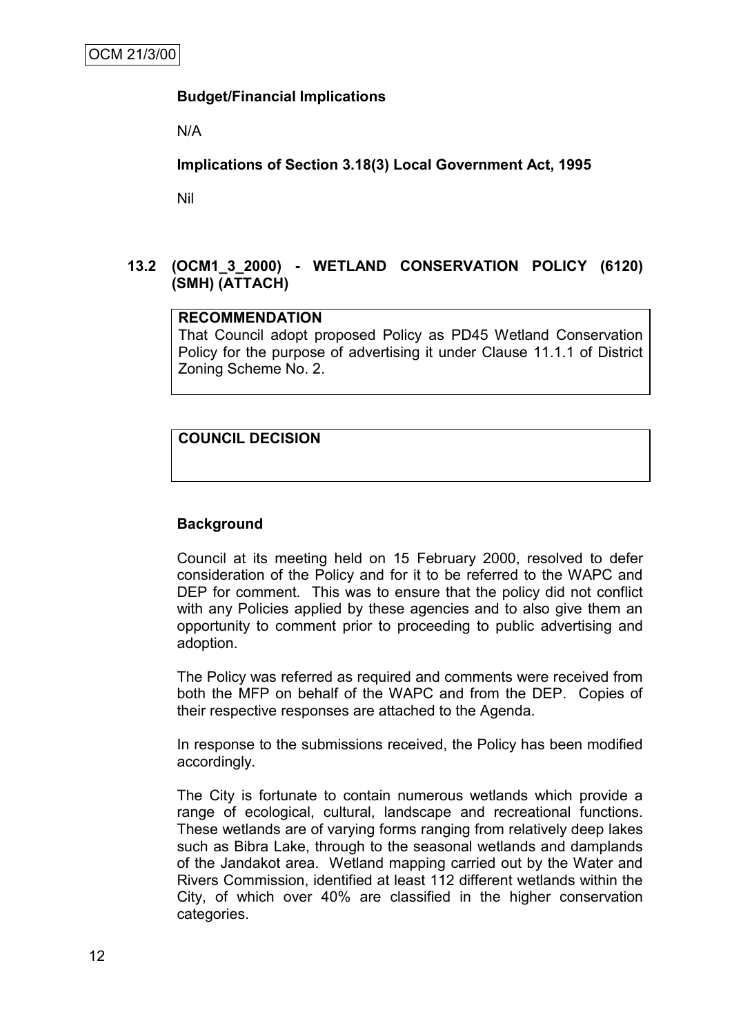**Budget/Financial Implications**

N/A

**Implications of Section 3.18(3) Local Government Act, 1995**

Nil

### 13.2 (OCM1_3_2000) - WETLAND CONSERVATION POLICY (6120) (SMH) (ATTACH)

| **RECOMMENDATION** |
|---|
| That Council adopt proposed Policy as PD45 Wetland Conservation Policy for the purpose of advertising it under Clause 11.1.1 of District Zoning Scheme No. 2. |

| **COUNCIL DECISION** |
|---|
| |

**Background**

Council at its meeting held on 15 February 2000, resolved to defer consideration of the Policy and for it to be referred to the WAPC and DEP for comment. This was to ensure that the policy did not conflict with any Policies applied by these agencies and to also give them an opportunity to comment prior to proceeding to public advertising and adoption.

The Policy was referred as required and comments were received from both the MFP on behalf of the WAPC and from the DEP. Copies of their respective responses are attached to the Agenda.

In response to the submissions received, the Policy has been modified accordingly.

The City is fortunate to contain numerous wetlands which provide a range of ecological, cultural, landscape and recreational functions. These wetlands are of varying forms ranging from relatively deep lakes such as Bibra Lake, through to the seasonal wetlands and damplands of the Jandakot area. Wetland mapping carried out by the Water and Rivers Commission, identified at least 112 different wetlands within the City, of which over 40% are classified in the higher conservation categories.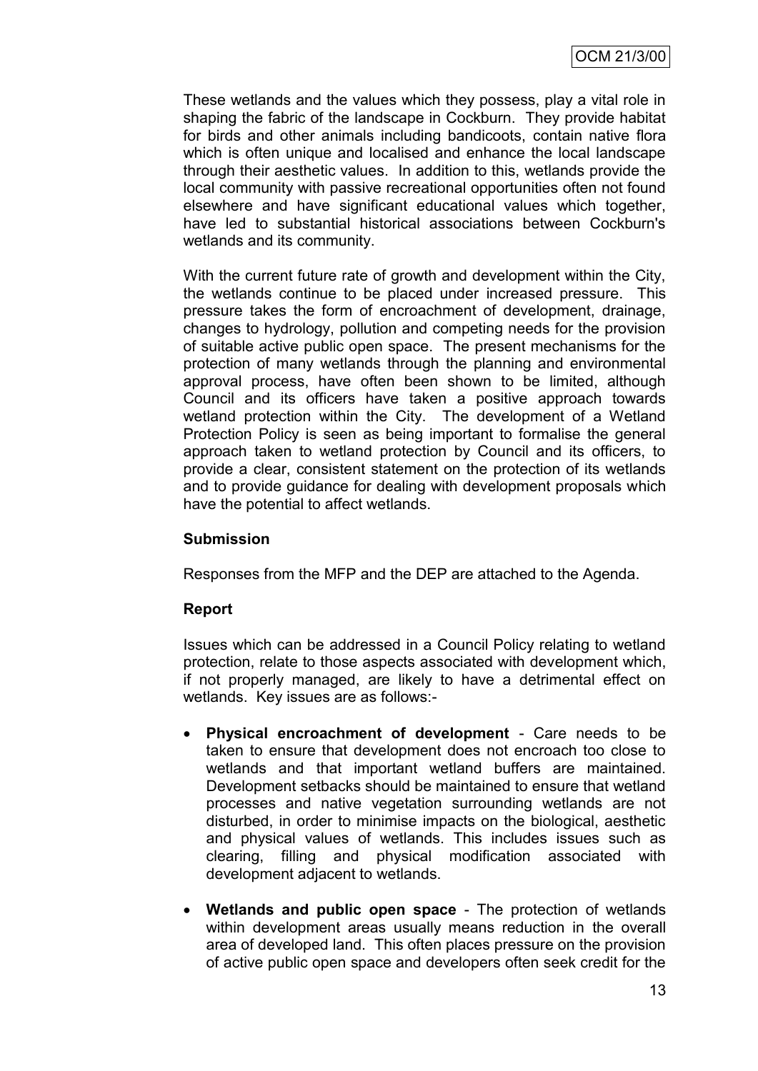These wetlands and the values which they possess, play a vital role in shaping the fabric of the landscape in Cockburn. They provide habitat for birds and other animals including bandicoots, contain native flora which is often unique and localised and enhance the local landscape through their aesthetic values. In addition to this, wetlands provide the local community with passive recreational opportunities often not found elsewhere and have significant educational values which together, have led to substantial historical associations between Cockburn's wetlands and its community.

With the current future rate of growth and development within the City, the wetlands continue to be placed under increased pressure. This pressure takes the form of encroachment of development, drainage, changes to hydrology, pollution and competing needs for the provision of suitable active public open space. The present mechanisms for the protection of many wetlands through the planning and environmental approval process, have often been shown to be limited, although Council and its officers have taken a positive approach towards wetland protection within the City. The development of a Wetland Protection Policy is seen as being important to formalise the general approach taken to wetland protection by Council and its officers, to provide a clear, consistent statement on the protection of its wetlands and to provide guidance for dealing with development proposals which have the potential to affect wetlands.

**Submission**

Responses from the MFP and the DEP are attached to the Agenda.

**Report**

Issues which can be addressed in a Council Policy relating to wetland protection, relate to those aspects associated with development which, if not properly managed, are likely to have a detrimental effect on wetlands. Key issues are as follows:-

- **Physical encroachment of development** - Care needs to be taken to ensure that development does not encroach too close to wetlands and that important wetland buffers are maintained. Development setbacks should be maintained to ensure that wetland processes and native vegetation surrounding wetlands are not disturbed, in order to minimise impacts on the biological, aesthetic and physical values of wetlands. This includes issues such as clearing, filling and physical modification associated with development adjacent to wetlands.

- **Wetlands and public open space** - The protection of wetlands within development areas usually means reduction in the overall area of developed land. This often places pressure on the provision of active public open space and developers often seek credit for the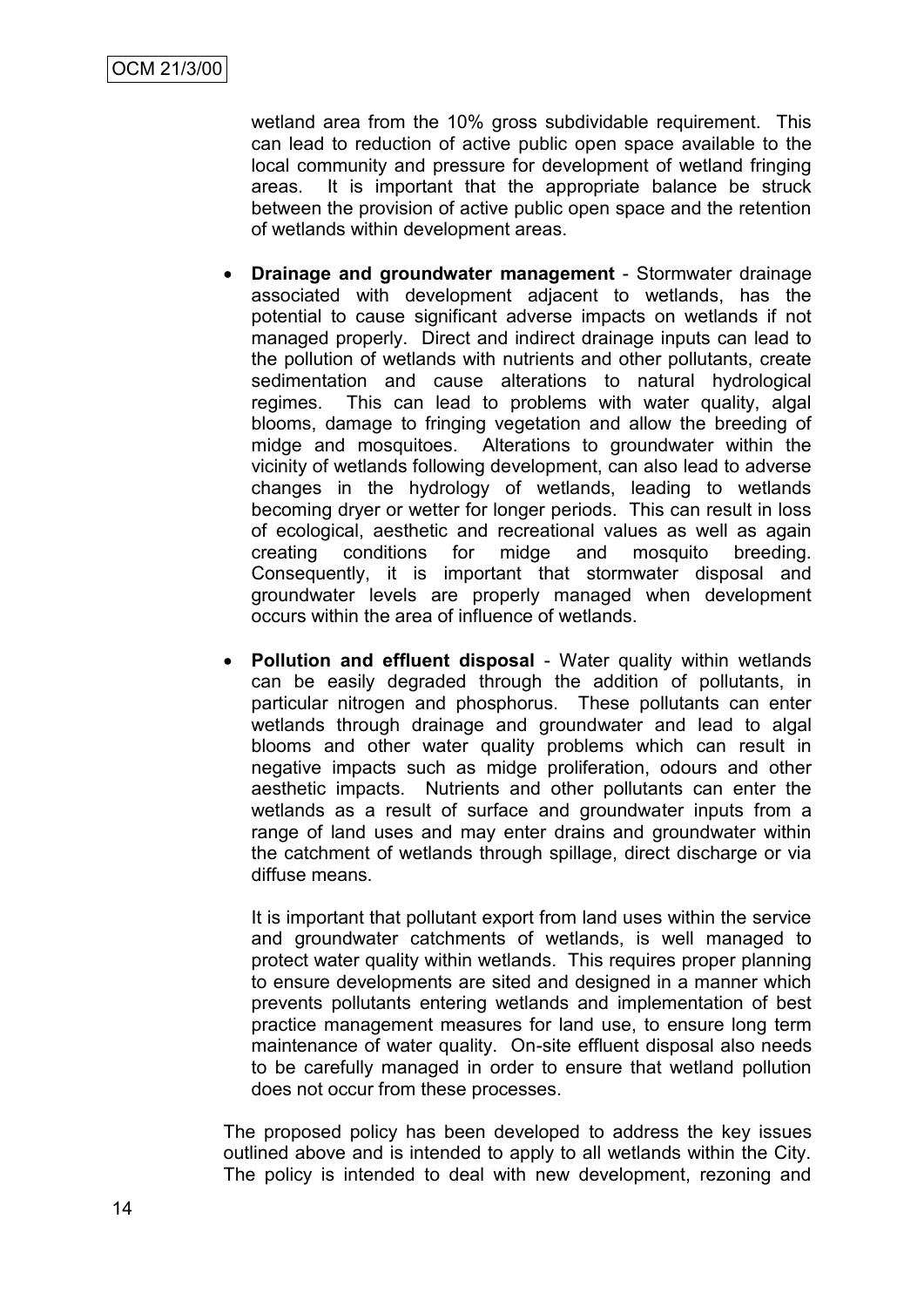wetland area from the 10% gross subdividable requirement. This can lead to reduction of active public open space available to the local community and pressure for development of wetland fringing areas. It is important that the appropriate balance be struck between the provision of active public open space and the retention of wetlands within development areas.

- **Drainage and groundwater management** - Stormwater drainage associated with development adjacent to wetlands, has the potential to cause significant adverse impacts on wetlands if not managed properly. Direct and indirect drainage inputs can lead to the pollution of wetlands with nutrients and other pollutants, create sedimentation and cause alterations to natural hydrological regimes. This can lead to problems with water quality, algal blooms, damage to fringing vegetation and allow the breeding of midge and mosquitoes. Alterations to groundwater within the vicinity of wetlands following development, can also lead to adverse changes in the hydrology of wetlands, leading to wetlands becoming dryer or wetter for longer periods. This can result in loss of ecological, aesthetic and recreational values as well as again creating conditions for midge and mosquito breeding. Consequently, it is important that stormwater disposal and groundwater levels are properly managed when development occurs within the area of influence of wetlands.

- **Pollution and effluent disposal** - Water quality within wetlands can be easily degraded through the addition of pollutants, in particular nitrogen and phosphorus. These pollutants can enter wetlands through drainage and groundwater and lead to algal blooms and other water quality problems which can result in negative impacts such as midge proliferation, odours and other aesthetic impacts. Nutrients and other pollutants can enter the wetlands as a result of surface and groundwater inputs from a range of land uses and may enter drains and groundwater within the catchment of wetlands through spillage, direct discharge or via diffuse means.

  It is important that pollutant export from land uses within the service and groundwater catchments of wetlands, is well managed to protect water quality within wetlands. This requires proper planning to ensure developments are sited and designed in a manner which prevents pollutants entering wetlands and implementation of best practice management measures for land use, to ensure long term maintenance of water quality. On-site effluent disposal also needs to be carefully managed in order to ensure that wetland pollution does not occur from these processes.

The proposed policy has been developed to address the key issues outlined above and is intended to apply to all wetlands within the City. The policy is intended to deal with new development, rezoning and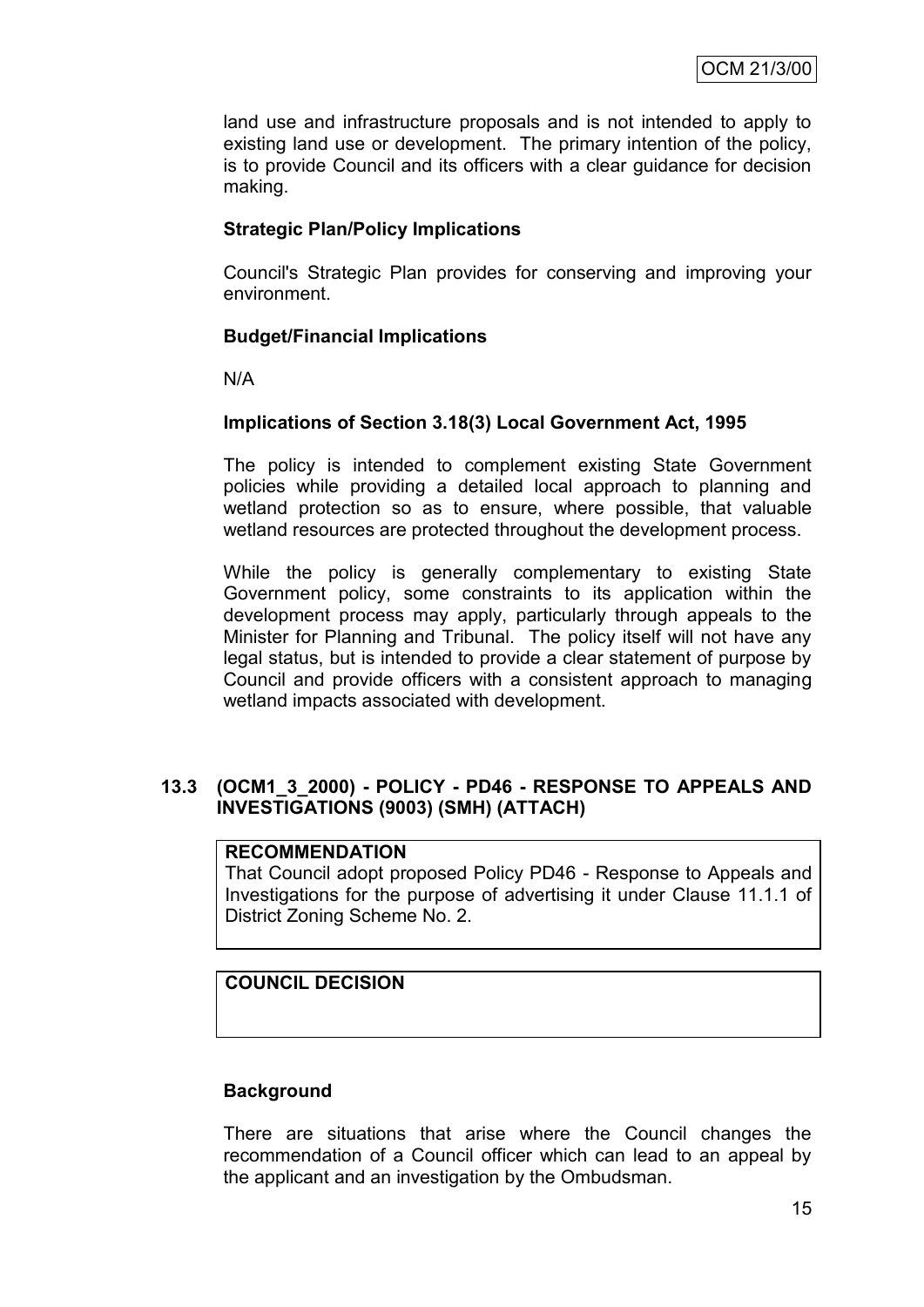land use and infrastructure proposals and is not intended to apply to existing land use or development. The primary intention of the policy, is to provide Council and its officers with a clear guidance for decision making.

**Strategic Plan/Policy Implications**

Council's Strategic Plan provides for conserving and improving your environment.

**Budget/Financial Implications**

N/A

**Implications of Section 3.18(3) Local Government Act, 1995**

The policy is intended to complement existing State Government policies while providing a detailed local approach to planning and wetland protection so as to ensure, where possible, that valuable wetland resources are protected throughout the development process.

While the policy is generally complementary to existing State Government policy, some constraints to its application within the development process may apply, particularly through appeals to the Minister for Planning and Tribunal. The policy itself will not have any legal status, but is intended to provide a clear statement of purpose by Council and provide officers with a consistent approach to managing wetland impacts associated with development.

## 13.3 (OCM1_3_2000) - POLICY - PD46 - RESPONSE TO APPEALS AND INVESTIGATIONS (9003) (SMH) (ATTACH)

**RECOMMENDATION**

That Council adopt proposed Policy PD46 - Response to Appeals and Investigations for the purpose of advertising it under Clause 11.1.1 of District Zoning Scheme No. 2.

**COUNCIL DECISION**

**Background**

There are situations that arise where the Council changes the recommendation of a Council officer which can lead to an appeal by the applicant and an investigation by the Ombudsman.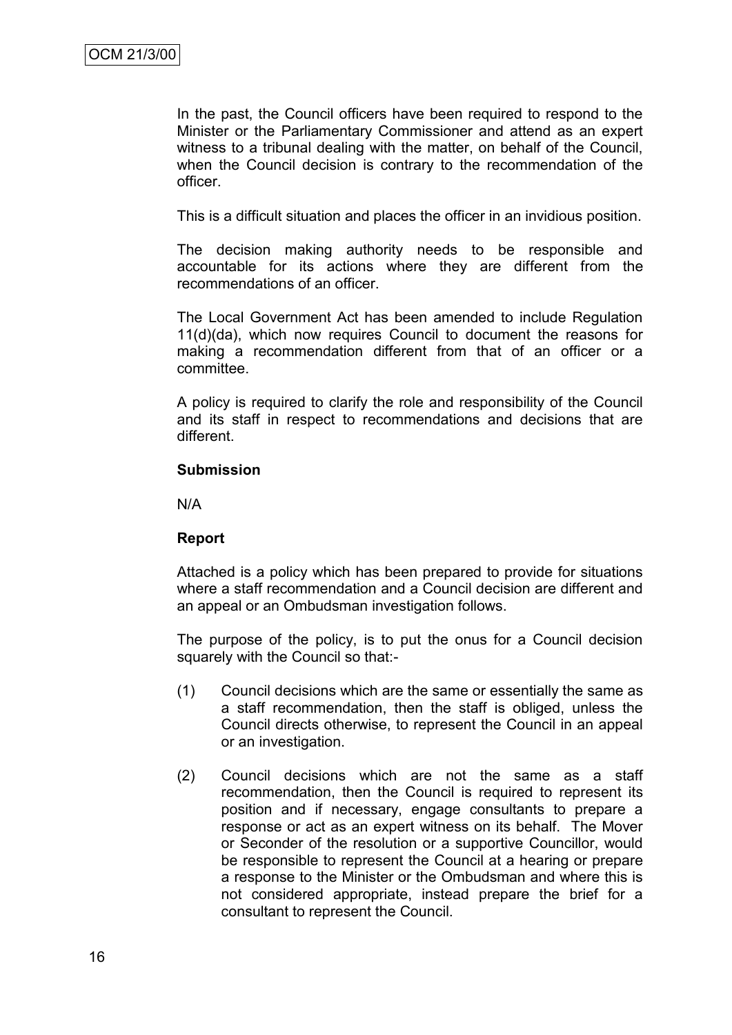In the past, the Council officers have been required to respond to the Minister or the Parliamentary Commissioner and attend as an expert witness to a tribunal dealing with the matter, on behalf of the Council, when the Council decision is contrary to the recommendation of the officer.

This is a difficult situation and places the officer in an invidious position.

The decision making authority needs to be responsible and accountable for its actions where they are different from the recommendations of an officer.

The Local Government Act has been amended to include Regulation 11(d)(da), which now requires Council to document the reasons for making a recommendation different from that of an officer or a committee.

A policy is required to clarify the role and responsibility of the Council and its staff in respect to recommendations and decisions that are different.

**Submission**

N/A

**Report**

Attached is a policy which has been prepared to provide for situations where a staff recommendation and a Council decision are different and an appeal or an Ombudsman investigation follows.

The purpose of the policy, is to put the onus for a Council decision squarely with the Council so that:-

(1) Council decisions which are the same or essentially the same as a staff recommendation, then the staff is obliged, unless the Council directs otherwise, to represent the Council in an appeal or an investigation.

(2) Council decisions which are not the same as a staff recommendation, then the Council is required to represent its position and if necessary, engage consultants to prepare a response or act as an expert witness on its behalf. The Mover or Seconder of the resolution or a supportive Councillor, would be responsible to represent the Council at a hearing or prepare a response to the Minister or the Ombudsman and where this is not considered appropriate, instead prepare the brief for a consultant to represent the Council.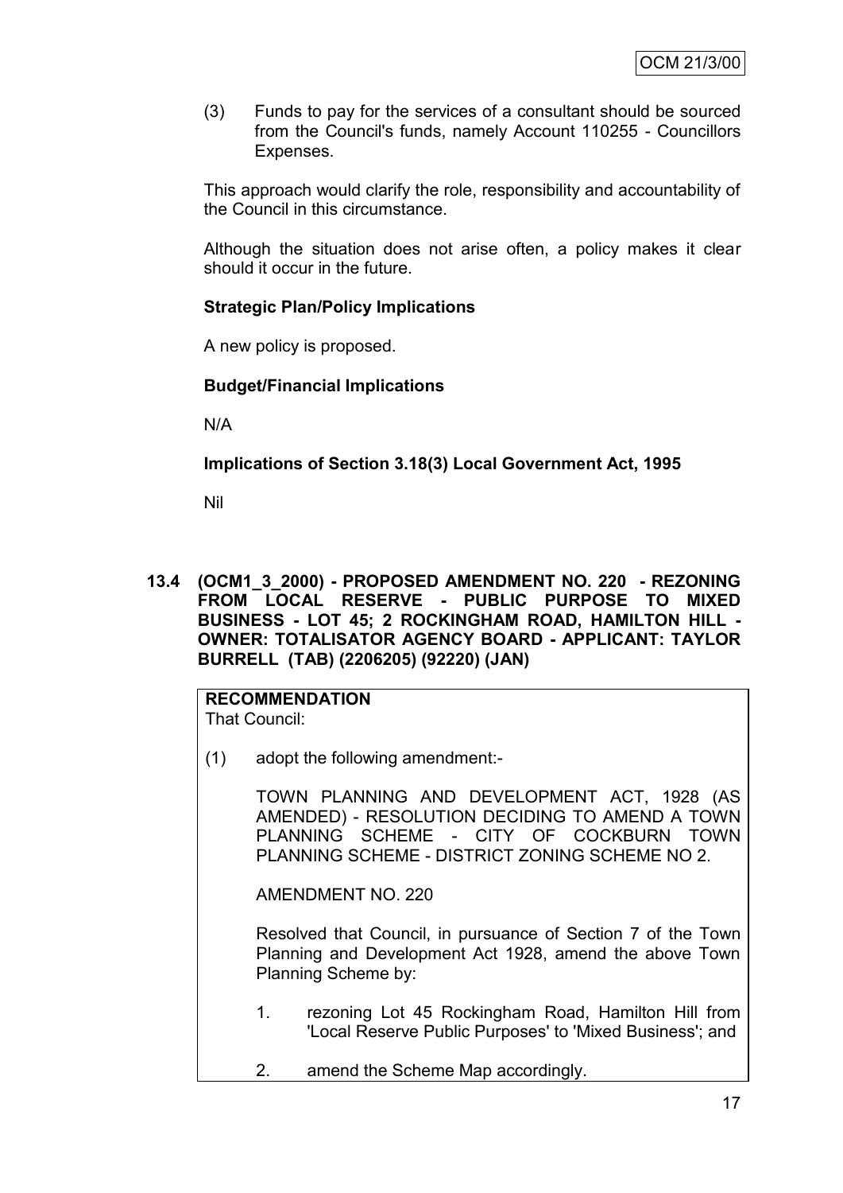(3) Funds to pay for the services of a consultant should be sourced from the Council's funds, namely Account 110255 - Councillors Expenses.

This approach would clarify the role, responsibility and accountability of the Council in this circumstance.

Although the situation does not arise often, a policy makes it clear should it occur in the future.

**Strategic Plan/Policy Implications**

A new policy is proposed.

**Budget/Financial Implications**

N/A

**Implications of Section 3.18(3) Local Government Act, 1995**

Nil

**13.4 (OCM1_3_2000) - PROPOSED AMENDMENT NO. 220 - REZONING FROM LOCAL RESERVE - PUBLIC PURPOSE TO MIXED BUSINESS - LOT 45; 2 ROCKINGHAM ROAD, HAMILTON HILL - OWNER: TOTALISATOR AGENCY BOARD - APPLICANT: TAYLOR BURRELL (TAB) (2206205) (92220) (JAN)**

**RECOMMENDATION**
That Council:

(1) adopt the following amendment:-

TOWN PLANNING AND DEVELOPMENT ACT, 1928 (AS AMENDED) - RESOLUTION DECIDING TO AMEND A TOWN PLANNING SCHEME - CITY OF COCKBURN TOWN PLANNING SCHEME - DISTRICT ZONING SCHEME NO 2.

AMENDMENT NO. 220

Resolved that Council, in pursuance of Section 7 of the Town Planning and Development Act 1928, amend the above Town Planning Scheme by:

1. rezoning Lot 45 Rockingham Road, Hamilton Hill from 'Local Reserve Public Purposes' to 'Mixed Business'; and

2. amend the Scheme Map accordingly.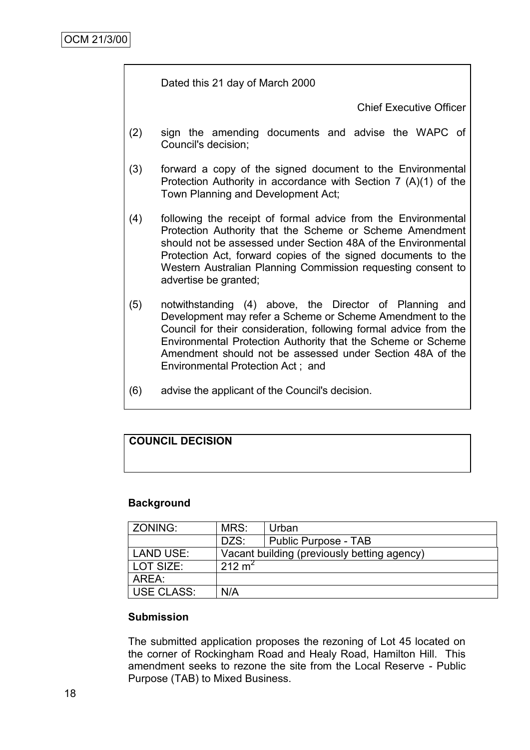Dated this 21 day of March 2000

Chief Executive Officer

(2) sign the amending documents and advise the WAPC of Council's decision;

(3) forward a copy of the signed document to the Environmental Protection Authority in accordance with Section 7 (A)(1) of the Town Planning and Development Act;

(4) following the receipt of formal advice from the Environmental Protection Authority that the Scheme or Scheme Amendment should not be assessed under Section 48A of the Environmental Protection Act, forward copies of the signed documents to the Western Australian Planning Commission requesting consent to advertise be granted;

(5) notwithstanding (4) above, the Director of Planning and Development may refer a Scheme or Scheme Amendment to the Council for their consideration, following formal advice from the Environmental Protection Authority that the Scheme or Scheme Amendment should not be assessed under Section 48A of the Environmental Protection Act ; and

(6) advise the applicant of the Council's decision.

**COUNCIL DECISION**

**Background**

| ZONING: | MRS: | Urban |
|---|---|---|
| | DZS: | Public Purpose - TAB |
| LAND USE: | Vacant building (previously betting agency) | |
| LOT SIZE: | 212 m$^2$ | |
| AREA: | | |
| USE CLASS: | N/A | |

**Submission**

The submitted application proposes the rezoning of Lot 45 located on the corner of Rockingham Road and Healy Road, Hamilton Hill. This amendment seeks to rezone the site from the Local Reserve - Public Purpose (TAB) to Mixed Business.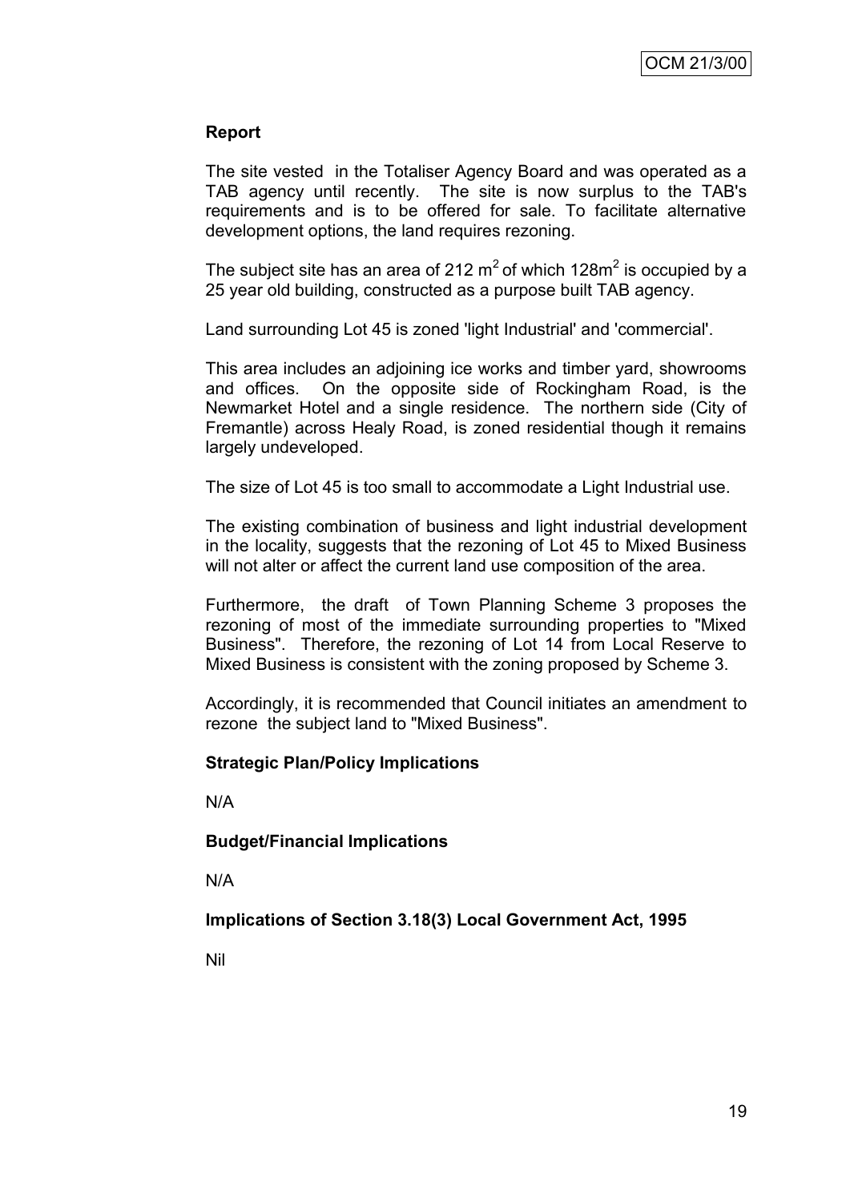**Report**

The site vested in the Totaliser Agency Board and was operated as a TAB agency until recently. The site is now surplus to the TAB's requirements and is to be offered for sale. To facilitate alternative development options, the land requires rezoning.

The subject site has an area of 212 $m^2$ of which 128$m^2$ is occupied by a 25 year old building, constructed as a purpose built TAB agency.

Land surrounding Lot 45 is zoned 'light Industrial' and 'commercial'.

This area includes an adjoining ice works and timber yard, showrooms and offices. On the opposite side of Rockingham Road, is the Newmarket Hotel and a single residence. The northern side (City of Fremantle) across Healy Road, is zoned residential though it remains largely undeveloped.

The size of Lot 45 is too small to accommodate a Light Industrial use.

The existing combination of business and light industrial development in the locality, suggests that the rezoning of Lot 45 to Mixed Business will not alter or affect the current land use composition of the area.

Furthermore, the draft of Town Planning Scheme 3 proposes the rezoning of most of the immediate surrounding properties to "Mixed Business". Therefore, the rezoning of Lot 14 from Local Reserve to Mixed Business is consistent with the zoning proposed by Scheme 3.

Accordingly, it is recommended that Council initiates an amendment to rezone the subject land to "Mixed Business".

**Strategic Plan/Policy Implications**

N/A

**Budget/Financial Implications**

N/A

**Implications of Section 3.18(3) Local Government Act, 1995**

Nil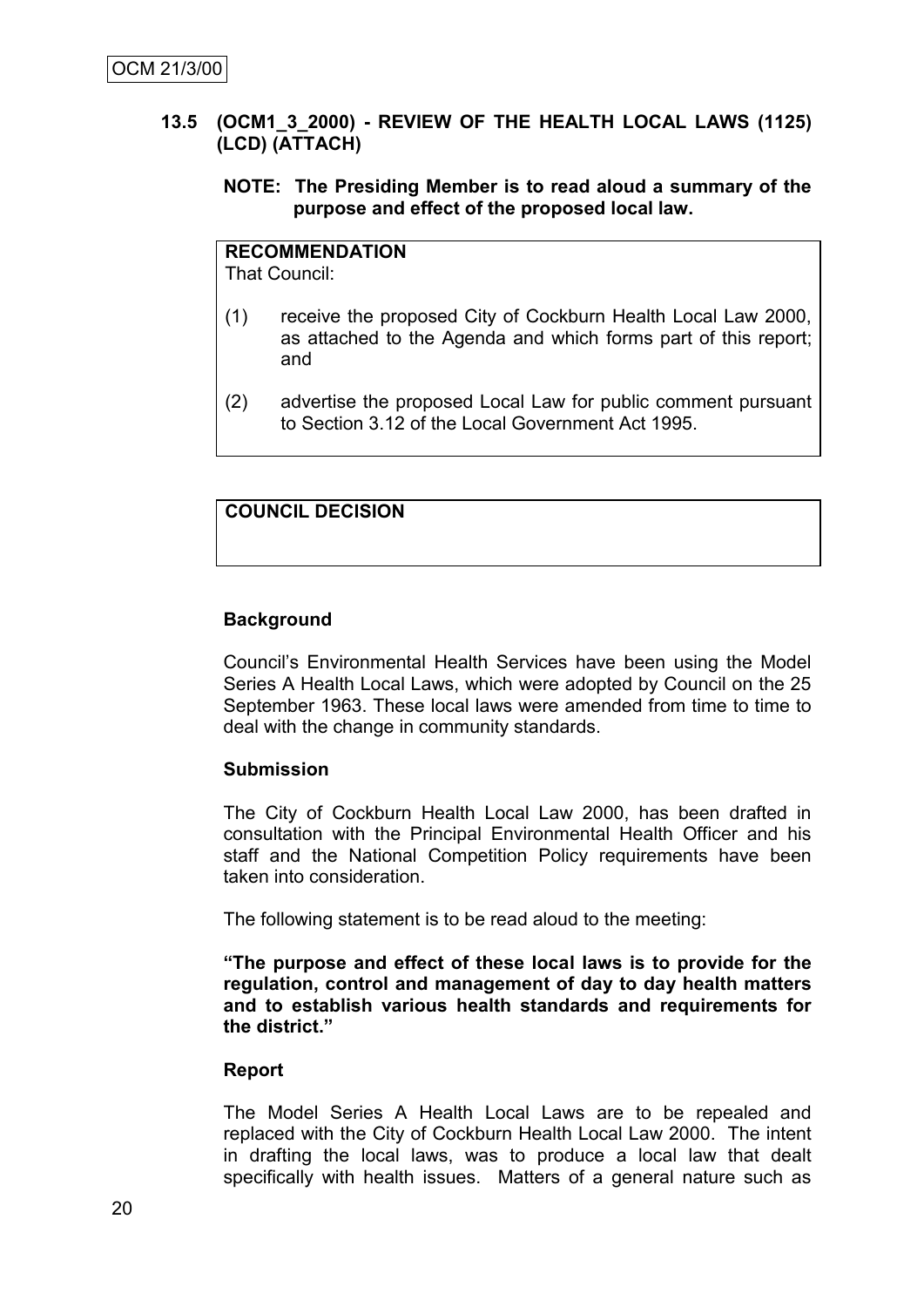### 13.5 (OCM1_3_2000) - REVIEW OF THE HEALTH LOCAL LAWS (1125) (LCD) (ATTACH)

**NOTE: The Presiding Member is to read aloud a summary of the purpose and effect of the proposed local law.**

**RECOMMENDATION**
That Council:

(1) receive the proposed City of Cockburn Health Local Law 2000, as attached to the Agenda and which forms part of this report; and

(2) advertise the proposed Local Law for public comment pursuant to Section 3.12 of the Local Government Act 1995.

**COUNCIL DECISION**

**Background**

Council's Environmental Health Services have been using the Model Series A Health Local Laws, which were adopted by Council on the 25 September 1963. These local laws were amended from time to time to deal with the change in community standards.

**Submission**

The City of Cockburn Health Local Law 2000, has been drafted in consultation with the Principal Environmental Health Officer and his staff and the National Competition Policy requirements have been taken into consideration.

The following statement is to be read aloud to the meeting:

**"The purpose and effect of these local laws is to provide for the regulation, control and management of day to day health matters and to establish various health standards and requirements for the district."**

**Report**

The Model Series A Health Local Laws are to be repealed and replaced with the City of Cockburn Health Local Law 2000. The intent in drafting the local laws, was to produce a local law that dealt specifically with health issues. Matters of a general nature such as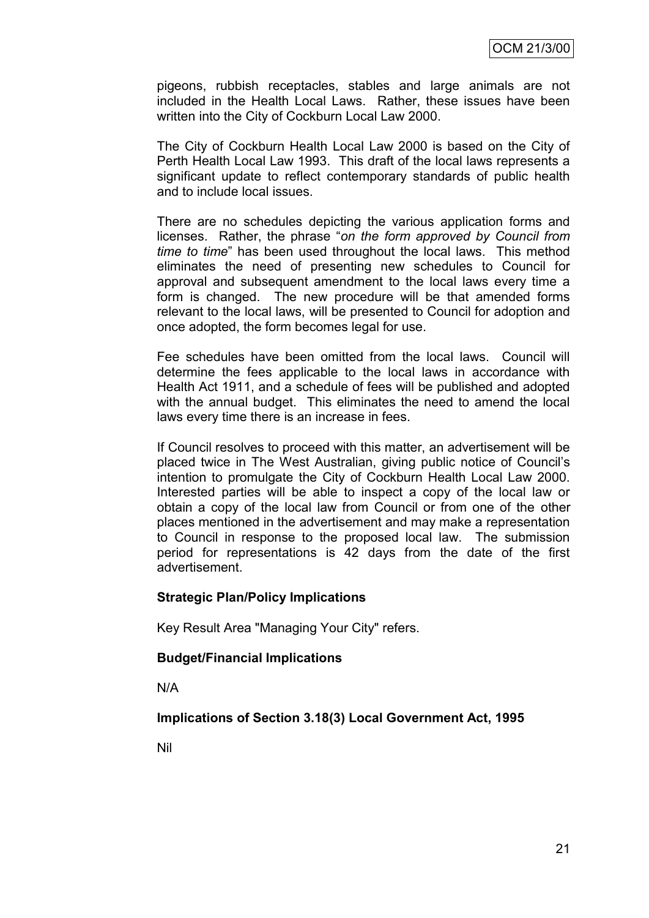pigeons, rubbish receptacles, stables and large animals are not included in the Health Local Laws. Rather, these issues have been written into the City of Cockburn Local Law 2000.

The City of Cockburn Health Local Law 2000 is based on the City of Perth Health Local Law 1993. This draft of the local laws represents a significant update to reflect contemporary standards of public health and to include local issues.

There are no schedules depicting the various application forms and licenses. Rather, the phrase "*on the form approved by Council from time to time*" has been used throughout the local laws. This method eliminates the need of presenting new schedules to Council for approval and subsequent amendment to the local laws every time a form is changed. The new procedure will be that amended forms relevant to the local laws, will be presented to Council for adoption and once adopted, the form becomes legal for use.

Fee schedules have been omitted from the local laws. Council will determine the fees applicable to the local laws in accordance with Health Act 1911, and a schedule of fees will be published and adopted with the annual budget. This eliminates the need to amend the local laws every time there is an increase in fees.

If Council resolves to proceed with this matter, an advertisement will be placed twice in The West Australian, giving public notice of Council's intention to promulgate the City of Cockburn Health Local Law 2000. Interested parties will be able to inspect a copy of the local law or obtain a copy of the local law from Council or from one of the other places mentioned in the advertisement and may make a representation to Council in response to the proposed local law. The submission period for representations is 42 days from the date of the first advertisement.

**Strategic Plan/Policy Implications**

Key Result Area "Managing Your City" refers.

**Budget/Financial Implications**

N/A

**Implications of Section 3.18(3) Local Government Act, 1995**

Nil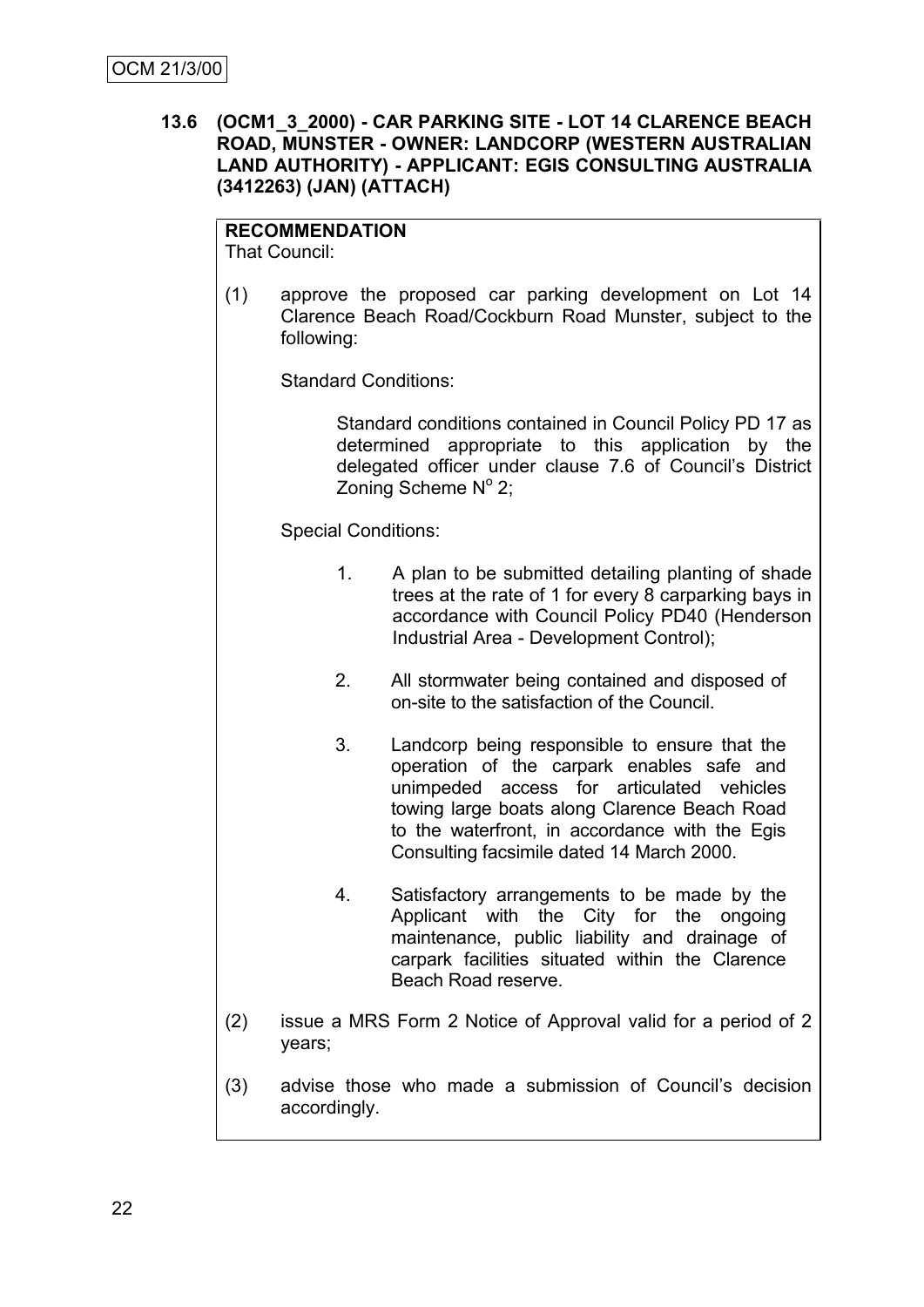OCM 21/3/00

**13.6 (OCM1_3_2000) - CAR PARKING SITE - LOT 14 CLARENCE BEACH ROAD, MUNSTER - OWNER: LANDCORP (WESTERN AUSTRALIAN LAND AUTHORITY) - APPLICANT: EGIS CONSULTING AUSTRALIA (3412263) (JAN) (ATTACH)**

**RECOMMENDATION**
That Council:

(1) approve the proposed car parking development on Lot 14 Clarence Beach Road/Cockburn Road Munster, subject to the following:

Standard Conditions:

Standard conditions contained in Council Policy PD 17 as determined appropriate to this application by the delegated officer under clause 7.6 of Council's District Zoning Scheme N$^{o}$ 2;

Special Conditions:

1. A plan to be submitted detailing planting of shade trees at the rate of 1 for every 8 carparking bays in accordance with Council Policy PD40 (Henderson Industrial Area - Development Control);

2. All stormwater being contained and disposed of on-site to the satisfaction of the Council.

3. Landcorp being responsible to ensure that the operation of the carpark enables safe and unimpeded access for articulated vehicles towing large boats along Clarence Beach Road to the waterfront, in accordance with the Egis Consulting facsimile dated 14 March 2000.

4. Satisfactory arrangements to be made by the Applicant with the City for the ongoing maintenance, public liability and drainage of carpark facilities situated within the Clarence Beach Road reserve.

(2) issue a MRS Form 2 Notice of Approval valid for a period of 2 years;

(3) advise those who made a submission of Council's decision accordingly.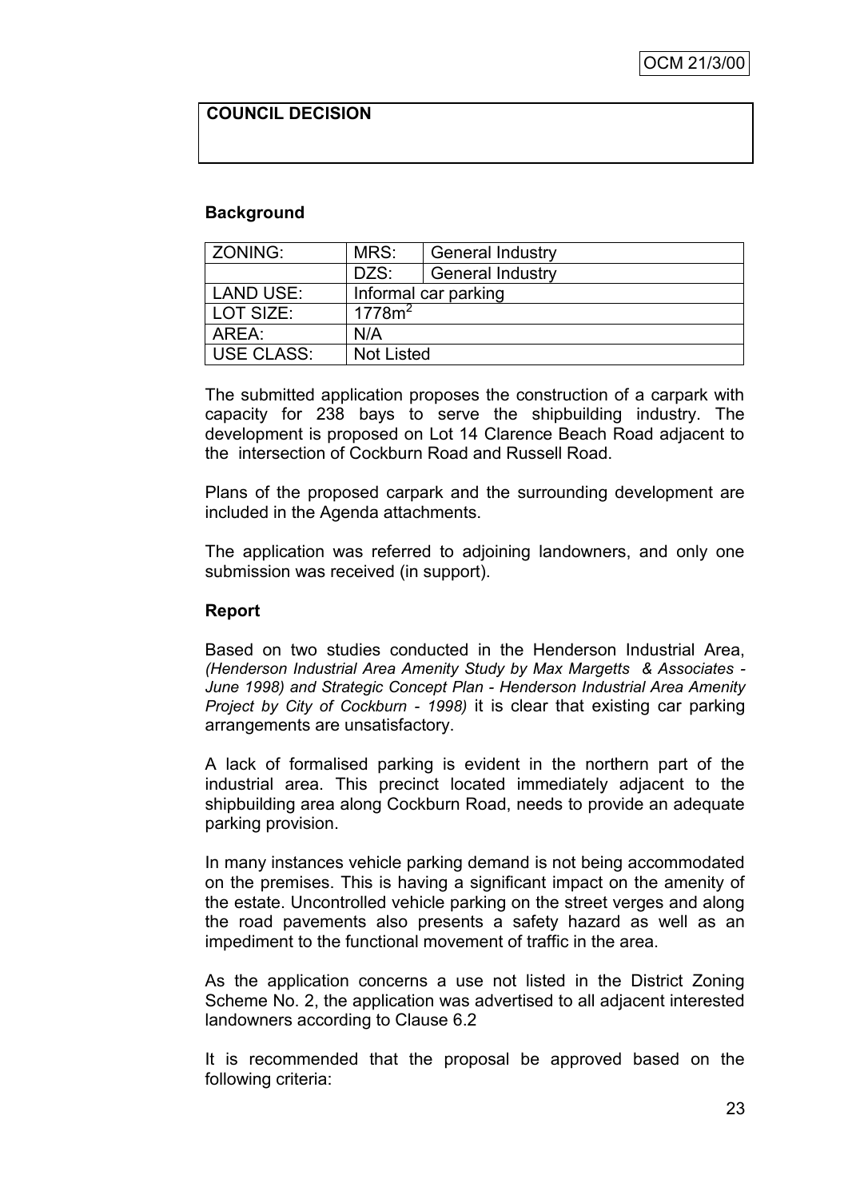**COUNCIL DECISION**

**Background**

| ZONING: | MRS: | General Industry |
|---|---|---|
| | DZS: | General Industry |
| LAND USE: | Informal car parking | |
| LOT SIZE: | $1778m^2$ | |
| AREA: | N/A | |
| USE CLASS: | Not Listed | |

The submitted application proposes the construction of a carpark with capacity for 238 bays to serve the shipbuilding industry. The development is proposed on Lot 14 Clarence Beach Road adjacent to the intersection of Cockburn Road and Russell Road.

Plans of the proposed carpark and the surrounding development are included in the Agenda attachments.

The application was referred to adjoining landowners, and only one submission was received (in support).

**Report**

Based on two studies conducted in the Henderson Industrial Area, *(Henderson Industrial Area Amenity Study by Max Margetts & Associates - June 1998) and Strategic Concept Plan - Henderson Industrial Area Amenity Project by City of Cockburn - 1998)* it is clear that existing car parking arrangements are unsatisfactory.

A lack of formalised parking is evident in the northern part of the industrial area. This precinct located immediately adjacent to the shipbuilding area along Cockburn Road, needs to provide an adequate parking provision.

In many instances vehicle parking demand is not being accommodated on the premises. This is having a significant impact on the amenity of the estate. Uncontrolled vehicle parking on the street verges and along the road pavements also presents a safety hazard as well as an impediment to the functional movement of traffic in the area.

As the application concerns a use not listed in the District Zoning Scheme No. 2, the application was advertised to all adjacent interested landowners according to Clause 6.2

It is recommended that the proposal be approved based on the following criteria: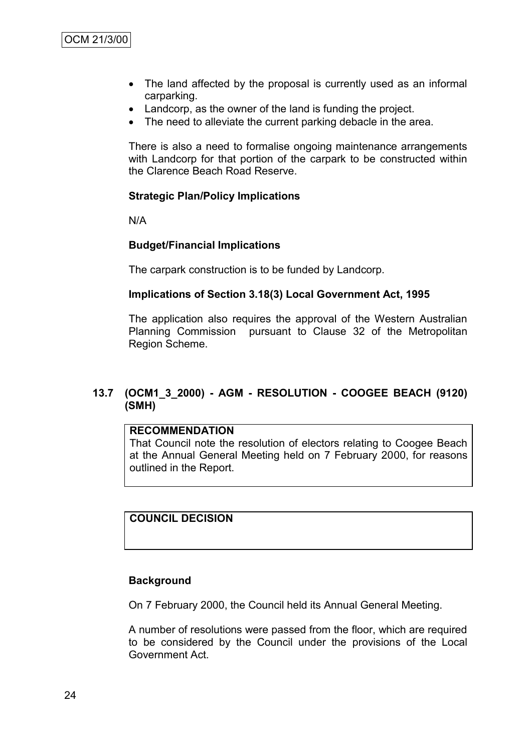- The land affected by the proposal is currently used as an informal carparking.
- Landcorp, as the owner of the land is funding the project.
- The need to alleviate the current parking debacle in the area.

There is also a need to formalise ongoing maintenance arrangements with Landcorp for that portion of the carpark to be constructed within the Clarence Beach Road Reserve.

**Strategic Plan/Policy Implications**

N/A

**Budget/Financial Implications**

The carpark construction is to be funded by Landcorp.

**Implications of Section 3.18(3) Local Government Act, 1995**

The application also requires the approval of the Western Australian Planning Commission pursuant to Clause 32 of the Metropolitan Region Scheme.

## 13.7 (OCM1_3_2000) - AGM - RESOLUTION - COOGEE BEACH (9120) (SMH)

**RECOMMENDATION**
That Council note the resolution of electors relating to Coogee Beach at the Annual General Meeting held on 7 February 2000, for reasons outlined in the Report.

**COUNCIL DECISION**

**Background**

On 7 February 2000, the Council held its Annual General Meeting.

A number of resolutions were passed from the floor, which are required to be considered by the Council under the provisions of the Local Government Act.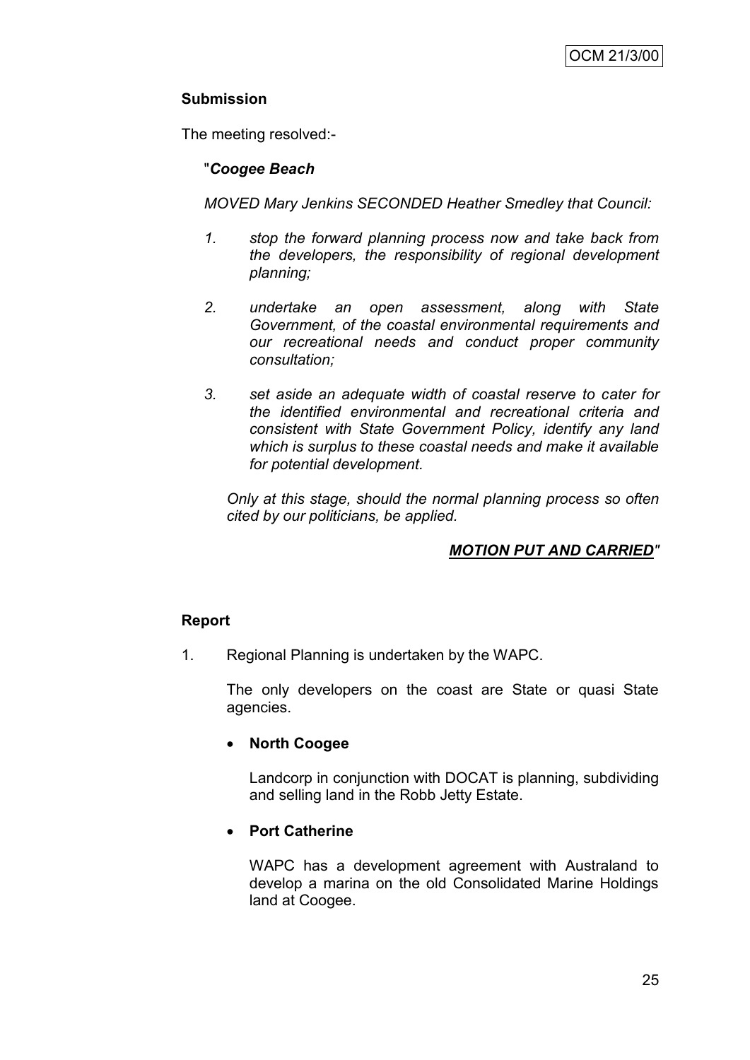### Submission

The meeting resolved:-

"***Coogee Beach***

*MOVED Mary Jenkins SECONDED Heather Smedley that Council:*

1. *stop the forward planning process now and take back from the developers, the responsibility of regional development planning;*

2. *undertake an open assessment, along with State Government, of the coastal environmental requirements and our recreational needs and conduct proper community consultation;*

3. *set aside an adequate width of coastal reserve to cater for the identified environmental and recreational criteria and consistent with State Government Policy, identify any land which is surplus to these coastal needs and make it available for potential development.*

*Only at this stage, should the normal planning process so often cited by our politicians, be applied.*

***MOTION PUT AND CARRIED***"

### Report

1. Regional Planning is undertaken by the WAPC.

   The only developers on the coast are State or quasi State agencies.

   - **North Coogee**

     Landcorp in conjunction with DOCAT is planning, subdividing and selling land in the Robb Jetty Estate.

   - **Port Catherine**

     WAPC has a development agreement with Australand to develop a marina on the old Consolidated Marine Holdings land at Coogee.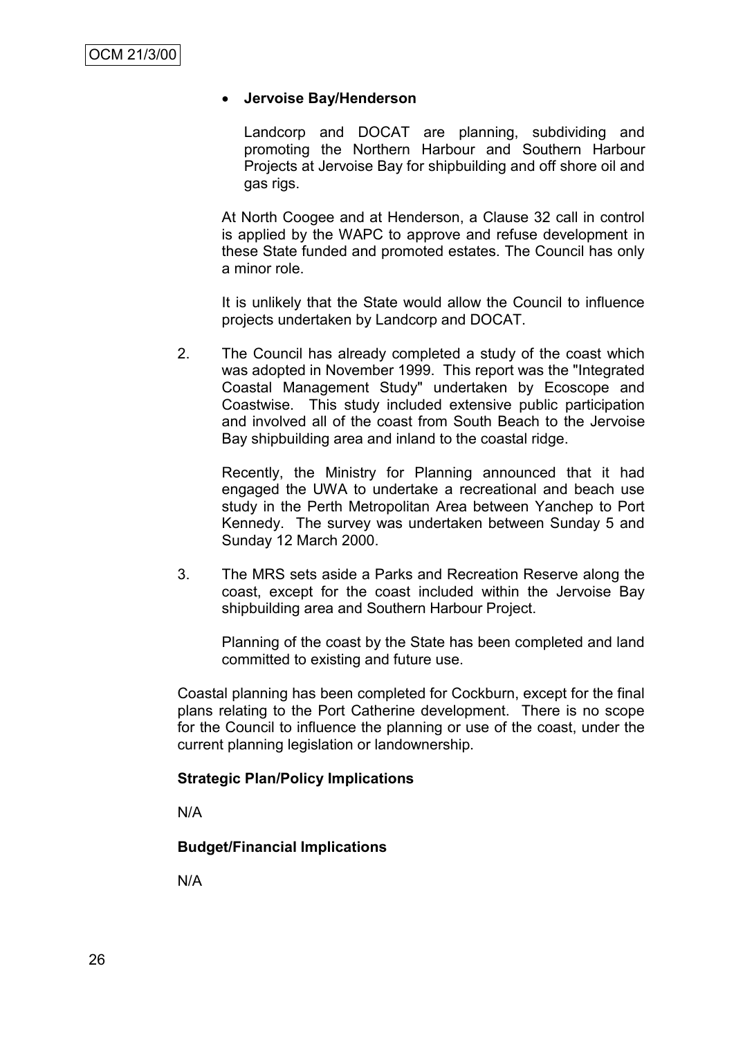- **Jervoise Bay/Henderson**

  Landcorp and DOCAT are planning, subdividing and promoting the Northern Harbour and Southern Harbour Projects at Jervoise Bay for shipbuilding and off shore oil and gas rigs.

  At North Coogee and at Henderson, a Clause 32 call in control is applied by the WAPC to approve and refuse development in these State funded and promoted estates. The Council has only a minor role.

  It is unlikely that the State would allow the Council to influence projects undertaken by Landcorp and DOCAT.

2. The Council has already completed a study of the coast which was adopted in November 1999. This report was the "Integrated Coastal Management Study" undertaken by Ecoscope and Coastwise. This study included extensive public participation and involved all of the coast from South Beach to the Jervoise Bay shipbuilding area and inland to the coastal ridge.

   Recently, the Ministry for Planning announced that it had engaged the UWA to undertake a recreational and beach use study in the Perth Metropolitan Area between Yanchep to Port Kennedy. The survey was undertaken between Sunday 5 and Sunday 12 March 2000.

3. The MRS sets aside a Parks and Recreation Reserve along the coast, except for the coast included within the Jervoise Bay shipbuilding area and Southern Harbour Project.

   Planning of the coast by the State has been completed and land committed to existing and future use.

Coastal planning has been completed for Cockburn, except for the final plans relating to the Port Catherine development. There is no scope for the Council to influence the planning or use of the coast, under the current planning legislation or landownership.

**Strategic Plan/Policy Implications**

N/A

**Budget/Financial Implications**

N/A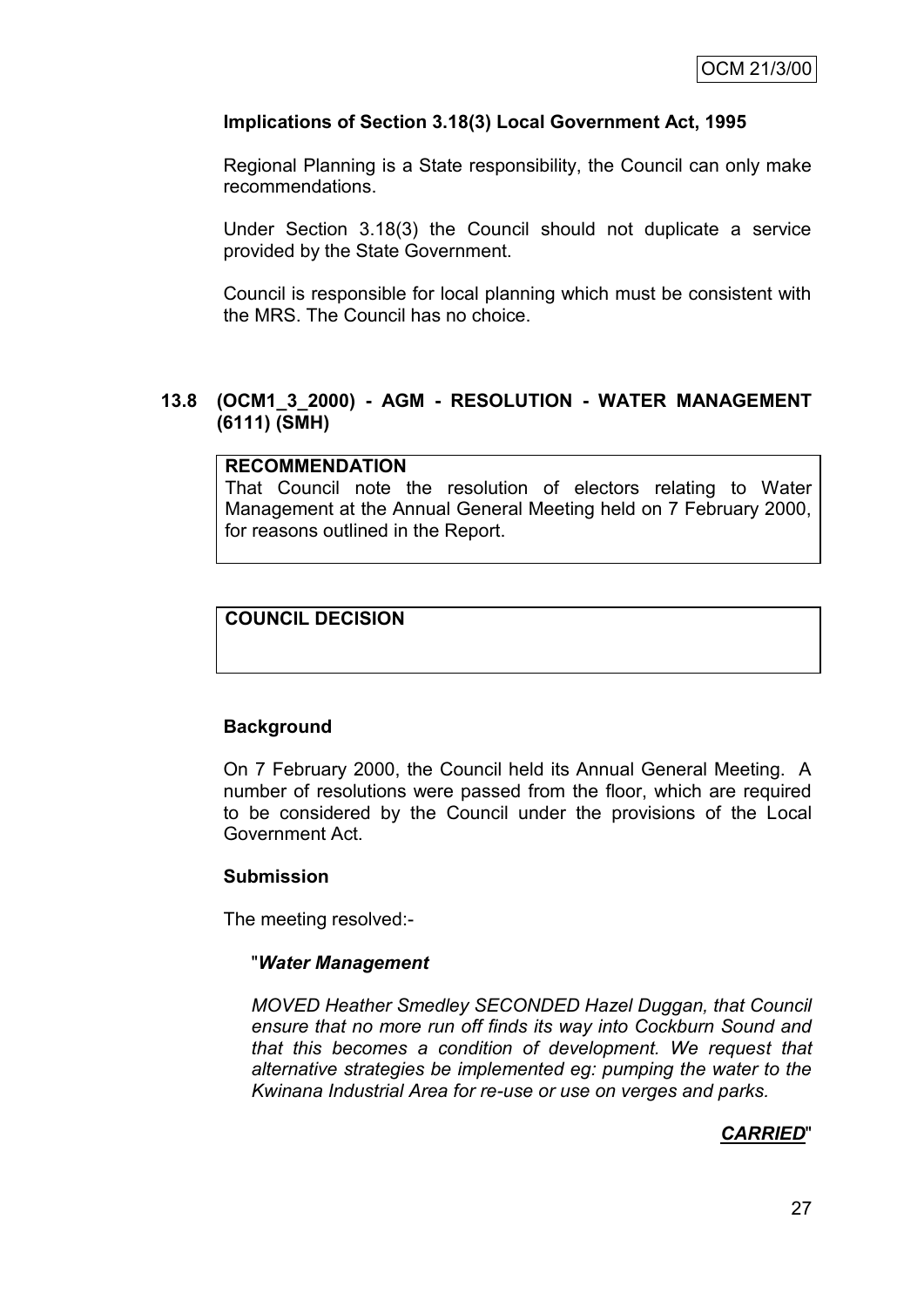**Implications of Section 3.18(3) Local Government Act, 1995**

Regional Planning is a State responsibility, the Council can only make recommendations.

Under Section 3.18(3) the Council should not duplicate a service provided by the State Government.

Council is responsible for local planning which must be consistent with the MRS. The Council has no choice.

## 13.8 (OCM1_3_2000) - AGM - RESOLUTION - WATER MANAGEMENT (6111) (SMH)

**RECOMMENDATION**

That Council note the resolution of electors relating to Water Management at the Annual General Meeting held on 7 February 2000, for reasons outlined in the Report.

**COUNCIL DECISION**

**Background**

On 7 February 2000, the Council held its Annual General Meeting. A number of resolutions were passed from the floor, which are required to be considered by the Council under the provisions of the Local Government Act.

**Submission**

The meeting resolved:-

"***Water Management***

*MOVED Heather Smedley SECONDED Hazel Duggan, that Council ensure that no more run off finds its way into Cockburn Sound and that this becomes a condition of development. We request that alternative strategies be implemented eg: pumping the water to the Kwinana Industrial Area for re-use or use on verges and parks.*

***CARRIED***"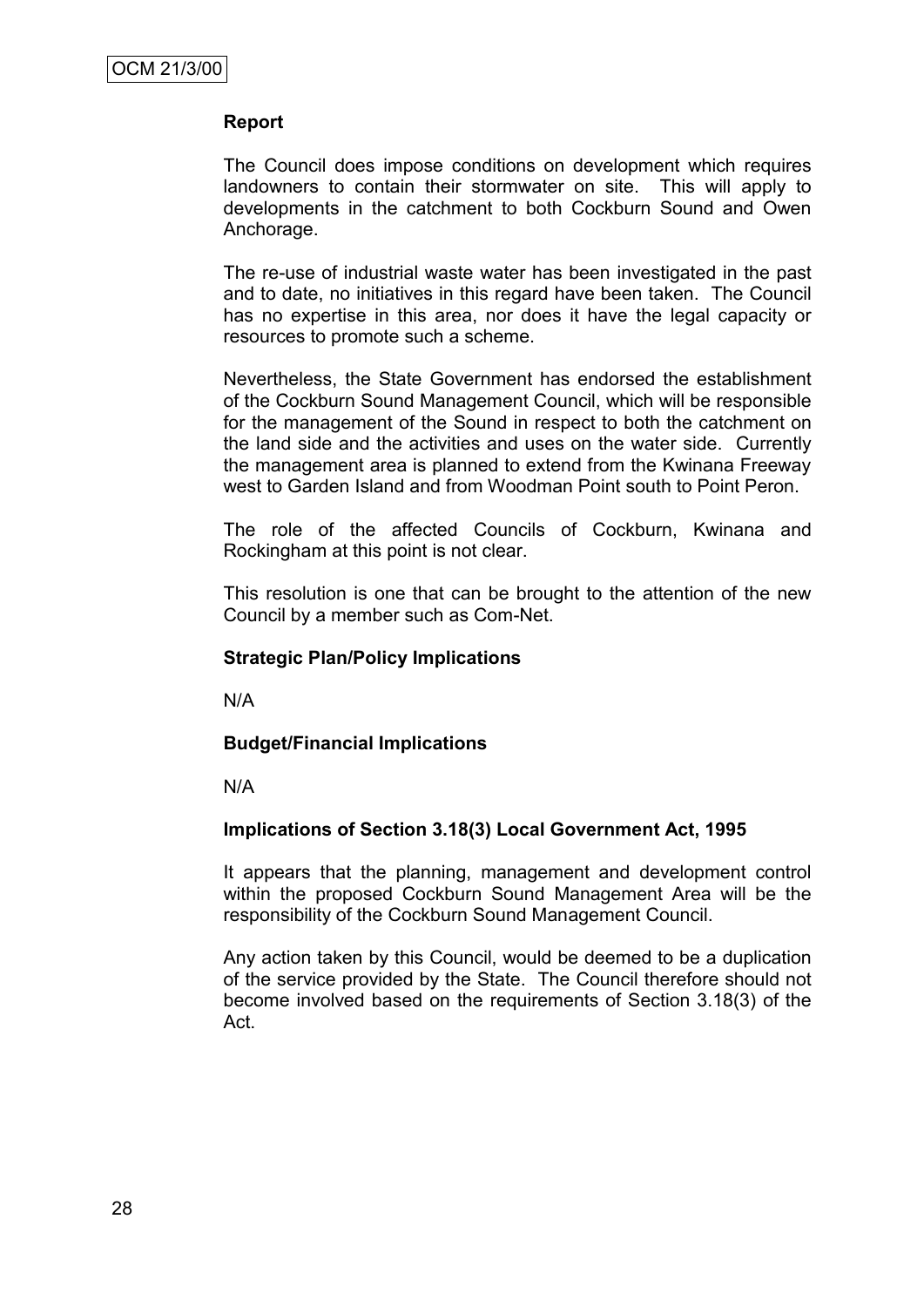**Report**

The Council does impose conditions on development which requires landowners to contain their stormwater on site. This will apply to developments in the catchment to both Cockburn Sound and Owen Anchorage.

The re-use of industrial waste water has been investigated in the past and to date, no initiatives in this regard have been taken. The Council has no expertise in this area, nor does it have the legal capacity or resources to promote such a scheme.

Nevertheless, the State Government has endorsed the establishment of the Cockburn Sound Management Council, which will be responsible for the management of the Sound in respect to both the catchment on the land side and the activities and uses on the water side. Currently the management area is planned to extend from the Kwinana Freeway west to Garden Island and from Woodman Point south to Point Peron.

The role of the affected Councils of Cockburn, Kwinana and Rockingham at this point is not clear.

This resolution is one that can be brought to the attention of the new Council by a member such as Com-Net.

**Strategic Plan/Policy Implications**

N/A

**Budget/Financial Implications**

N/A

**Implications of Section 3.18(3) Local Government Act, 1995**

It appears that the planning, management and development control within the proposed Cockburn Sound Management Area will be the responsibility of the Cockburn Sound Management Council.

Any action taken by this Council, would be deemed to be a duplication of the service provided by the State. The Council therefore should not become involved based on the requirements of Section 3.18(3) of the Act.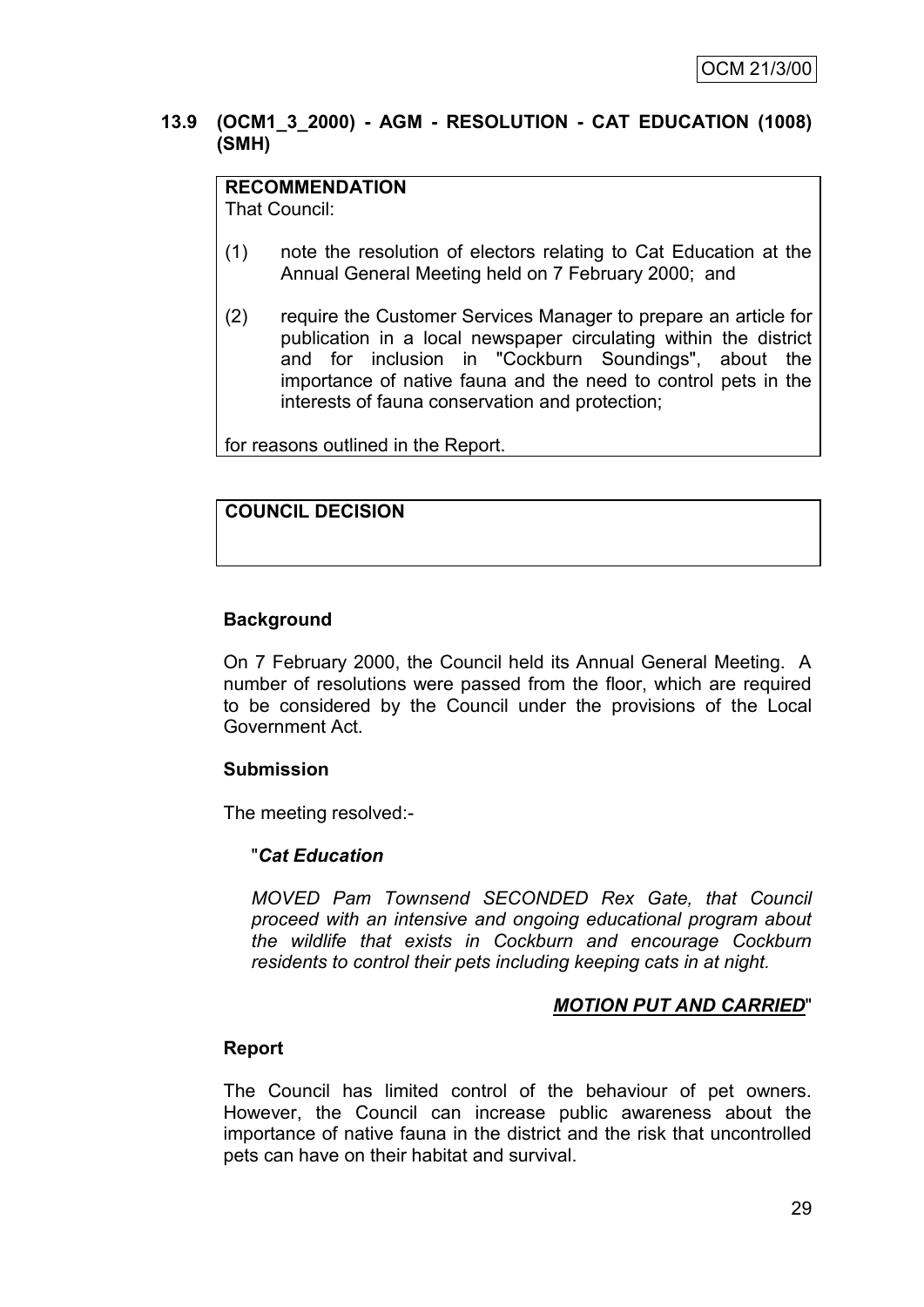### 13.9 (OCM1_3_2000) - AGM - RESOLUTION - CAT EDUCATION (1008) (SMH)

**RECOMMENDATION**
That Council:

(1) note the resolution of electors relating to Cat Education at the Annual General Meeting held on 7 February 2000; and

(2) require the Customer Services Manager to prepare an article for publication in a local newspaper circulating within the district and for inclusion in "Cockburn Soundings", about the importance of native fauna and the need to control pets in the interests of fauna conservation and protection;

for reasons outlined in the Report.

**COUNCIL DECISION**

**Background**

On 7 February 2000, the Council held its Annual General Meeting. A number of resolutions were passed from the floor, which are required to be considered by the Council under the provisions of the Local Government Act.

**Submission**

The meeting resolved:-

"***Cat Education***

*MOVED Pam Townsend SECONDED Rex Gate, that Council proceed with an intensive and ongoing educational program about the wildlife that exists in Cockburn and encourage Cockburn residents to control their pets including keeping cats in at night.*

***MOTION PUT AND CARRIED***"

**Report**

The Council has limited control of the behaviour of pet owners. However, the Council can increase public awareness about the importance of native fauna in the district and the risk that uncontrolled pets can have on their habitat and survival.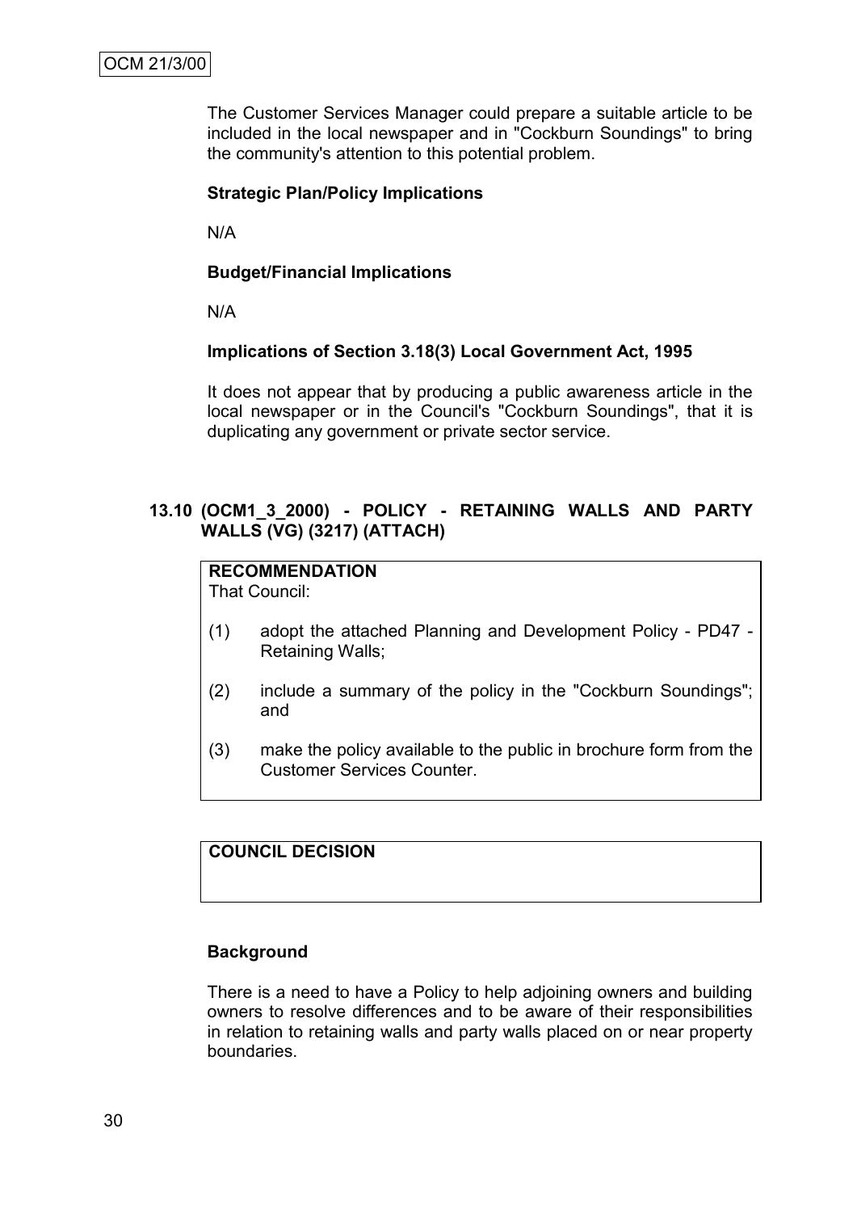The Customer Services Manager could prepare a suitable article to be included in the local newspaper and in "Cockburn Soundings" to bring the community's attention to this potential problem.

**Strategic Plan/Policy Implications**

N/A

**Budget/Financial Implications**

N/A

**Implications of Section 3.18(3) Local Government Act, 1995**

It does not appear that by producing a public awareness article in the local newspaper or in the Council's "Cockburn Soundings", that it is duplicating any government or private sector service.

## 13.10 (OCM1_3_2000) - POLICY - RETAINING WALLS AND PARTY WALLS (VG) (3217) (ATTACH)

**RECOMMENDATION**
That Council:

(1) adopt the attached Planning and Development Policy - PD47 - Retaining Walls;

(2) include a summary of the policy in the "Cockburn Soundings"; and

(3) make the policy available to the public in brochure form from the Customer Services Counter.

**COUNCIL DECISION**

**Background**

There is a need to have a Policy to help adjoining owners and building owners to resolve differences and to be aware of their responsibilities in relation to retaining walls and party walls placed on or near property boundaries.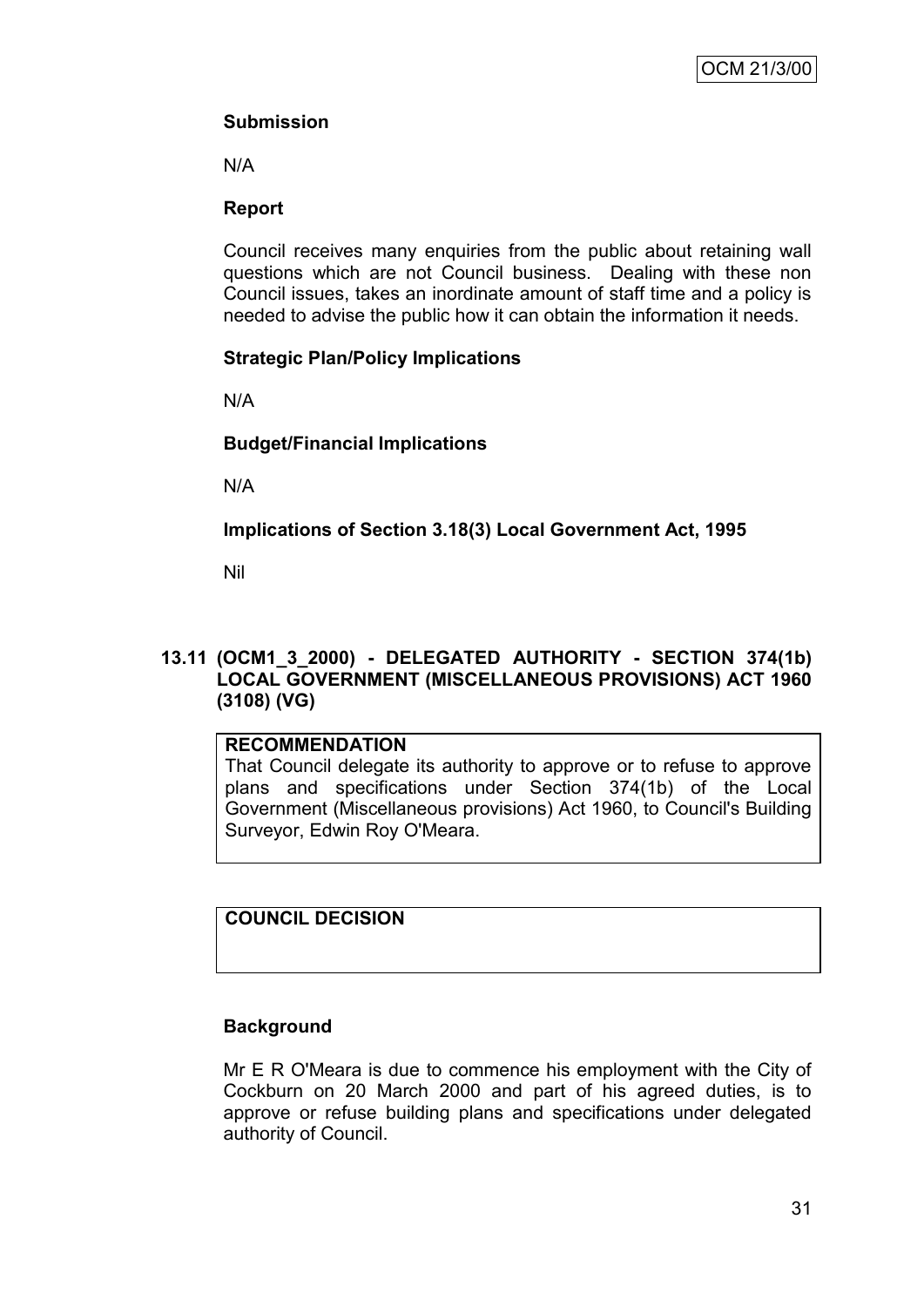**Submission**

N/A

**Report**

Council receives many enquiries from the public about retaining wall questions which are not Council business. Dealing with these non Council issues, takes an inordinate amount of staff time and a policy is needed to advise the public how it can obtain the information it needs.

**Strategic Plan/Policy Implications**

N/A

**Budget/Financial Implications**

N/A

**Implications of Section 3.18(3) Local Government Act, 1995**

Nil

## 13.11 (OCM1_3_2000) - DELEGATED AUTHORITY - SECTION 374(1b) LOCAL GOVERNMENT (MISCELLANEOUS PROVISIONS) ACT 1960 (3108) (VG)

**RECOMMENDATION**
That Council delegate its authority to approve or to refuse to approve plans and specifications under Section 374(1b) of the Local Government (Miscellaneous provisions) Act 1960, to Council's Building Surveyor, Edwin Roy O'Meara.

**COUNCIL DECISION**

**Background**

Mr E R O'Meara is due to commence his employment with the City of Cockburn on 20 March 2000 and part of his agreed duties, is to approve or refuse building plans and specifications under delegated authority of Council.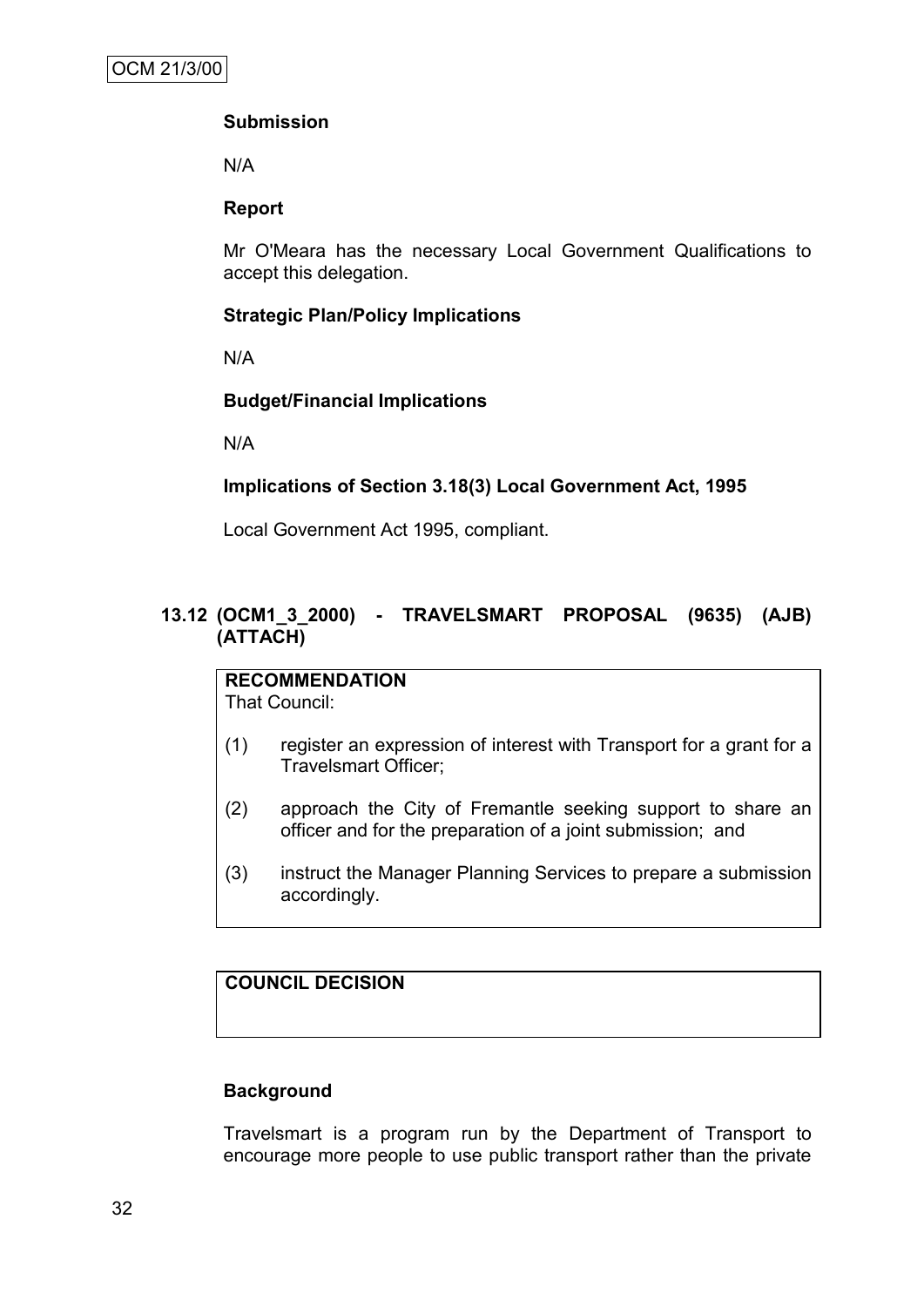**Submission**

N/A

**Report**

Mr O'Meara has the necessary Local Government Qualifications to accept this delegation.

**Strategic Plan/Policy Implications**

N/A

**Budget/Financial Implications**

N/A

**Implications of Section 3.18(3) Local Government Act, 1995**

Local Government Act 1995, compliant.

## 13.12 (OCM1_3_2000) - TRAVELSMART PROPOSAL (9635) (AJB) (ATTACH)

**RECOMMENDATION**

That Council:

(1) register an expression of interest with Transport for a grant for a Travelsmart Officer;

(2) approach the City of Fremantle seeking support to share an officer and for the preparation of a joint submission; and

(3) instruct the Manager Planning Services to prepare a submission accordingly.

**COUNCIL DECISION**

**Background**

Travelsmart is a program run by the Department of Transport to encourage more people to use public transport rather than the private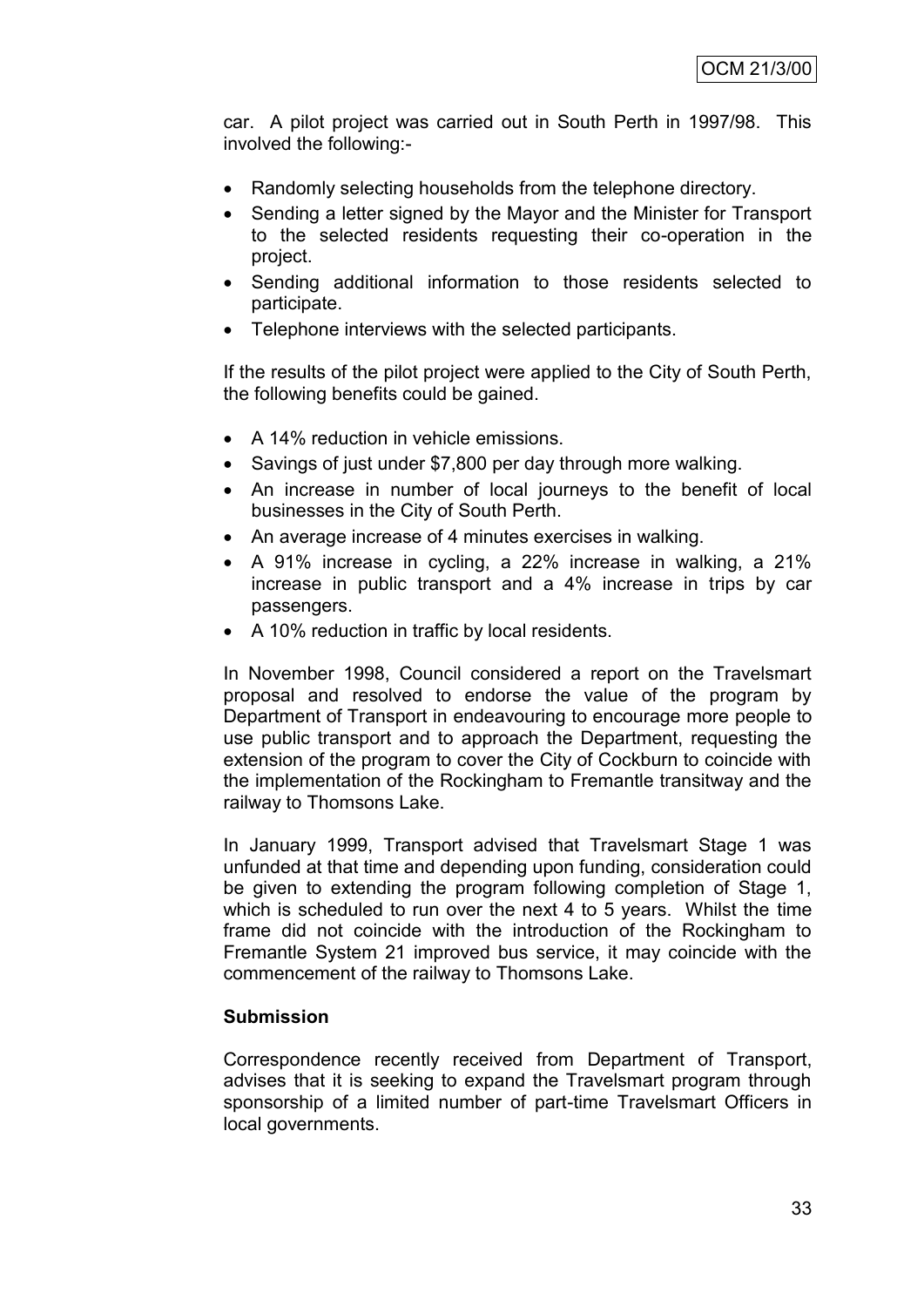car. A pilot project was carried out in South Perth in 1997/98. This involved the following:-

- Randomly selecting households from the telephone directory.
- Sending a letter signed by the Mayor and the Minister for Transport to the selected residents requesting their co-operation in the project.
- Sending additional information to those residents selected to participate.
- Telephone interviews with the selected participants.

If the results of the pilot project were applied to the City of South Perth, the following benefits could be gained.

- A 14% reduction in vehicle emissions.
- Savings of just under $7,800 per day through more walking.
- An increase in number of local journeys to the benefit of local businesses in the City of South Perth.
- An average increase of 4 minutes exercises in walking.
- A 91% increase in cycling, a 22% increase in walking, a 21% increase in public transport and a 4% increase in trips by car passengers.
- A 10% reduction in traffic by local residents.

In November 1998, Council considered a report on the Travelsmart proposal and resolved to endorse the value of the program by Department of Transport in endeavouring to encourage more people to use public transport and to approach the Department, requesting the extension of the program to cover the City of Cockburn to coincide with the implementation of the Rockingham to Fremantle transitway and the railway to Thomsons Lake.

In January 1999, Transport advised that Travelsmart Stage 1 was unfunded at that time and depending upon funding, consideration could be given to extending the program following completion of Stage 1, which is scheduled to run over the next 4 to 5 years. Whilst the time frame did not coincide with the introduction of the Rockingham to Fremantle System 21 improved bus service, it may coincide with the commencement of the railway to Thomsons Lake.

**Submission**

Correspondence recently received from Department of Transport, advises that it is seeking to expand the Travelsmart program through sponsorship of a limited number of part-time Travelsmart Officers in local governments.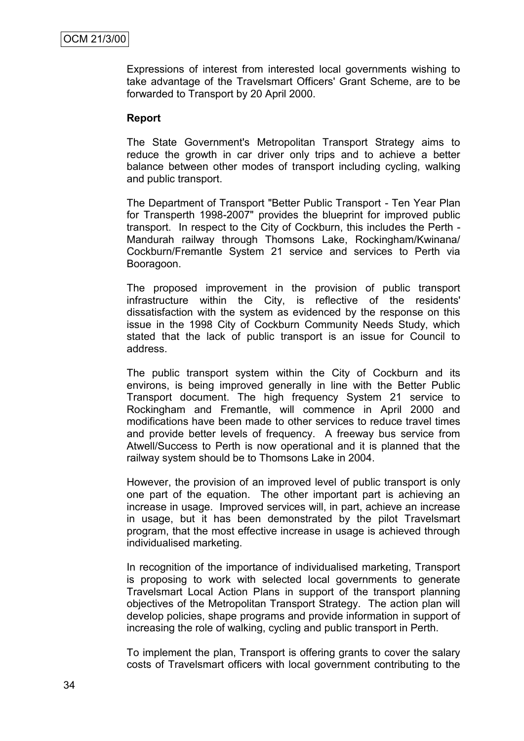Expressions of interest from interested local governments wishing to take advantage of the Travelsmart Officers' Grant Scheme, are to be forwarded to Transport by 20 April 2000.

**Report**

The State Government's Metropolitan Transport Strategy aims to reduce the growth in car driver only trips and to achieve a better balance between other modes of transport including cycling, walking and public transport.

The Department of Transport "Better Public Transport - Ten Year Plan for Transperth 1998-2007" provides the blueprint for improved public transport. In respect to the City of Cockburn, this includes the Perth - Mandurah railway through Thomsons Lake, Rockingham/Kwinana/ Cockburn/Fremantle System 21 service and services to Perth via Booragoon.

The proposed improvement in the provision of public transport infrastructure within the City, is reflective of the residents' dissatisfaction with the system as evidenced by the response on this issue in the 1998 City of Cockburn Community Needs Study, which stated that the lack of public transport is an issue for Council to address.

The public transport system within the City of Cockburn and its environs, is being improved generally in line with the Better Public Transport document. The high frequency System 21 service to Rockingham and Fremantle, will commence in April 2000 and modifications have been made to other services to reduce travel times and provide better levels of frequency. A freeway bus service from Atwell/Success to Perth is now operational and it is planned that the railway system should be to Thomsons Lake in 2004.

However, the provision of an improved level of public transport is only one part of the equation. The other important part is achieving an increase in usage. Improved services will, in part, achieve an increase in usage, but it has been demonstrated by the pilot Travelsmart program, that the most effective increase in usage is achieved through individualised marketing.

In recognition of the importance of individualised marketing, Transport is proposing to work with selected local governments to generate Travelsmart Local Action Plans in support of the transport planning objectives of the Metropolitan Transport Strategy. The action plan will develop policies, shape programs and provide information in support of increasing the role of walking, cycling and public transport in Perth.

To implement the plan, Transport is offering grants to cover the salary costs of Travelsmart officers with local government contributing to the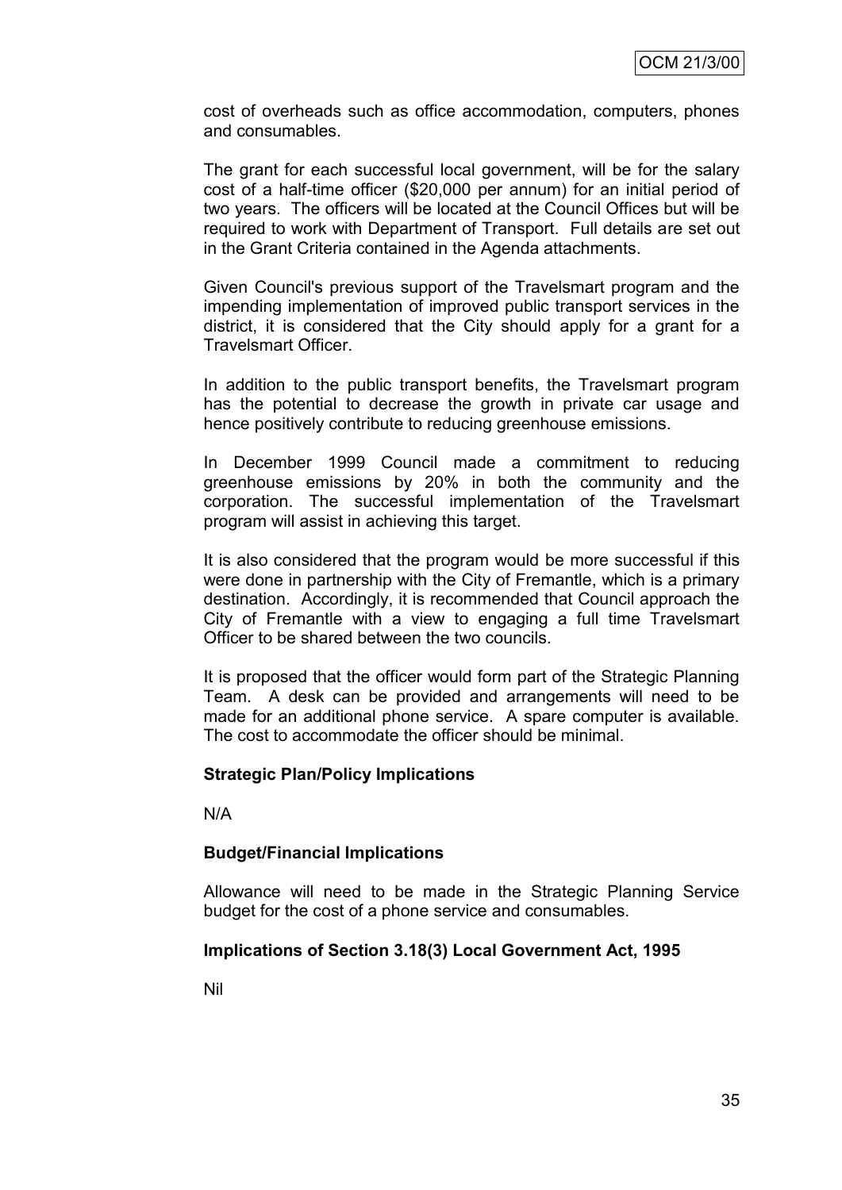cost of overheads such as office accommodation, computers, phones and consumables.

The grant for each successful local government, will be for the salary cost of a half-time officer ($20,000 per annum) for an initial period of two years. The officers will be located at the Council Offices but will be required to work with Department of Transport. Full details are set out in the Grant Criteria contained in the Agenda attachments.

Given Council's previous support of the Travelsmart program and the impending implementation of improved public transport services in the district, it is considered that the City should apply for a grant for a Travelsmart Officer.

In addition to the public transport benefits, the Travelsmart program has the potential to decrease the growth in private car usage and hence positively contribute to reducing greenhouse emissions.

In December 1999 Council made a commitment to reducing greenhouse emissions by 20% in both the community and the corporation. The successful implementation of the Travelsmart program will assist in achieving this target.

It is also considered that the program would be more successful if this were done in partnership with the City of Fremantle, which is a primary destination. Accordingly, it is recommended that Council approach the City of Fremantle with a view to engaging a full time Travelsmart Officer to be shared between the two councils.

It is proposed that the officer would form part of the Strategic Planning Team. A desk can be provided and arrangements will need to be made for an additional phone service. A spare computer is available. The cost to accommodate the officer should be minimal.

**Strategic Plan/Policy Implications**

N/A

**Budget/Financial Implications**

Allowance will need to be made in the Strategic Planning Service budget for the cost of a phone service and consumables.

**Implications of Section 3.18(3) Local Government Act, 1995**

Nil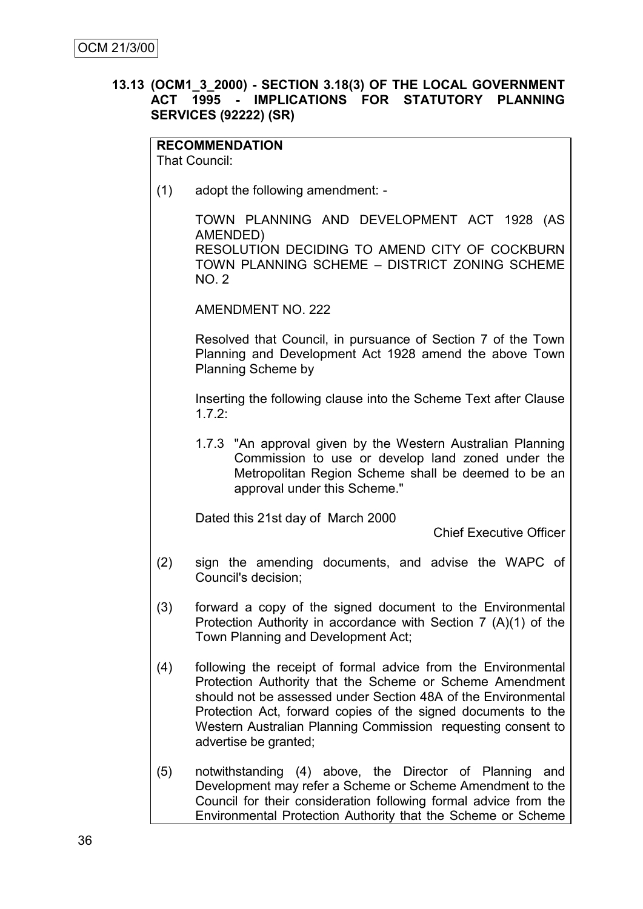**13.13 (OCM1_3_2000) - SECTION 3.18(3) OF THE LOCAL GOVERNMENT ACT 1995 - IMPLICATIONS FOR STATUTORY PLANNING SERVICES (92222) (SR)**

**RECOMMENDATION**
That Council:

(1) adopt the following amendment: -

TOWN PLANNING AND DEVELOPMENT ACT 1928 (AS AMENDED)
RESOLUTION DECIDING TO AMEND CITY OF COCKBURN TOWN PLANNING SCHEME – DISTRICT ZONING SCHEME NO. 2

AMENDMENT NO. 222

Resolved that Council, in pursuance of Section 7 of the Town Planning and Development Act 1928 amend the above Town Planning Scheme by

Inserting the following clause into the Scheme Text after Clause 1.7.2:

1.7.3 "An approval given by the Western Australian Planning Commission to use or develop land zoned under the Metropolitan Region Scheme shall be deemed to be an approval under this Scheme."

Dated this 21st day of March 2000

Chief Executive Officer

(2) sign the amending documents, and advise the WAPC of Council's decision;

(3) forward a copy of the signed document to the Environmental Protection Authority in accordance with Section 7 (A)(1) of the Town Planning and Development Act;

(4) following the receipt of formal advice from the Environmental Protection Authority that the Scheme or Scheme Amendment should not be assessed under Section 48A of the Environmental Protection Act, forward copies of the signed documents to the Western Australian Planning Commission requesting consent to advertise be granted;

(5) notwithstanding (4) above, the Director of Planning and Development may refer a Scheme or Scheme Amendment to the Council for their consideration following formal advice from the Environmental Protection Authority that the Scheme or Scheme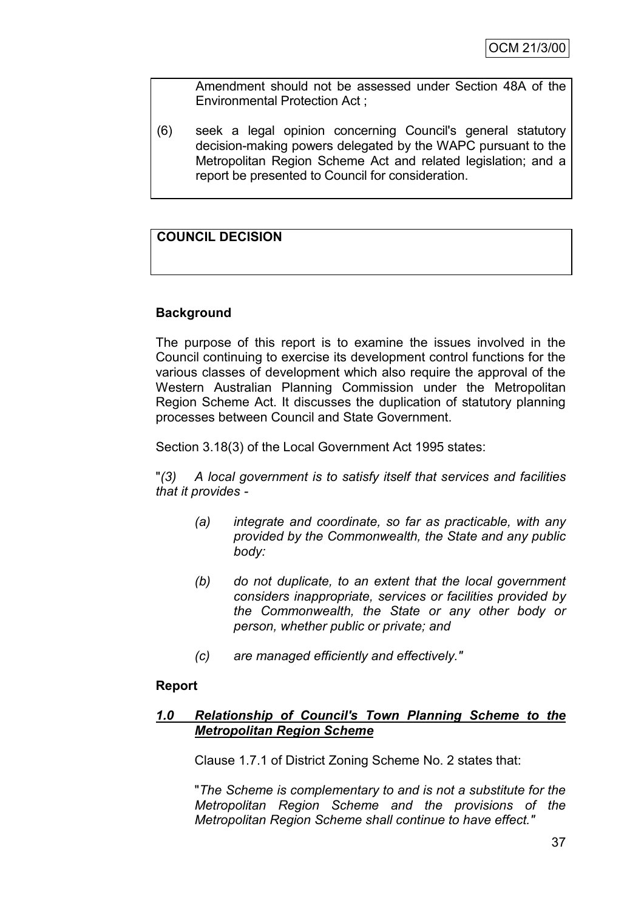Amendment should not be assessed under Section 48A of the Environmental Protection Act ;

(6) seek a legal opinion concerning Council's general statutory decision-making powers delegated by the WAPC pursuant to the Metropolitan Region Scheme Act and related legislation; and a report be presented to Council for consideration.

**COUNCIL DECISION**

**Background**

The purpose of this report is to examine the issues involved in the Council continuing to exercise its development control functions for the various classes of development which also require the approval of the Western Australian Planning Commission under the Metropolitan Region Scheme Act. It discusses the duplication of statutory planning processes between Council and State Government.

Section 3.18(3) of the Local Government Act 1995 states:

"*(3) A local government is to satisfy itself that services and facilities that it provides -*

> *(a) integrate and coordinate, so far as practicable, with any provided by the Commonwealth, the State and any public body:*
>
> *(b) do not duplicate, to an extent that the local government considers inappropriate, services or facilities provided by the Commonwealth, the State or any other body or person, whether public or private; and*
>
> *(c) are managed efficiently and effectively."*

**Report**

***1.0 Relationship of Council's Town Planning Scheme to the Metropolitan Region Scheme***

Clause 1.7.1 of District Zoning Scheme No. 2 states that:

"*The Scheme is complementary to and is not a substitute for the Metropolitan Region Scheme and the provisions of the Metropolitan Region Scheme shall continue to have effect."*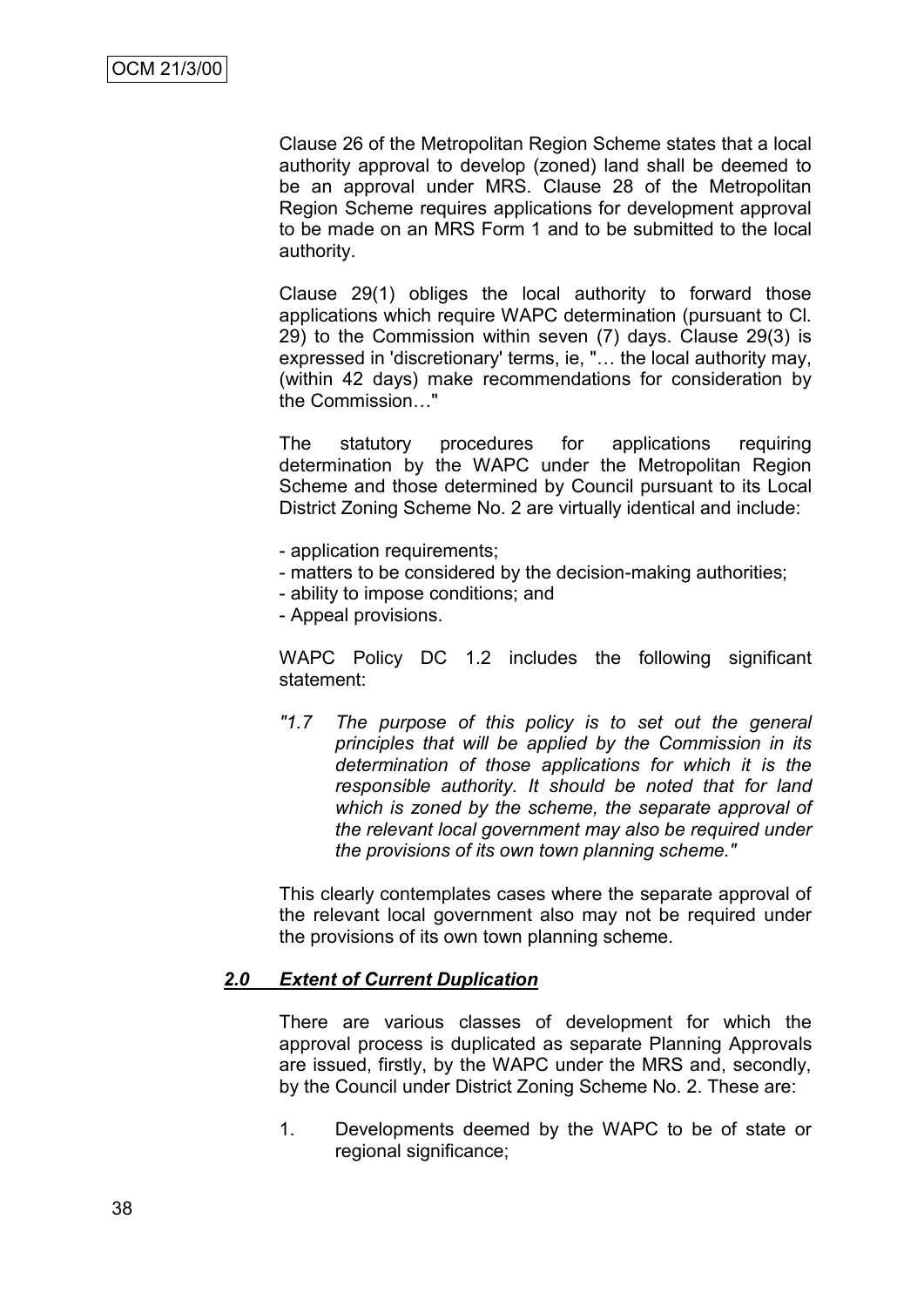Clause 26 of the Metropolitan Region Scheme states that a local authority approval to develop (zoned) land shall be deemed to be an approval under MRS. Clause 28 of the Metropolitan Region Scheme requires applications for development approval to be made on an MRS Form 1 and to be submitted to the local authority.

Clause 29(1) obliges the local authority to forward those applications which require WAPC determination (pursuant to Cl. 29) to the Commission within seven (7) days. Clause 29(3) is expressed in 'discretionary' terms, ie, "… the local authority may, (within 42 days) make recommendations for consideration by the Commission…"

The statutory procedures for applications requiring determination by the WAPC under the Metropolitan Region Scheme and those determined by Council pursuant to its Local District Zoning Scheme No. 2 are virtually identical and include:

- application requirements;
- matters to be considered by the decision-making authorities;
- ability to impose conditions; and
- Appeal provisions.

WAPC Policy DC 1.2 includes the following significant statement:

*"1.7 The purpose of this policy is to set out the general principles that will be applied by the Commission in its determination of those applications for which it is the responsible authority. It should be noted that for land which is zoned by the scheme, the separate approval of the relevant local government may also be required under the provisions of its own town planning scheme."*

This clearly contemplates cases where the separate approval of the relevant local government also may not be required under the provisions of its own town planning scheme.

### ***2.0 Extent of Current Duplication***

There are various classes of development for which the approval process is duplicated as separate Planning Approvals are issued, firstly, by the WAPC under the MRS and, secondly, by the Council under District Zoning Scheme No. 2. These are:

1. Developments deemed by the WAPC to be of state or regional significance;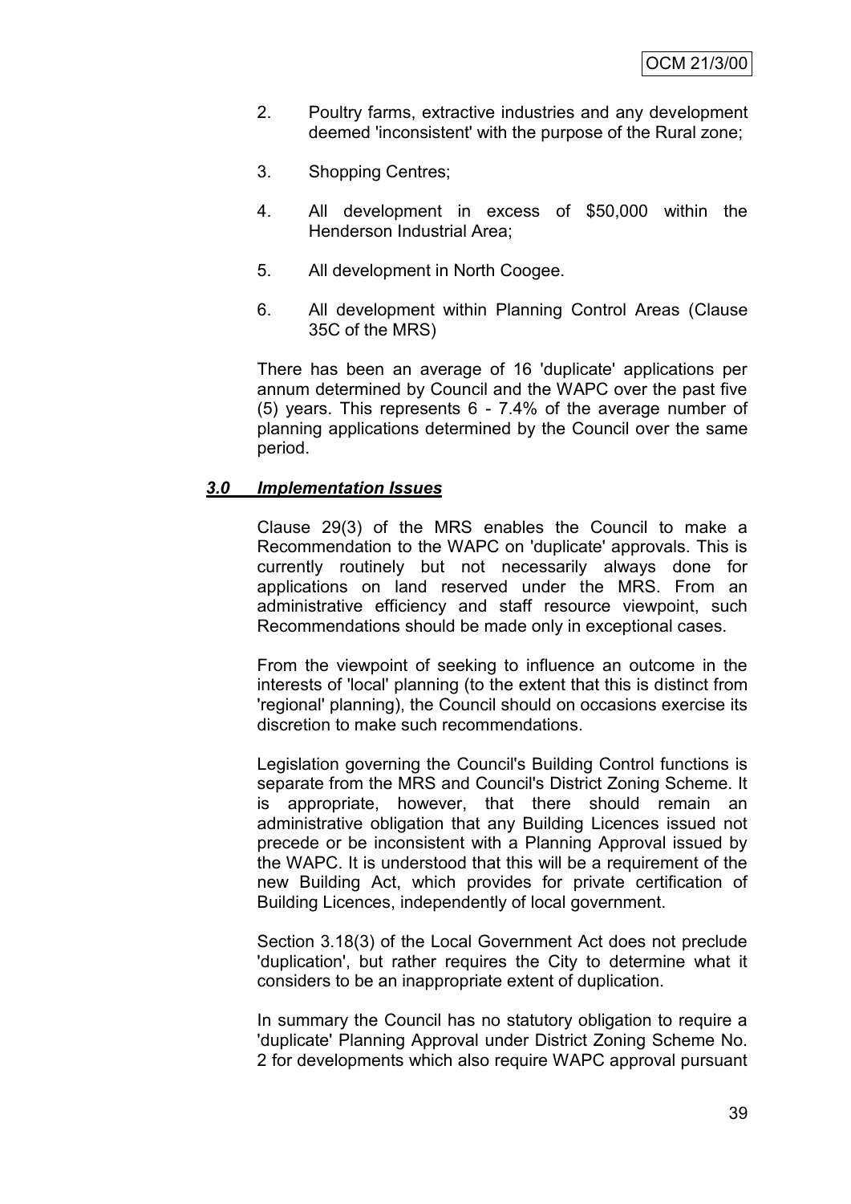2. Poultry farms, extractive industries and any development deemed 'inconsistent' with the purpose of the Rural zone;

3. Shopping Centres;

4. All development in excess of $50,000 within the Henderson Industrial Area;

5. All development in North Coogee.

6. All development within Planning Control Areas (Clause 35C of the MRS)

There has been an average of 16 'duplicate' applications per annum determined by Council and the WAPC over the past five (5) years. This represents 6 - 7.4% of the average number of planning applications determined by the Council over the same period.

### ***3.0 Implementation Issues***

Clause 29(3) of the MRS enables the Council to make a Recommendation to the WAPC on 'duplicate' approvals. This is currently routinely but not necessarily always done for applications on land reserved under the MRS. From an administrative efficiency and staff resource viewpoint, such Recommendations should be made only in exceptional cases.

From the viewpoint of seeking to influence an outcome in the interests of 'local' planning (to the extent that this is distinct from 'regional' planning), the Council should on occasions exercise its discretion to make such recommendations.

Legislation governing the Council's Building Control functions is separate from the MRS and Council's District Zoning Scheme. It is appropriate, however, that there should remain an administrative obligation that any Building Licences issued not precede or be inconsistent with a Planning Approval issued by the WAPC. It is understood that this will be a requirement of the new Building Act, which provides for private certification of Building Licences, independently of local government.

Section 3.18(3) of the Local Government Act does not preclude 'duplication', but rather requires the City to determine what it considers to be an inappropriate extent of duplication.

In summary the Council has no statutory obligation to require a 'duplicate' Planning Approval under District Zoning Scheme No. 2 for developments which also require WAPC approval pursuant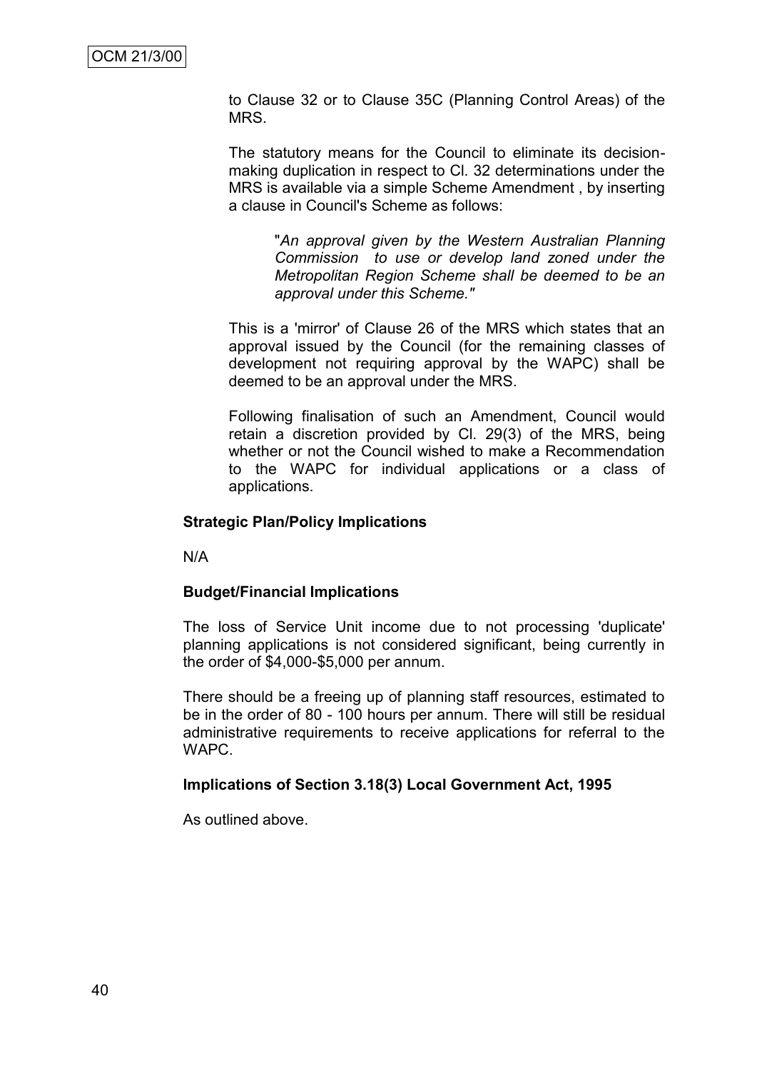to Clause 32 or to Clause 35C (Planning Control Areas) of the MRS.

The statutory means for the Council to eliminate its decision-making duplication in respect to Cl. 32 determinations under the MRS is available via a simple Scheme Amendment , by inserting a clause in Council's Scheme as follows:

> "*An approval given by the Western Australian Planning Commission to use or develop land zoned under the Metropolitan Region Scheme shall be deemed to be an approval under this Scheme.*"

This is a 'mirror' of Clause 26 of the MRS which states that an approval issued by the Council (for the remaining classes of development not requiring approval by the WAPC) shall be deemed to be an approval under the MRS.

Following finalisation of such an Amendment, Council would retain a discretion provided by Cl. 29(3) of the MRS, being whether or not the Council wished to make a Recommendation to the WAPC for individual applications or a class of applications.

**Strategic Plan/Policy Implications**

N/A

**Budget/Financial Implications**

The loss of Service Unit income due to not processing 'duplicate' planning applications is not considered significant, being currently in the order of $4,000-$5,000 per annum.

There should be a freeing up of planning staff resources, estimated to be in the order of 80 - 100 hours per annum. There will still be residual administrative requirements to receive applications for referral to the WAPC.

**Implications of Section 3.18(3) Local Government Act, 1995**

As outlined above.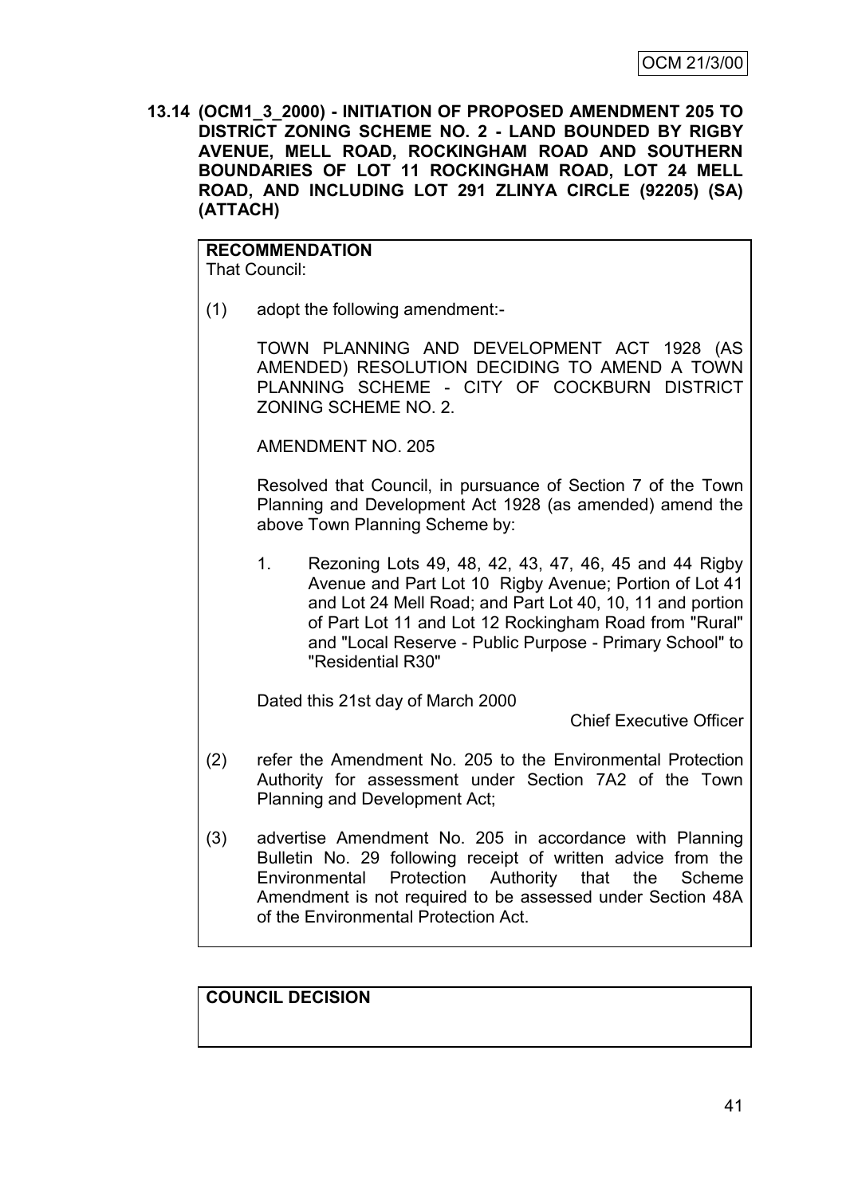**13.14 (OCM1_3_2000) - INITIATION OF PROPOSED AMENDMENT 205 TO DISTRICT ZONING SCHEME NO. 2 - LAND BOUNDED BY RIGBY AVENUE, MELL ROAD, ROCKINGHAM ROAD AND SOUTHERN BOUNDARIES OF LOT 11 ROCKINGHAM ROAD, LOT 24 MELL ROAD, AND INCLUDING LOT 291 ZLINYA CIRCLE (92205) (SA) (ATTACH)**

**RECOMMENDATION**
That Council:

(1) adopt the following amendment:-

TOWN PLANNING AND DEVELOPMENT ACT 1928 (AS AMENDED) RESOLUTION DECIDING TO AMEND A TOWN PLANNING SCHEME - CITY OF COCKBURN DISTRICT ZONING SCHEME NO. 2.

AMENDMENT NO. 205

Resolved that Council, in pursuance of Section 7 of the Town Planning and Development Act 1928 (as amended) amend the above Town Planning Scheme by:

1. Rezoning Lots 49, 48, 42, 43, 47, 46, 45 and 44 Rigby Avenue and Part Lot 10 Rigby Avenue; Portion of Lot 41 and Lot 24 Mell Road; and Part Lot 40, 10, 11 and portion of Part Lot 11 and Lot 12 Rockingham Road from "Rural" and "Local Reserve - Public Purpose - Primary School" to "Residential R30"

Dated this 21st day of March 2000

Chief Executive Officer

(2) refer the Amendment No. 205 to the Environmental Protection Authority for assessment under Section 7A2 of the Town Planning and Development Act;

(3) advertise Amendment No. 205 in accordance with Planning Bulletin No. 29 following receipt of written advice from the Environmental Protection Authority that the Scheme Amendment is not required to be assessed under Section 48A of the Environmental Protection Act.

**COUNCIL DECISION**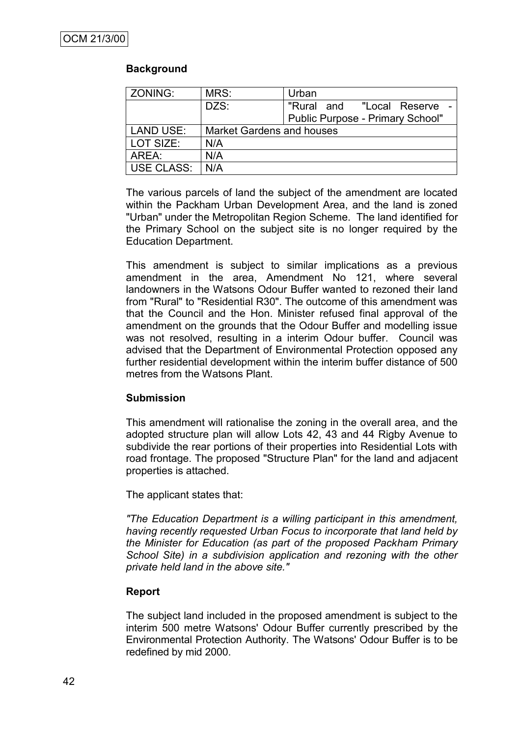### Background

| ZONING: | MRS: | Urban |
|---|---|---|
| | DZS: | "Rural and "Local Reserve - Public Purpose - Primary School" |
| LAND USE: | Market Gardens and houses | |
| LOT SIZE: | N/A | |
| AREA: | N/A | |
| USE CLASS: | N/A | |

The various parcels of land the subject of the amendment are located within the Packham Urban Development Area, and the land is zoned "Urban" under the Metropolitan Region Scheme. The land identified for the Primary School on the subject site is no longer required by the Education Department.

This amendment is subject to similar implications as a previous amendment in the area, Amendment No 121, where several landowners in the Watsons Odour Buffer wanted to rezoned their land from "Rural" to "Residential R30". The outcome of this amendment was that the Council and the Hon. Minister refused final approval of the amendment on the grounds that the Odour Buffer and modelling issue was not resolved, resulting in a interim Odour buffer. Council was advised that the Department of Environmental Protection opposed any further residential development within the interim buffer distance of 500 metres from the Watsons Plant.

### Submission

This amendment will rationalise the zoning in the overall area, and the adopted structure plan will allow Lots 42, 43 and 44 Rigby Avenue to subdivide the rear portions of their properties into Residential Lots with road frontage. The proposed "Structure Plan" for the land and adjacent properties is attached.

The applicant states that:

*"The Education Department is a willing participant in this amendment, having recently requested Urban Focus to incorporate that land held by the Minister for Education (as part of the proposed Packham Primary School Site) in a subdivision application and rezoning with the other private held land in the above site."*

### Report

The subject land included in the proposed amendment is subject to the interim 500 metre Watsons' Odour Buffer currently prescribed by the Environmental Protection Authority. The Watsons' Odour Buffer is to be redefined by mid 2000.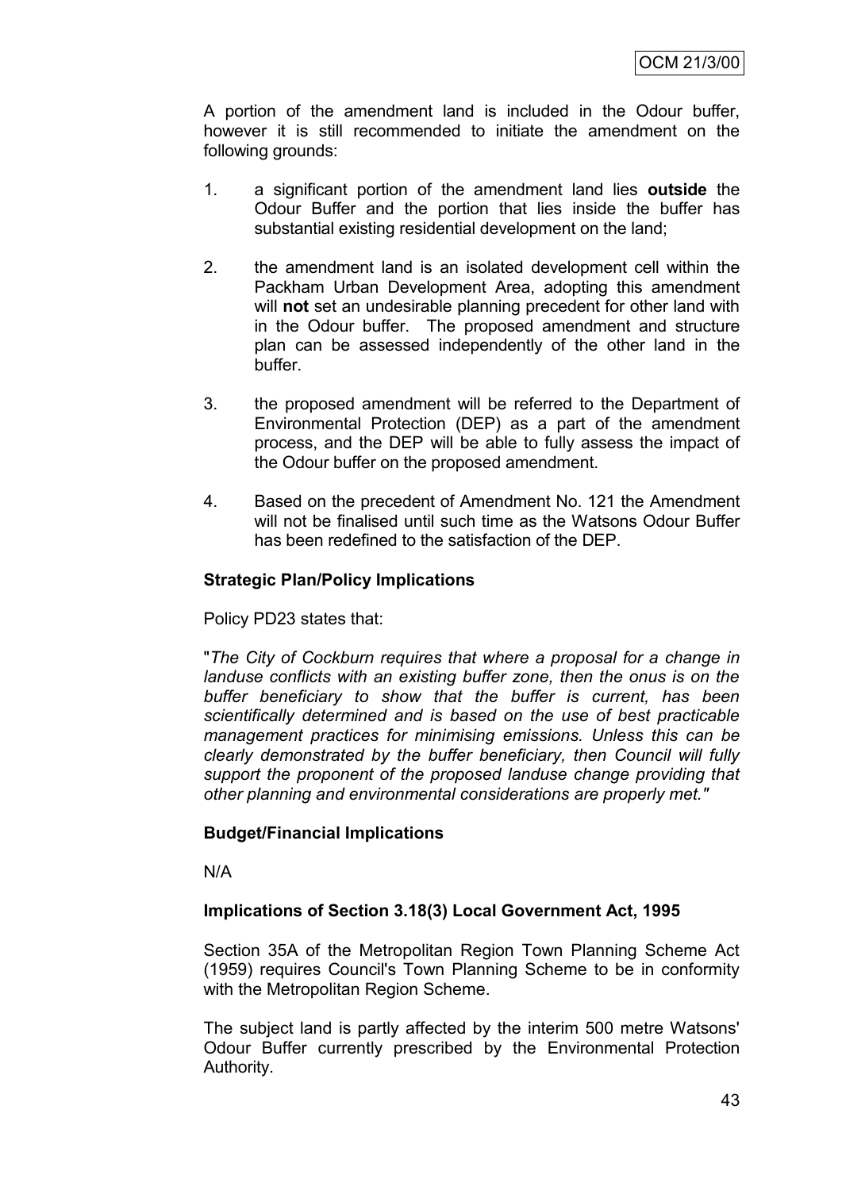A portion of the amendment land is included in the Odour buffer, however it is still recommended to initiate the amendment on the following grounds:

1. a significant portion of the amendment land lies **outside** the Odour Buffer and the portion that lies inside the buffer has substantial existing residential development on the land;

2. the amendment land is an isolated development cell within the Packham Urban Development Area, adopting this amendment will **not** set an undesirable planning precedent for other land with in the Odour buffer. The proposed amendment and structure plan can be assessed independently of the other land in the buffer.

3. the proposed amendment will be referred to the Department of Environmental Protection (DEP) as a part of the amendment process, and the DEP will be able to fully assess the impact of the Odour buffer on the proposed amendment.

4. Based on the precedent of Amendment No. 121 the Amendment will not be finalised until such time as the Watsons Odour Buffer has been redefined to the satisfaction of the DEP.

**Strategic Plan/Policy Implications**

Policy PD23 states that:

"*The City of Cockburn requires that where a proposal for a change in landuse conflicts with an existing buffer zone, then the onus is on the buffer beneficiary to show that the buffer is current, has been scientifically determined and is based on the use of best practicable management practices for minimising emissions. Unless this can be clearly demonstrated by the buffer beneficiary, then Council will fully support the proponent of the proposed landuse change providing that other planning and environmental considerations are properly met."*

**Budget/Financial Implications**

N/A

**Implications of Section 3.18(3) Local Government Act, 1995**

Section 35A of the Metropolitan Region Town Planning Scheme Act (1959) requires Council's Town Planning Scheme to be in conformity with the Metropolitan Region Scheme.

The subject land is partly affected by the interim 500 metre Watsons' Odour Buffer currently prescribed by the Environmental Protection Authority.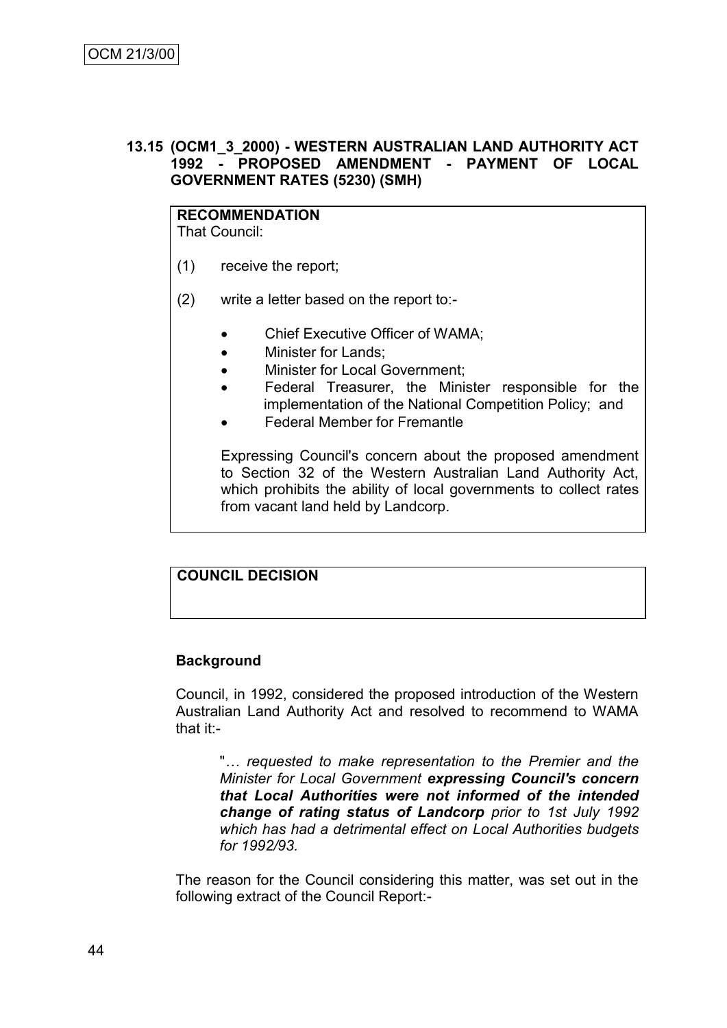### 13.15 (OCM1_3_2000) - WESTERN AUSTRALIAN LAND AUTHORITY ACT 1992 - PROPOSED AMENDMENT - PAYMENT OF LOCAL GOVERNMENT RATES (5230) (SMH)

**RECOMMENDATION**

That Council:

(1) receive the report;

(2) write a letter based on the report to:-

- Chief Executive Officer of WAMA;
- Minister for Lands;
- Minister for Local Government;
- Federal Treasurer, the Minister responsible for the implementation of the National Competition Policy; and
- Federal Member for Fremantle

Expressing Council's concern about the proposed amendment to Section 32 of the Western Australian Land Authority Act, which prohibits the ability of local governments to collect rates from vacant land held by Landcorp.

**COUNCIL DECISION**

**Background**

Council, in 1992, considered the proposed introduction of the Western Australian Land Authority Act and resolved to recommend to WAMA that it:-

> "*… requested to make representation to the Premier and the Minister for Local Government **expressing Council's concern that Local Authorities were not informed of the intended change of rating status of Landcorp** prior to 1st July 1992 which has had a detrimental effect on Local Authorities budgets for 1992/93.*

The reason for the Council considering this matter, was set out in the following extract of the Council Report:-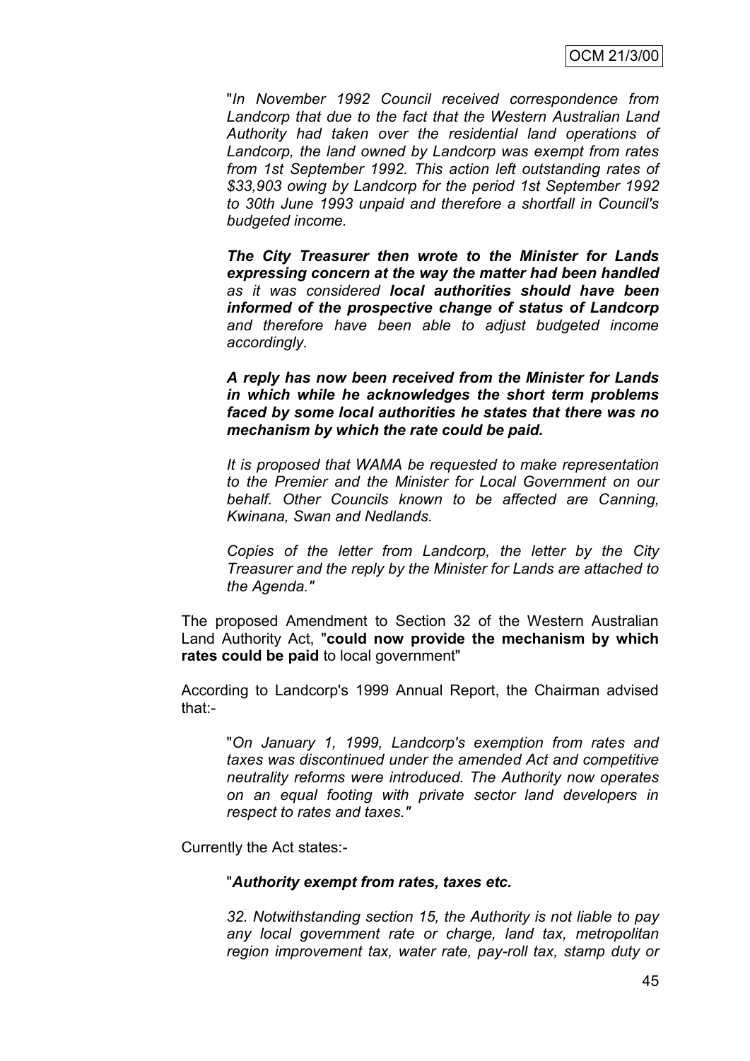> "*In November 1992 Council received correspondence from Landcorp that due to the fact that the Western Australian Land Authority had taken over the residential land operations of Landcorp, the land owned by Landcorp was exempt from rates from 1st September 1992. This action left outstanding rates of $33,903 owing by Landcorp for the period 1st September 1992 to 30th June 1993 unpaid and therefore a shortfall in Council's budgeted income.*
>
> ***The City Treasurer then wrote to the Minister for Lands expressing concern at the way the matter had been handled** as it was considered **local authorities should have been informed of the prospective change of status of Landcorp** and therefore have been able to adjust budgeted income accordingly.*
>
> ***A reply has now been received from the Minister for Lands in which while he acknowledges the short term problems faced by some local authorities he states that there was no mechanism by which the rate could be paid.***
>
> *It is proposed that WAMA be requested to make representation to the Premier and the Minister for Local Government on our behalf. Other Councils known to be affected are Canning, Kwinana, Swan and Nedlands.*
>
> *Copies of the letter from Landcorp, the letter by the City Treasurer and the reply by the Minister for Lands are attached to the Agenda."*

The proposed Amendment to Section 32 of the Western Australian Land Authority Act, "**could now provide the mechanism by which rates could be paid** to local government"

According to Landcorp's 1999 Annual Report, the Chairman advised that:-

> "*On January 1, 1999, Landcorp's exemption from rates and taxes was discontinued under the amended Act and competitive neutrality reforms were introduced. The Authority now operates on an equal footing with private sector land developers in respect to rates and taxes."*

Currently the Act states:-

> "***Authority exempt from rates, taxes etc.***
>
> *32. Notwithstanding section 15, the Authority is not liable to pay any local government rate or charge, land tax, metropolitan region improvement tax, water rate, pay-roll tax, stamp duty or*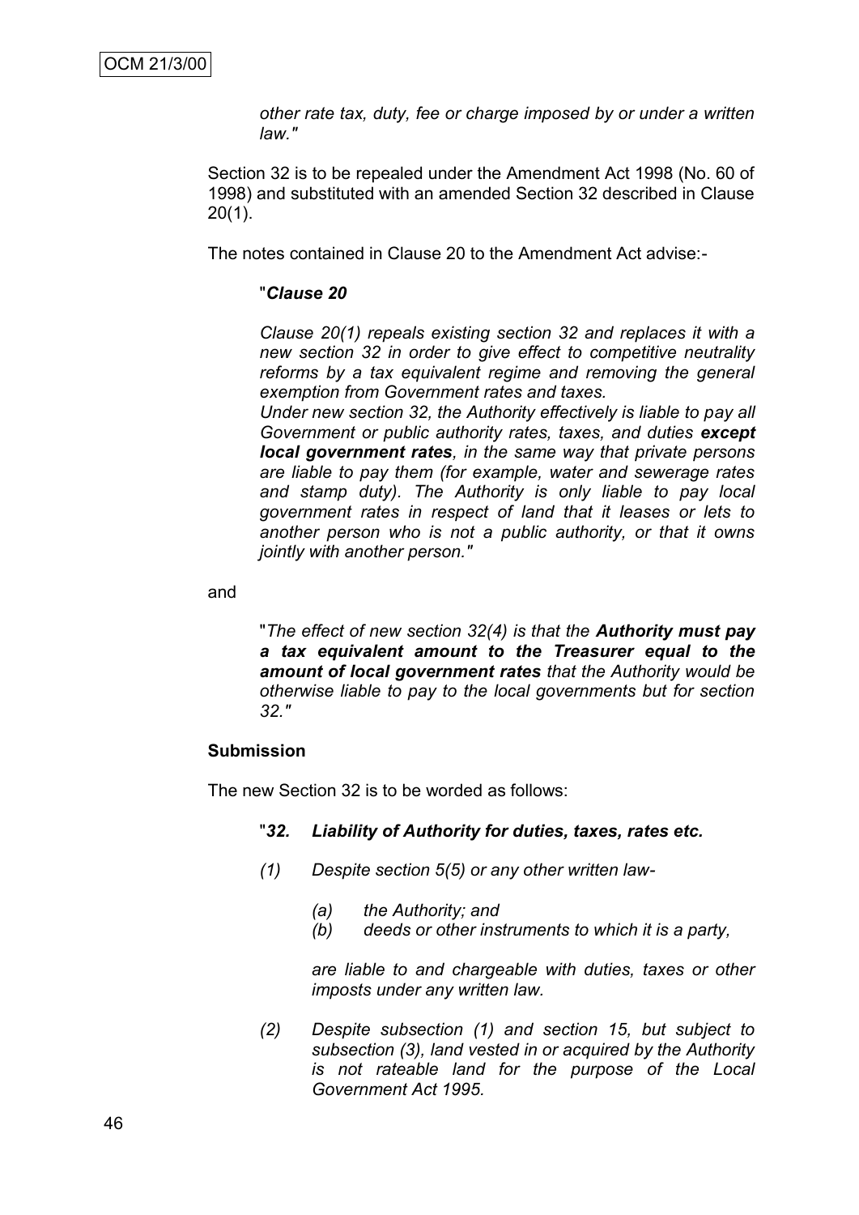*other rate tax, duty, fee or charge imposed by or under a written law."*

Section 32 is to be repealed under the Amendment Act 1998 (No. 60 of 1998) and substituted with an amended Section 32 described in Clause 20(1).

The notes contained in Clause 20 to the Amendment Act advise:-

> "***Clause 20***
>
> *Clause 20(1) repeals existing section 32 and replaces it with a new section 32 in order to give effect to competitive neutrality reforms by a tax equivalent regime and removing the general exemption from Government rates and taxes.*
> *Under new section 32, the Authority effectively is liable to pay all Government or public authority rates, taxes, and duties **except local government rates**, in the same way that private persons are liable to pay them (for example, water and sewerage rates and stamp duty). The Authority is only liable to pay local government rates in respect of land that it leases or lets to another person who is not a public authority, or that it owns jointly with another person."*

and

> "*The effect of new section 32(4) is that the **Authority must pay a tax equivalent amount to the Treasurer equal to the amount of local government rates** that the Authority would be otherwise liable to pay to the local governments but for section 32."*

**Submission**

The new Section 32 is to be worded as follows:

> "***32. Liability of Authority for duties, taxes, rates etc.***
>
> *(1) Despite section 5(5) or any other written law-*
>
> *(a) the Authority; and*
> *(b) deeds or other instruments to which it is a party,*
>
> *are liable to and chargeable with duties, taxes or other imposts under any written law.*
>
> *(2) Despite subsection (1) and section 15, but subject to subsection (3), land vested in or acquired by the Authority is not rateable land for the purpose of the Local Government Act 1995.*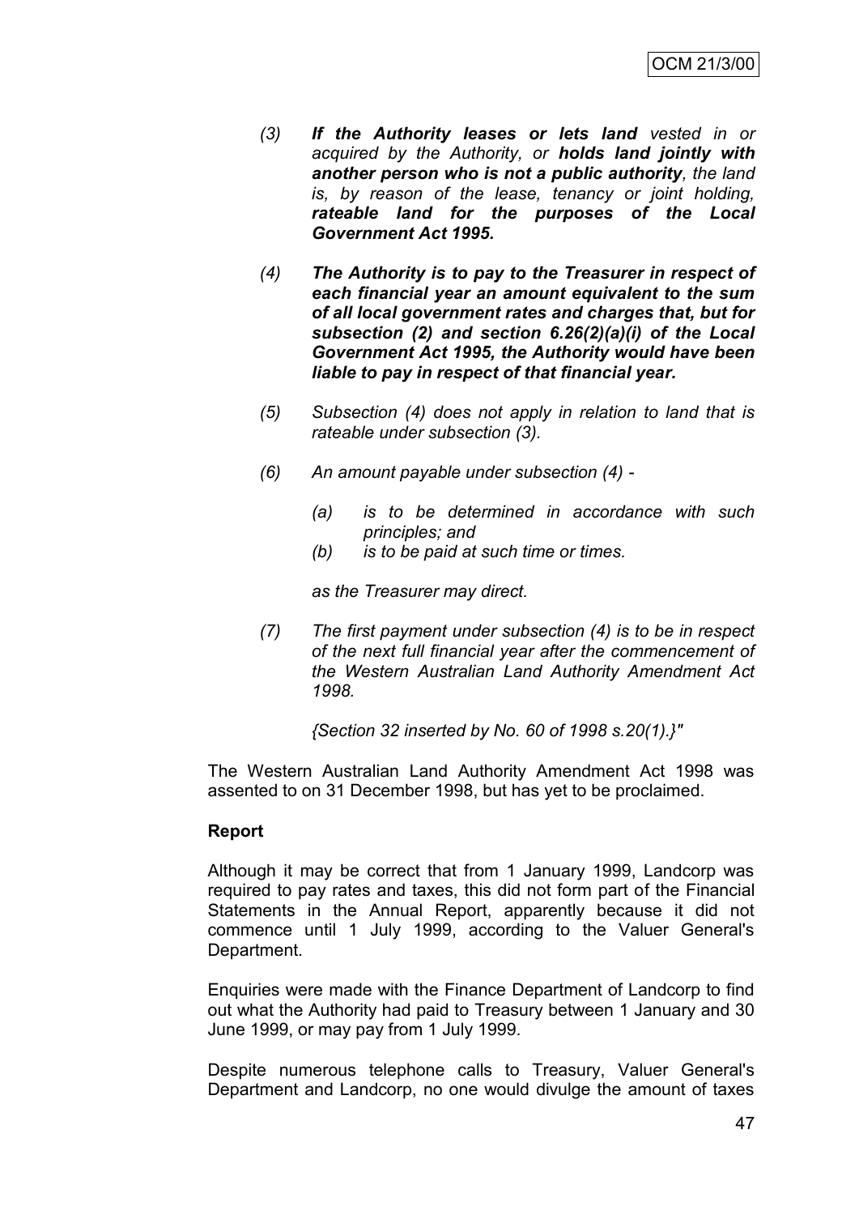*(3) **If the Authority leases or lets land** vested in or acquired by the Authority, or **holds land jointly with another person who is not a public authority**, the land is, by reason of the lease, tenancy or joint holding, **rateable land for the purposes of the Local Government Act 1995.***

***(4) The Authority is to pay to the Treasurer in respect of each financial year an amount equivalent to the sum of all local government rates and charges that, but for subsection (2) and section 6.26(2)(a)(i) of the Local Government Act 1995, the Authority would have been liable to pay in respect of that financial year.***

*(5) Subsection (4) does not apply in relation to land that is rateable under subsection (3).*

*(6) An amount payable under subsection (4) -*

*(a) is to be determined in accordance with such principles; and*
*(b) is to be paid at such time or times.*

*as the Treasurer may direct.*

*(7) The first payment under subsection (4) is to be in respect of the next full financial year after the commencement of the Western Australian Land Authority Amendment Act 1998.*

*{Section 32 inserted by No. 60 of 1998 s.20(1).}"*

The Western Australian Land Authority Amendment Act 1998 was assented to on 31 December 1998, but has yet to be proclaimed.

**Report**

Although it may be correct that from 1 January 1999, Landcorp was required to pay rates and taxes, this did not form part of the Financial Statements in the Annual Report, apparently because it did not commence until 1 July 1999, according to the Valuer General's Department.

Enquiries were made with the Finance Department of Landcorp to find out what the Authority had paid to Treasury between 1 January and 30 June 1999, or may pay from 1 July 1999.

Despite numerous telephone calls to Treasury, Valuer General's Department and Landcorp, no one would divulge the amount of taxes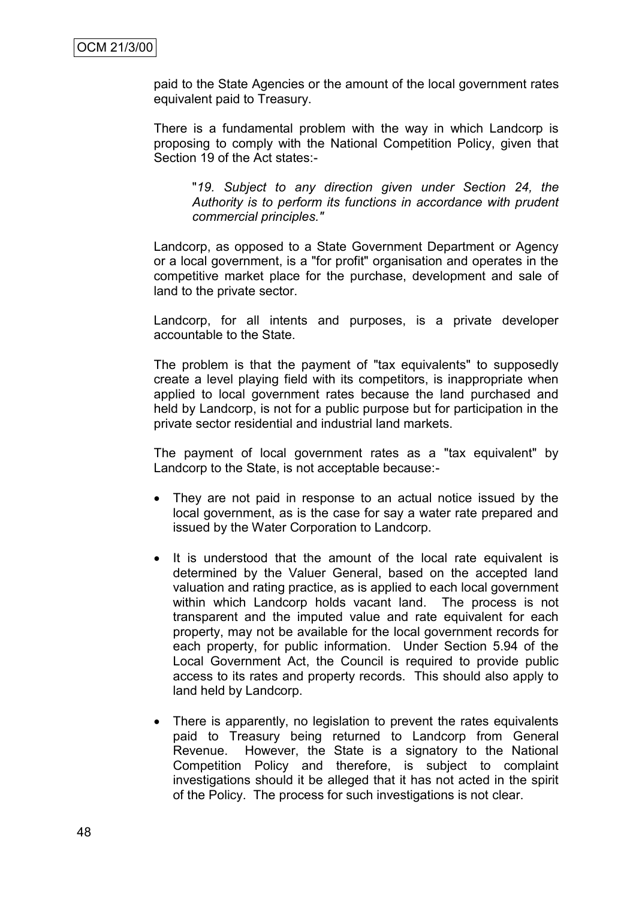paid to the State Agencies or the amount of the local government rates equivalent paid to Treasury.

There is a fundamental problem with the way in which Landcorp is proposing to comply with the National Competition Policy, given that Section 19 of the Act states:-

> "*19. Subject to any direction given under Section 24, the Authority is to perform its functions in accordance with prudent commercial principles."*

Landcorp, as opposed to a State Government Department or Agency or a local government, is a "for profit" organisation and operates in the competitive market place for the purchase, development and sale of land to the private sector.

Landcorp, for all intents and purposes, is a private developer accountable to the State.

The problem is that the payment of "tax equivalents" to supposedly create a level playing field with its competitors, is inappropriate when applied to local government rates because the land purchased and held by Landcorp, is not for a public purpose but for participation in the private sector residential and industrial land markets.

The payment of local government rates as a "tax equivalent" by Landcorp to the State, is not acceptable because:-

- They are not paid in response to an actual notice issued by the local government, as is the case for say a water rate prepared and issued by the Water Corporation to Landcorp.
- It is understood that the amount of the local rate equivalent is determined by the Valuer General, based on the accepted land valuation and rating practice, as is applied to each local government within which Landcorp holds vacant land. The process is not transparent and the imputed value and rate equivalent for each property, may not be available for the local government records for each property, for public information. Under Section 5.94 of the Local Government Act, the Council is required to provide public access to its rates and property records. This should also apply to land held by Landcorp.
- There is apparently, no legislation to prevent the rates equivalents paid to Treasury being returned to Landcorp from General Revenue. However, the State is a signatory to the National Competition Policy and therefore, is subject to complaint investigations should it be alleged that it has not acted in the spirit of the Policy. The process for such investigations is not clear.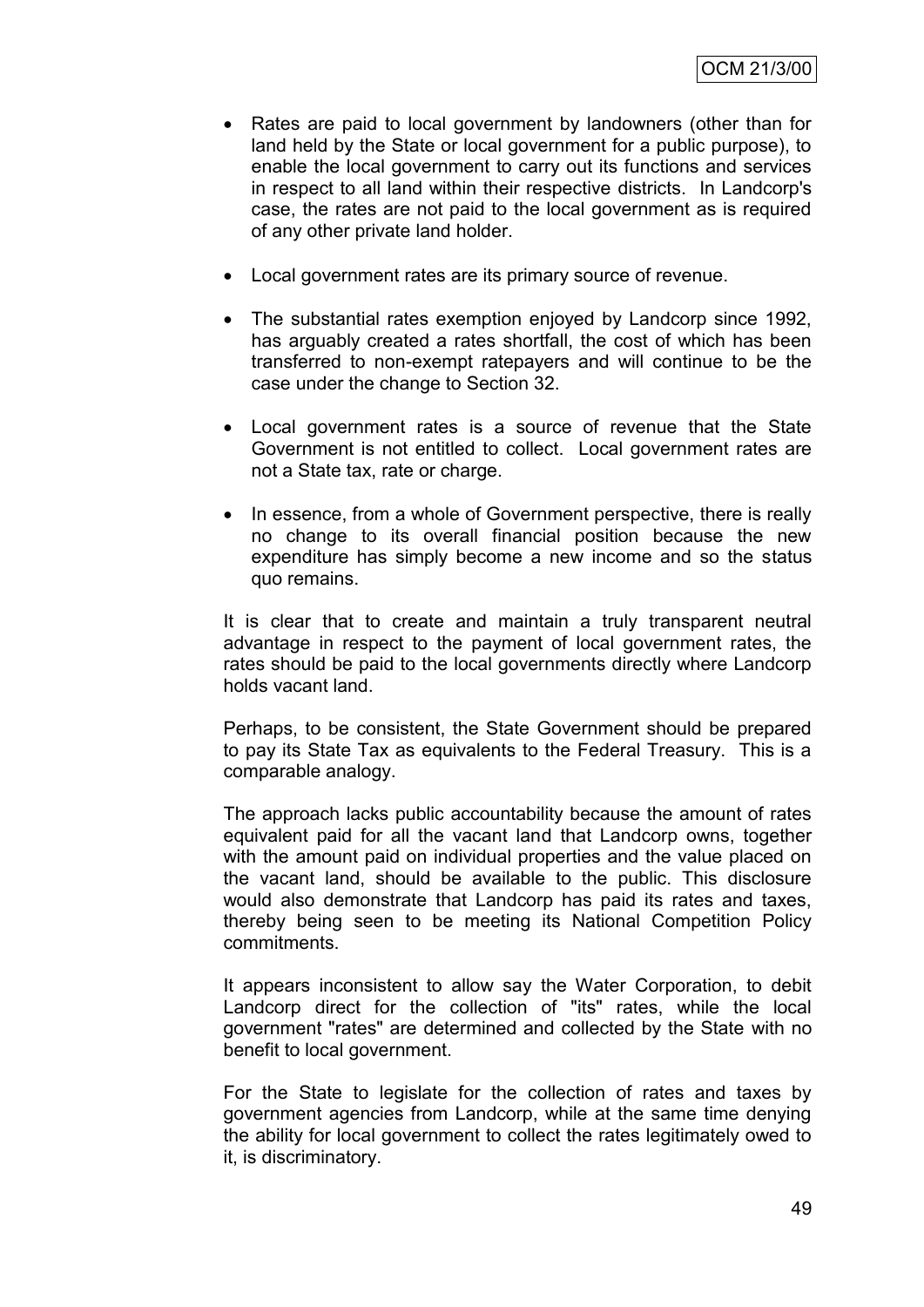- Rates are paid to local government by landowners (other than for land held by the State or local government for a public purpose), to enable the local government to carry out its functions and services in respect to all land within their respective districts. In Landcorp's case, the rates are not paid to the local government as is required of any other private land holder.

- Local government rates are its primary source of revenue.

- The substantial rates exemption enjoyed by Landcorp since 1992, has arguably created a rates shortfall, the cost of which has been transferred to non-exempt ratepayers and will continue to be the case under the change to Section 32.

- Local government rates is a source of revenue that the State Government is not entitled to collect. Local government rates are not a State tax, rate or charge.

- In essence, from a whole of Government perspective, there is really no change to its overall financial position because the new expenditure has simply become a new income and so the status quo remains.

It is clear that to create and maintain a truly transparent neutral advantage in respect to the payment of local government rates, the rates should be paid to the local governments directly where Landcorp holds vacant land.

Perhaps, to be consistent, the State Government should be prepared to pay its State Tax as equivalents to the Federal Treasury. This is a comparable analogy.

The approach lacks public accountability because the amount of rates equivalent paid for all the vacant land that Landcorp owns, together with the amount paid on individual properties and the value placed on the vacant land, should be available to the public. This disclosure would also demonstrate that Landcorp has paid its rates and taxes, thereby being seen to be meeting its National Competition Policy commitments.

It appears inconsistent to allow say the Water Corporation, to debit Landcorp direct for the collection of "its" rates, while the local government "rates" are determined and collected by the State with no benefit to local government.

For the State to legislate for the collection of rates and taxes by government agencies from Landcorp, while at the same time denying the ability for local government to collect the rates legitimately owed to it, is discriminatory.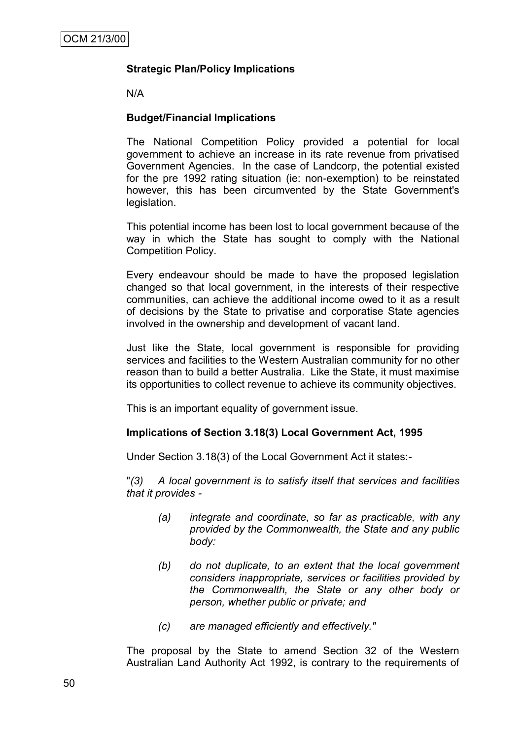**Strategic Plan/Policy Implications**

N/A

**Budget/Financial Implications**

The National Competition Policy provided a potential for local government to achieve an increase in its rate revenue from privatised Government Agencies. In the case of Landcorp, the potential existed for the pre 1992 rating situation (ie: non-exemption) to be reinstated however, this has been circumvented by the State Government's legislation.

This potential income has been lost to local government because of the way in which the State has sought to comply with the National Competition Policy.

Every endeavour should be made to have the proposed legislation changed so that local government, in the interests of their respective communities, can achieve the additional income owed to it as a result of decisions by the State to privatise and corporatise State agencies involved in the ownership and development of vacant land.

Just like the State, local government is responsible for providing services and facilities to the Western Australian community for no other reason than to build a better Australia. Like the State, it must maximise its opportunities to collect revenue to achieve its community objectives.

This is an important equality of government issue.

**Implications of Section 3.18(3) Local Government Act, 1995**

Under Section 3.18(3) of the Local Government Act it states:-

"*(3) A local government is to satisfy itself that services and facilities that it provides -*

> *(a) integrate and coordinate, so far as practicable, with any provided by the Commonwealth, the State and any public body:*
>
> *(b) do not duplicate, to an extent that the local government considers inappropriate, services or facilities provided by the Commonwealth, the State or any other body or person, whether public or private; and*
>
> *(c) are managed efficiently and effectively."*

The proposal by the State to amend Section 32 of the Western Australian Land Authority Act 1992, is contrary to the requirements of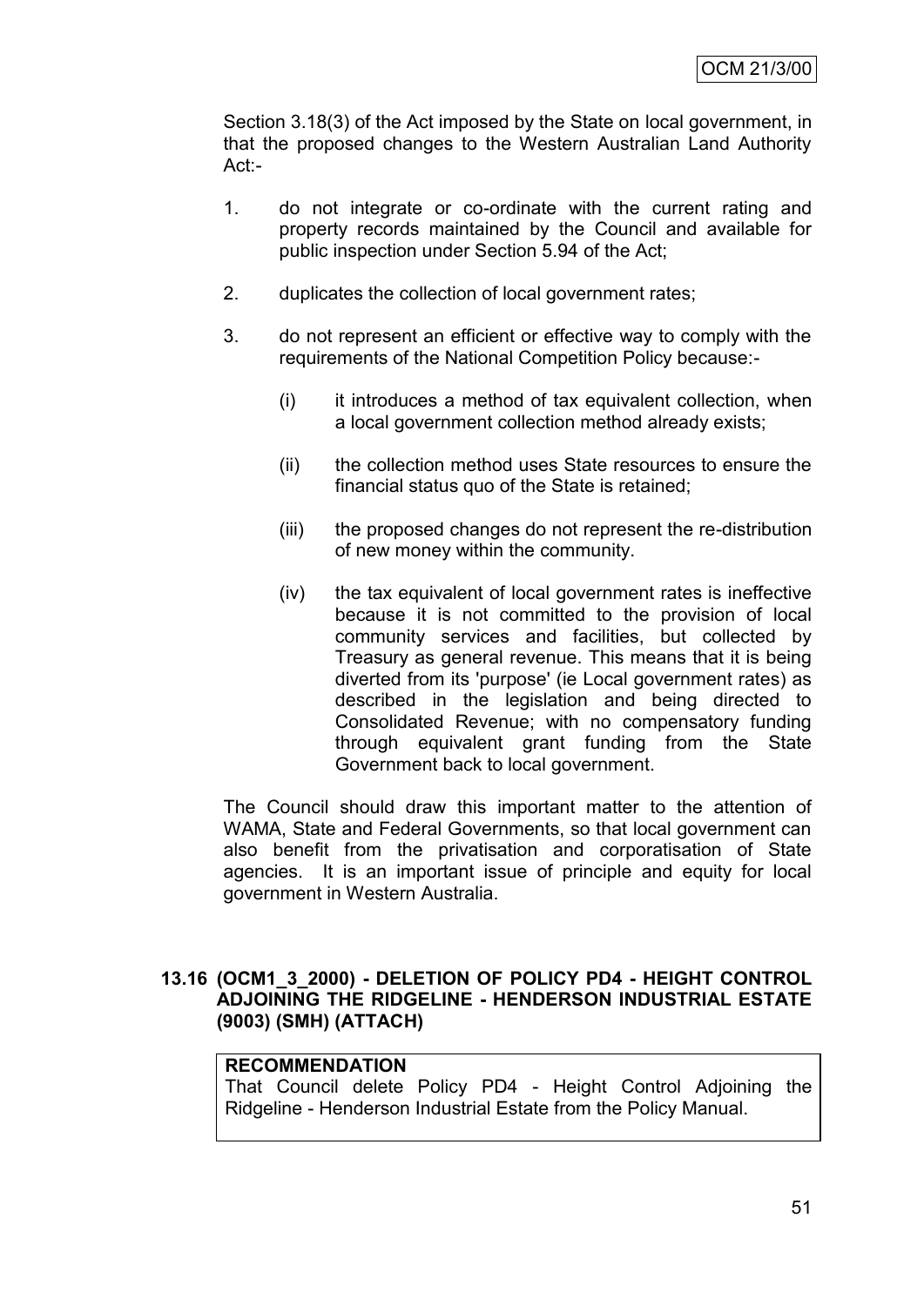Section 3.18(3) of the Act imposed by the State on local government, in that the proposed changes to the Western Australian Land Authority Act:-

1. do not integrate or co-ordinate with the current rating and property records maintained by the Council and available for public inspection under Section 5.94 of the Act;

2. duplicates the collection of local government rates;

3. do not represent an efficient or effective way to comply with the requirements of the National Competition Policy because:-

   (i) it introduces a method of tax equivalent collection, when a local government collection method already exists;

   (ii) the collection method uses State resources to ensure the financial status quo of the State is retained;

   (iii) the proposed changes do not represent the re-distribution of new money within the community.

   (iv) the tax equivalent of local government rates is ineffective because it is not committed to the provision of local community services and facilities, but collected by Treasury as general revenue. This means that it is being diverted from its 'purpose' (ie Local government rates) as described in the legislation and being directed to Consolidated Revenue; with no compensatory funding through equivalent grant funding from the State Government back to local government.

The Council should draw this important matter to the attention of WAMA, State and Federal Governments, so that local government can also benefit from the privatisation and corporatisation of State agencies. It is an important issue of principle and equity for local government in Western Australia.

### 13.16 (OCM1_3_2000) - DELETION OF POLICY PD4 - HEIGHT CONTROL ADJOINING THE RIDGELINE - HENDERSON INDUSTRIAL ESTATE (9003) (SMH) (ATTACH)

| **RECOMMENDATION** |
| --- |
| That Council delete Policy PD4 - Height Control Adjoining the Ridgeline - Henderson Industrial Estate from the Policy Manual. |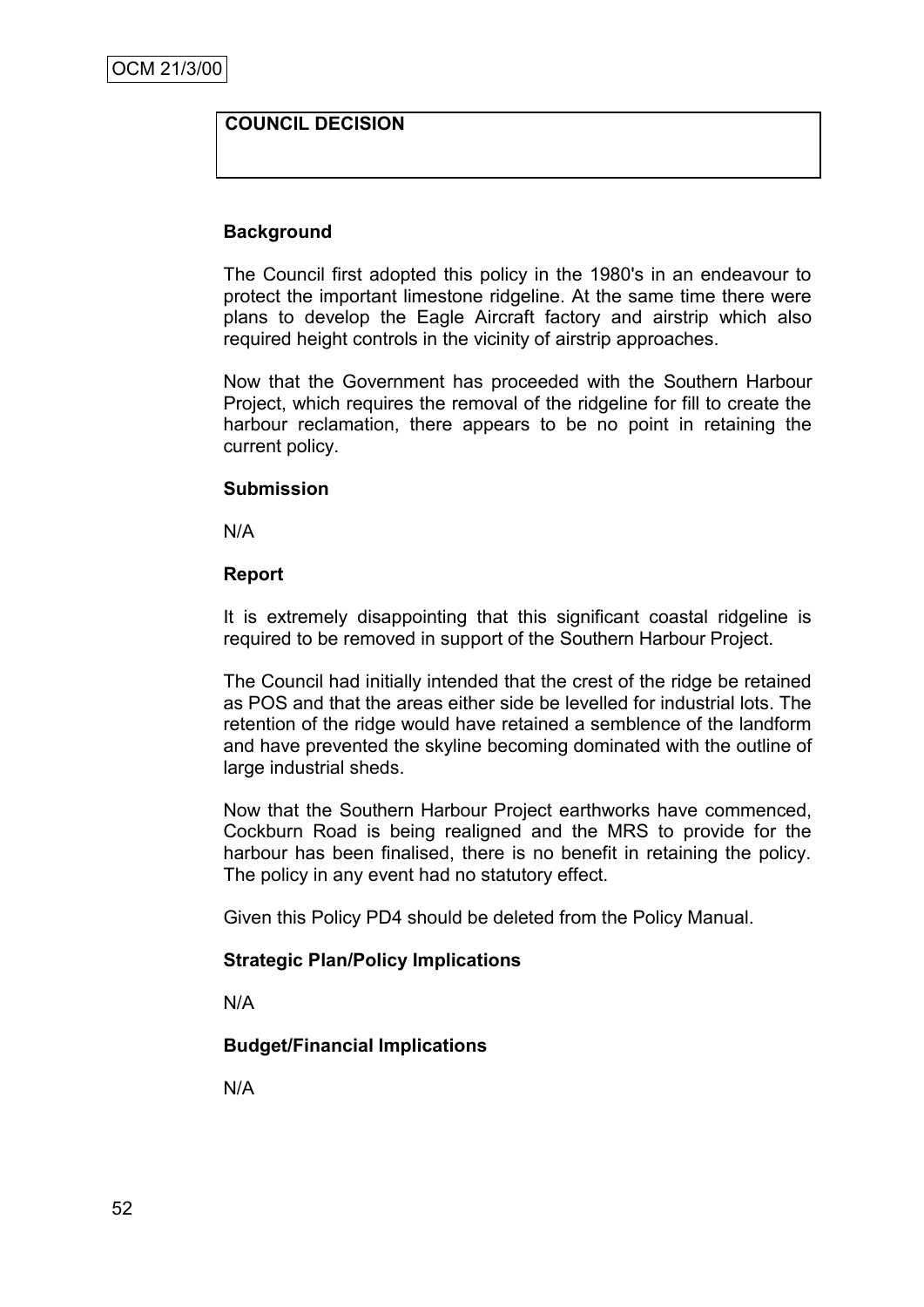**COUNCIL DECISION**

**Background**

The Council first adopted this policy in the 1980's in an endeavour to protect the important limestone ridgeline. At the same time there were plans to develop the Eagle Aircraft factory and airstrip which also required height controls in the vicinity of airstrip approaches.

Now that the Government has proceeded with the Southern Harbour Project, which requires the removal of the ridgeline for fill to create the harbour reclamation, there appears to be no point in retaining the current policy.

**Submission**

N/A

**Report**

It is extremely disappointing that this significant coastal ridgeline is required to be removed in support of the Southern Harbour Project.

The Council had initially intended that the crest of the ridge be retained as POS and that the areas either side be levelled for industrial lots. The retention of the ridge would have retained a semblence of the landform and have prevented the skyline becoming dominated with the outline of large industrial sheds.

Now that the Southern Harbour Project earthworks have commenced, Cockburn Road is being realigned and the MRS to provide for the harbour has been finalised, there is no benefit in retaining the policy. The policy in any event had no statutory effect.

Given this Policy PD4 should be deleted from the Policy Manual.

**Strategic Plan/Policy Implications**

N/A

**Budget/Financial Implications**

N/A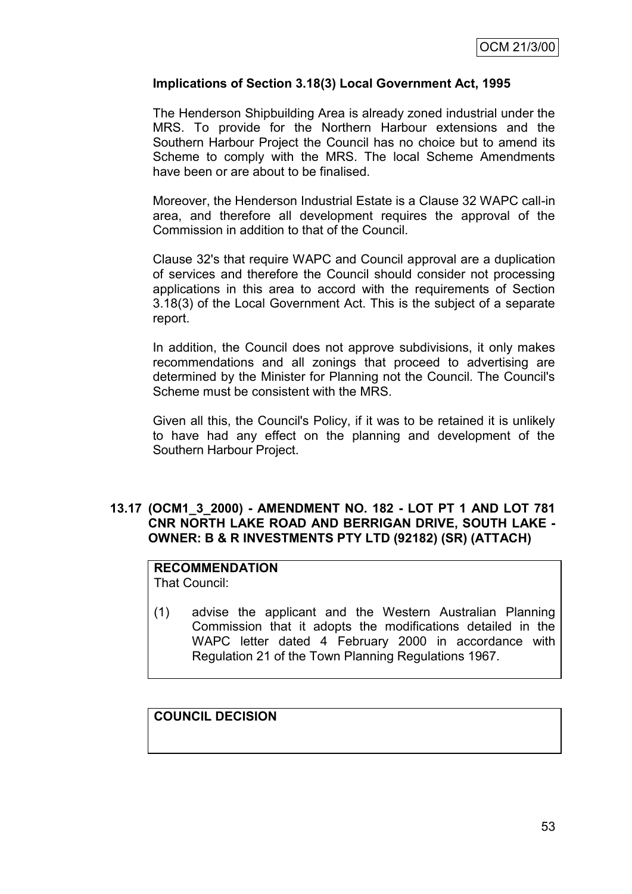**Implications of Section 3.18(3) Local Government Act, 1995**

The Henderson Shipbuilding Area is already zoned industrial under the MRS. To provide for the Northern Harbour extensions and the Southern Harbour Project the Council has no choice but to amend its Scheme to comply with the MRS. The local Scheme Amendments have been or are about to be finalised.

Moreover, the Henderson Industrial Estate is a Clause 32 WAPC call-in area, and therefore all development requires the approval of the Commission in addition to that of the Council.

Clause 32's that require WAPC and Council approval are a duplication of services and therefore the Council should consider not processing applications in this area to accord with the requirements of Section 3.18(3) of the Local Government Act. This is the subject of a separate report.

In addition, the Council does not approve subdivisions, it only makes recommendations and all zonings that proceed to advertising are determined by the Minister for Planning not the Council. The Council's Scheme must be consistent with the MRS.

Given all this, the Council's Policy, if it was to be retained it is unlikely to have had any effect on the planning and development of the Southern Harbour Project.

## 13.17 (OCM1_3_2000) - AMENDMENT NO. 182 - LOT PT 1 AND LOT 781 CNR NORTH LAKE ROAD AND BERRIGAN DRIVE, SOUTH LAKE - OWNER: B & R INVESTMENTS PTY LTD (92182) (SR) (ATTACH)

**RECOMMENDATION**
That Council:

(1) advise the applicant and the Western Australian Planning Commission that it adopts the modifications detailed in the WAPC letter dated 4 February 2000 in accordance with Regulation 21 of the Town Planning Regulations 1967.

**COUNCIL DECISION**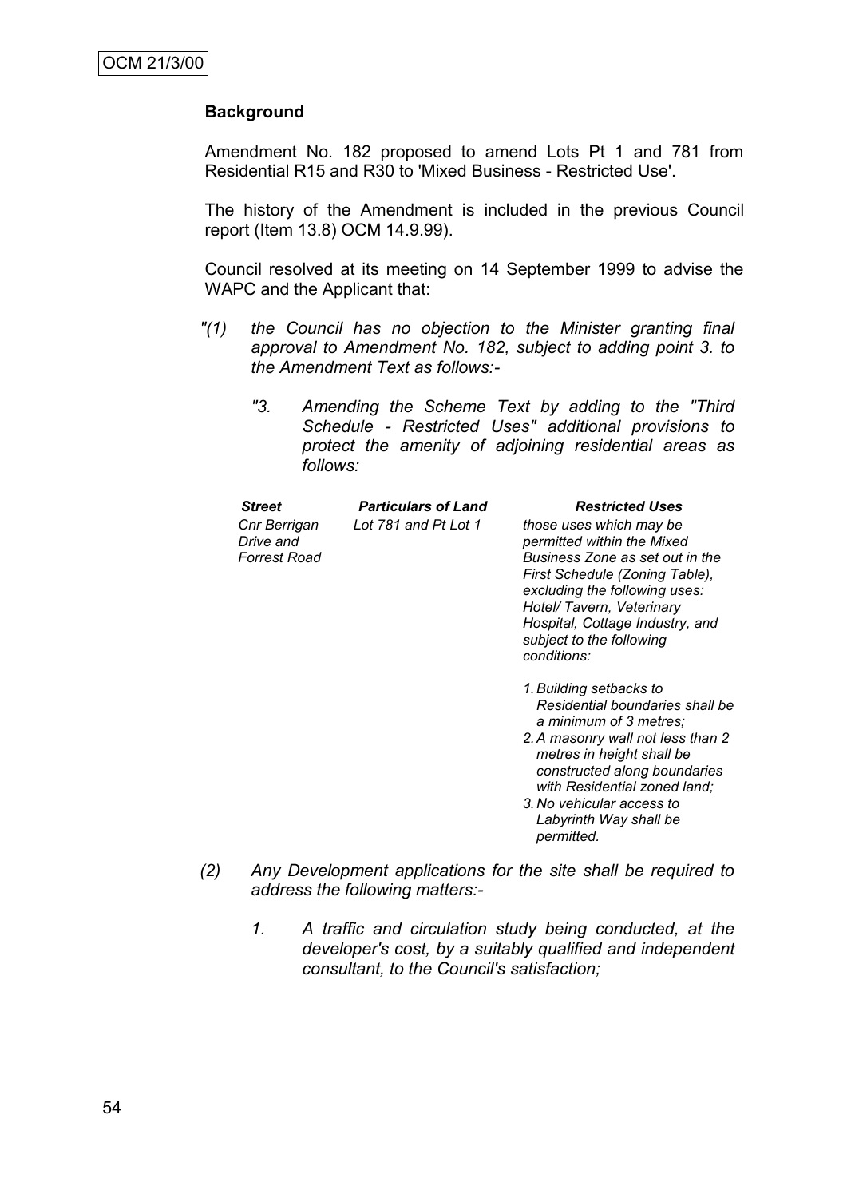OCM 21/3/00

**Background**

Amendment No. 182 proposed to amend Lots Pt 1 and 781 from Residential R15 and R30 to 'Mixed Business - Restricted Use'.

The history of the Amendment is included in the previous Council report (Item 13.8) OCM 14.9.99).

Council resolved at its meeting on 14 September 1999 to advise the WAPC and the Applicant that:

*"(1) the Council has no objection to the Minister granting final approval to Amendment No. 182, subject to adding point 3. to the Amendment Text as follows:-*

*"3. Amending the Scheme Text by adding to the "Third Schedule - Restricted Uses" additional provisions to protect the amenity of adjoining residential areas as follows:*

| ***Street*** | ***Particulars of Land*** | ***Restricted Uses*** |
|---|---|---|
| *Cnr Berrigan Drive and Forrest Road* | *Lot 781 and Pt Lot 1* | *those uses which may be permitted within the Mixed Business Zone as set out in the First Schedule (Zoning Table), excluding the following uses: Hotel/ Tavern, Veterinary Hospital, Cottage Industry, and subject to the following conditions:*<br><br>*1. Building setbacks to Residential boundaries shall be a minimum of 3 metres;*<br>*2. A masonry wall not less than 2 metres in height shall be constructed along boundaries with Residential zoned land;*<br>*3. No vehicular access to Labyrinth Way shall be permitted.* |

*(2) Any Development applications for the site shall be required to address the following matters:-*

*1. A traffic and circulation study being conducted, at the developer's cost, by a suitably qualified and independent consultant, to the Council's satisfaction;*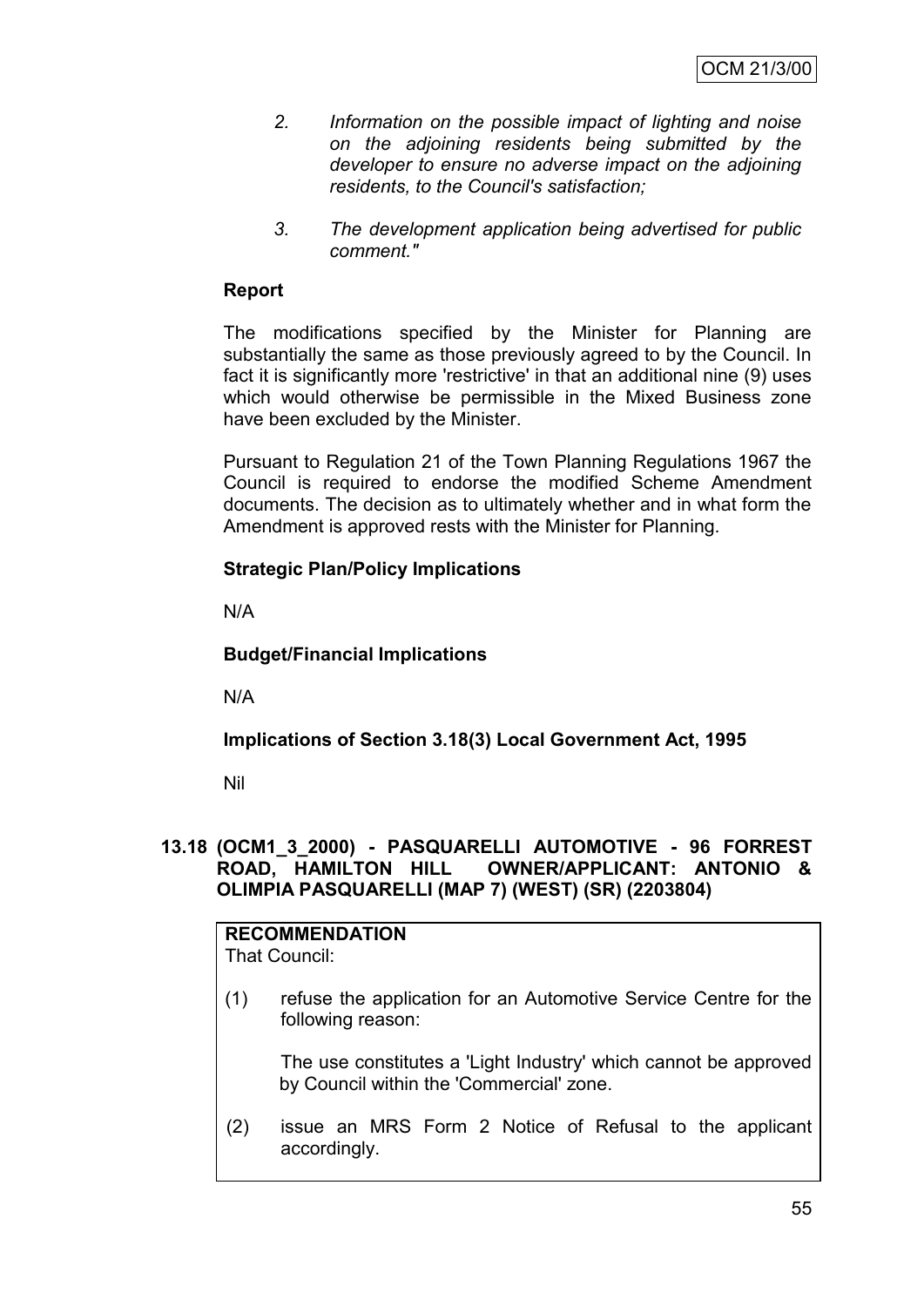2. *Information on the possible impact of lighting and noise on the adjoining residents being submitted by the developer to ensure no adverse impact on the adjoining residents, to the Council's satisfaction;*

3. *The development application being advertised for public comment."*

**Report**

The modifications specified by the Minister for Planning are substantially the same as those previously agreed to by the Council. In fact it is significantly more 'restrictive' in that an additional nine (9) uses which would otherwise be permissible in the Mixed Business zone have been excluded by the Minister.

Pursuant to Regulation 21 of the Town Planning Regulations 1967 the Council is required to endorse the modified Scheme Amendment documents. The decision as to ultimately whether and in what form the Amendment is approved rests with the Minister for Planning.

**Strategic Plan/Policy Implications**

N/A

**Budget/Financial Implications**

N/A

**Implications of Section 3.18(3) Local Government Act, 1995**

Nil

### 13.18 (OCM1_3_2000) - PASQUARELLI AUTOMOTIVE - 96 FORREST ROAD, HAMILTON HILL OWNER/APPLICANT: ANTONIO & OLIMPIA PASQUARELLI (MAP 7) (WEST) (SR) (2203804)

**RECOMMENDATION**

That Council:

(1) refuse the application for an Automotive Service Centre for the following reason:

The use constitutes a 'Light Industry' which cannot be approved by Council within the 'Commercial' zone.

(2) issue an MRS Form 2 Notice of Refusal to the applicant accordingly.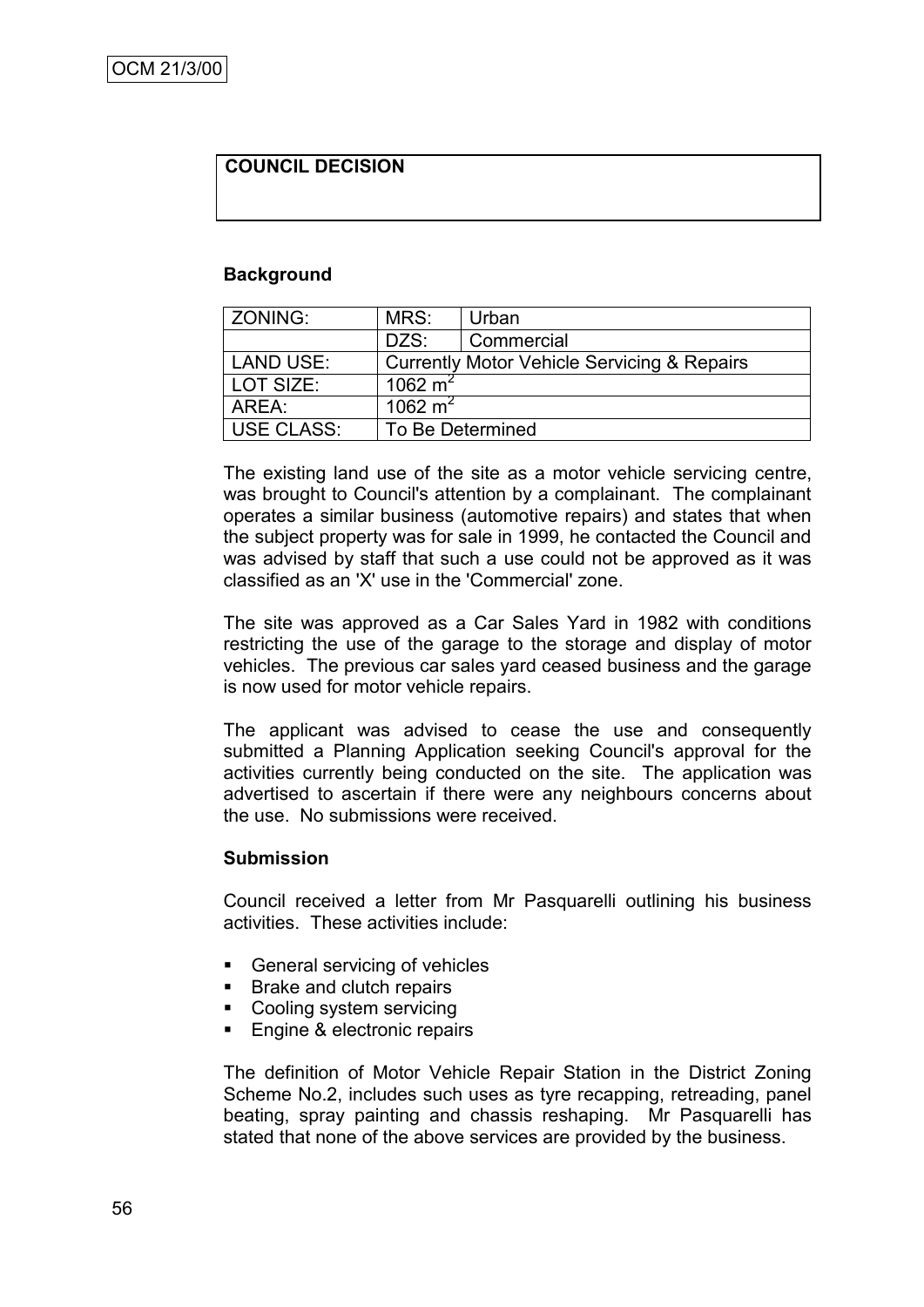**COUNCIL DECISION**

**Background**

| ZONING: | MRS: | Urban |
| --- | --- | --- |
| | DZS: | Commercial |
| LAND USE: | Currently Motor Vehicle Servicing & Repairs | |
| LOT SIZE: | 1062 $m^2$ | |
| AREA: | 1062 $m^2$ | |
| USE CLASS: | To Be Determined | |

The existing land use of the site as a motor vehicle servicing centre, was brought to Council's attention by a complainant. The complainant operates a similar business (automotive repairs) and states that when the subject property was for sale in 1999, he contacted the Council and was advised by staff that such a use could not be approved as it was classified as an 'X' use in the 'Commercial' zone.

The site was approved as a Car Sales Yard in 1982 with conditions restricting the use of the garage to the storage and display of motor vehicles. The previous car sales yard ceased business and the garage is now used for motor vehicle repairs.

The applicant was advised to cease the use and consequently submitted a Planning Application seeking Council's approval for the activities currently being conducted on the site. The application was advertised to ascertain if there were any neighbours concerns about the use. No submissions were received.

**Submission**

Council received a letter from Mr Pasquarelli outlining his business activities. These activities include:

- General servicing of vehicles
- Brake and clutch repairs
- Cooling system servicing
- Engine & electronic repairs

The definition of Motor Vehicle Repair Station in the District Zoning Scheme No.2, includes such uses as tyre recapping, retreading, panel beating, spray painting and chassis reshaping. Mr Pasquarelli has stated that none of the above services are provided by the business.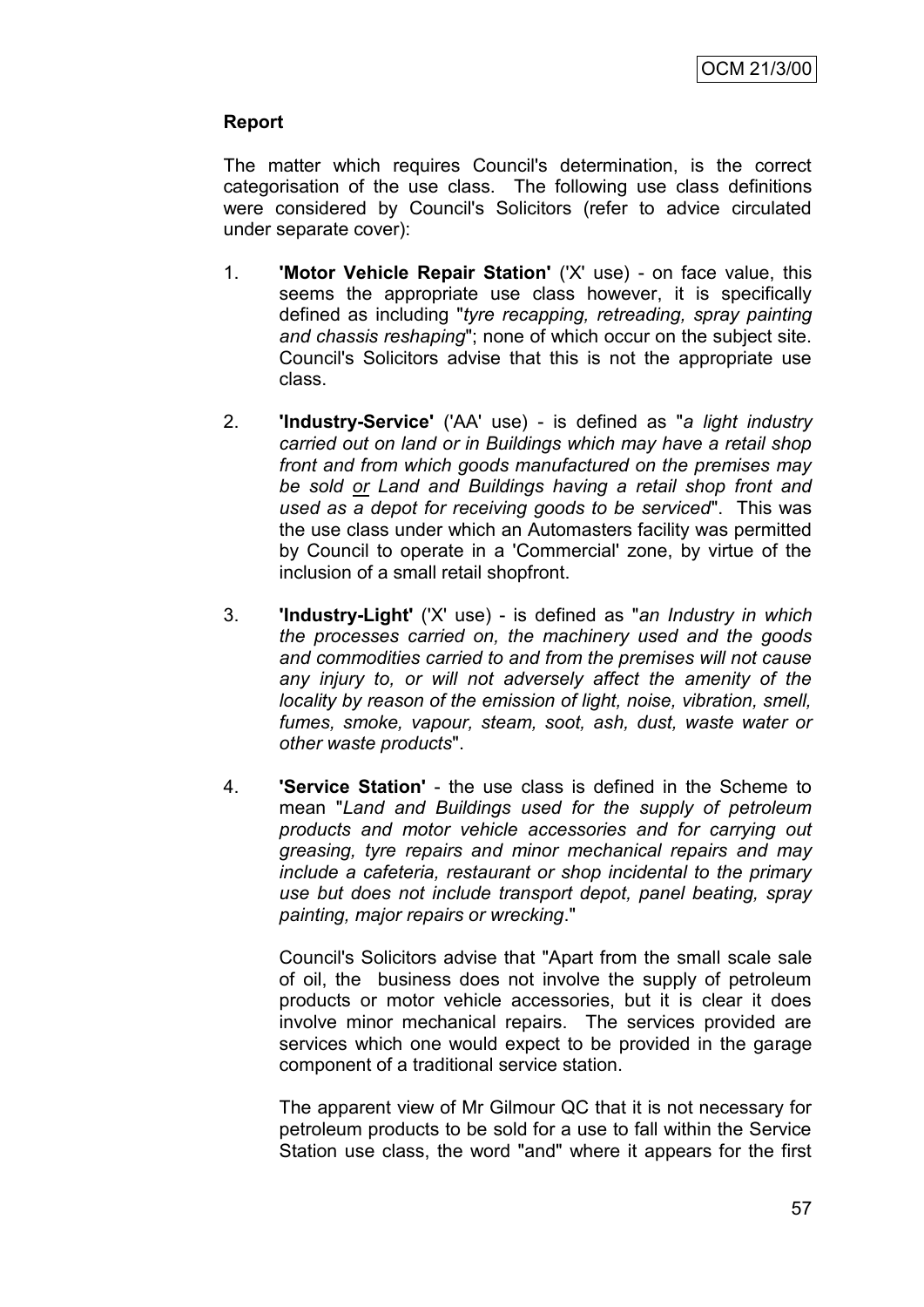**Report**

The matter which requires Council's determination, is the correct categorisation of the use class. The following use class definitions were considered by Council's Solicitors (refer to advice circulated under separate cover):

1. **'Motor Vehicle Repair Station'** ('X' use) - on face value, this seems the appropriate use class however, it is specifically defined as including "*tyre recapping, retreading, spray painting and chassis reshaping*"; none of which occur on the subject site. Council's Solicitors advise that this is not the appropriate use class.

2. **'Industry-Service'** ('AA' use) - is defined as "*a light industry carried out on land or in Buildings which may have a retail shop front and from which goods manufactured on the premises may be sold* <u>*or*</u> *Land and Buildings having a retail shop front and used as a depot for receiving goods to be serviced*". This was the use class under which an Automasters facility was permitted by Council to operate in a 'Commercial' zone, by virtue of the inclusion of a small retail shopfront.

3. **'Industry-Light'** ('X' use) - is defined as "*an Industry in which the processes carried on, the machinery used and the goods and commodities carried to and from the premises will not cause any injury to, or will not adversely affect the amenity of the locality by reason of the emission of light, noise, vibration, smell, fumes, smoke, vapour, steam, soot, ash, dust, waste water or other waste products*".

4. **'Service Station'** - the use class is defined in the Scheme to mean "*Land and Buildings used for the supply of petroleum products and motor vehicle accessories and for carrying out greasing, tyre repairs and minor mechanical repairs and may include a cafeteria, restaurant or shop incidental to the primary use but does not include transport depot, panel beating, spray painting, major repairs or wrecking*."

   Council's Solicitors advise that "Apart from the small scale sale of oil, the business does not involve the supply of petroleum products or motor vehicle accessories, but it is clear it does involve minor mechanical repairs. The services provided are services which one would expect to be provided in the garage component of a traditional service station.

   The apparent view of Mr Gilmour QC that it is not necessary for petroleum products to be sold for a use to fall within the Service Station use class, the word "and" where it appears for the first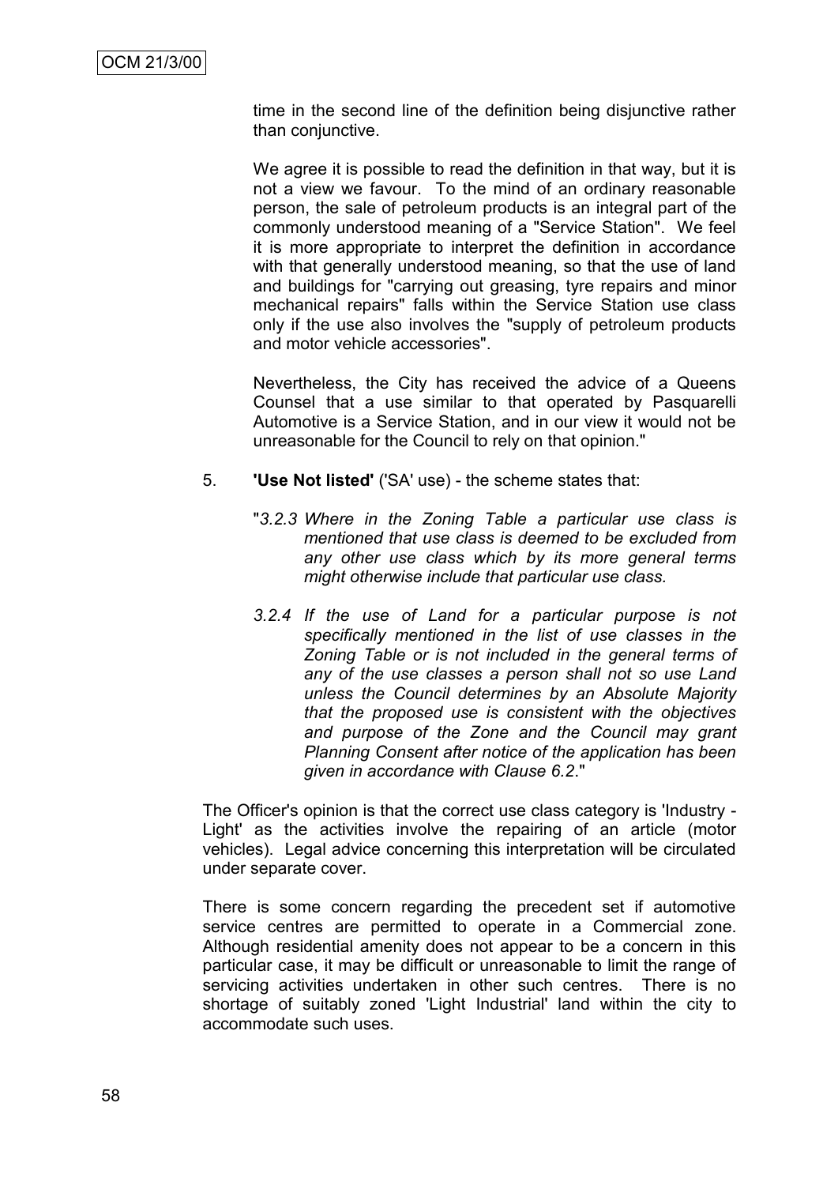time in the second line of the definition being disjunctive rather than conjunctive.

We agree it is possible to read the definition in that way, but it is not a view we favour. To the mind of an ordinary reasonable person, the sale of petroleum products is an integral part of the commonly understood meaning of a "Service Station". We feel it is more appropriate to interpret the definition in accordance with that generally understood meaning, so that the use of land and buildings for "carrying out greasing, tyre repairs and minor mechanical repairs" falls within the Service Station use class only if the use also involves the "supply of petroleum products and motor vehicle accessories".

Nevertheless, the City has received the advice of a Queens Counsel that a use similar to that operated by Pasquarelli Automotive is a Service Station, and in our view it would not be unreasonable for the Council to rely on that opinion."

5. **'Use Not listed'** ('SA' use) - the scheme states that:

   "*3.2.3 Where in the Zoning Table a particular use class is mentioned that use class is deemed to be excluded from any other use class which by its more general terms might otherwise include that particular use class.*

   *3.2.4 If the use of Land for a particular purpose is not specifically mentioned in the list of use classes in the Zoning Table or is not included in the general terms of any of the use classes a person shall not so use Land unless the Council determines by an Absolute Majority that the proposed use is consistent with the objectives and purpose of the Zone and the Council may grant Planning Consent after notice of the application has been given in accordance with Clause 6.2.*"

The Officer's opinion is that the correct use class category is 'Industry - Light' as the activities involve the repairing of an article (motor vehicles). Legal advice concerning this interpretation will be circulated under separate cover.

There is some concern regarding the precedent set if automotive service centres are permitted to operate in a Commercial zone. Although residential amenity does not appear to be a concern in this particular case, it may be difficult or unreasonable to limit the range of servicing activities undertaken in other such centres. There is no shortage of suitably zoned 'Light Industrial' land within the city to accommodate such uses.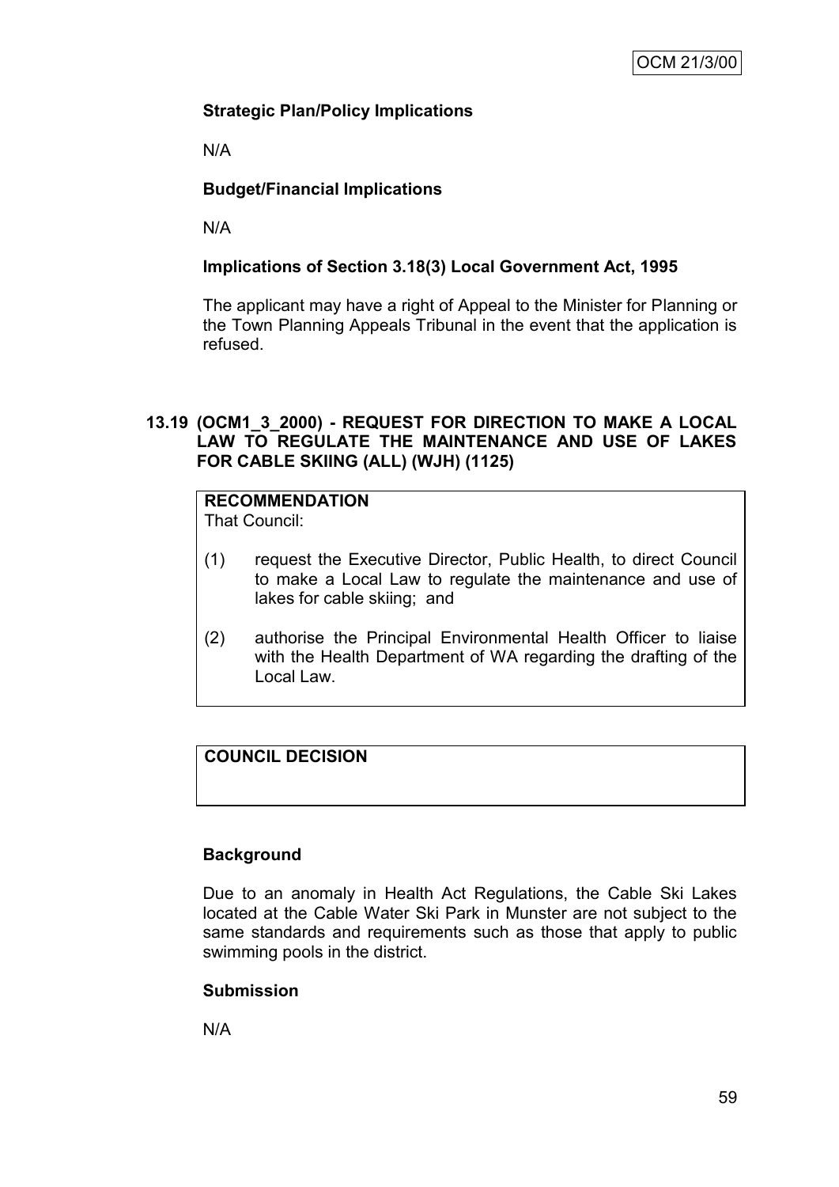**Strategic Plan/Policy Implications**

N/A

**Budget/Financial Implications**

N/A

**Implications of Section 3.18(3) Local Government Act, 1995**

The applicant may have a right of Appeal to the Minister for Planning or the Town Planning Appeals Tribunal in the event that the application is refused.

## 13.19 (OCM1_3_2000) - REQUEST FOR DIRECTION TO MAKE A LOCAL LAW TO REGULATE THE MAINTENANCE AND USE OF LAKES FOR CABLE SKIING (ALL) (WJH) (1125)

**RECOMMENDATION**

That Council:

(1) request the Executive Director, Public Health, to direct Council to make a Local Law to regulate the maintenance and use of lakes for cable skiing; and

(2) authorise the Principal Environmental Health Officer to liaise with the Health Department of WA regarding the drafting of the Local Law.

**COUNCIL DECISION**

**Background**

Due to an anomaly in Health Act Regulations, the Cable Ski Lakes located at the Cable Water Ski Park in Munster are not subject to the same standards and requirements such as those that apply to public swimming pools in the district.

**Submission**

N/A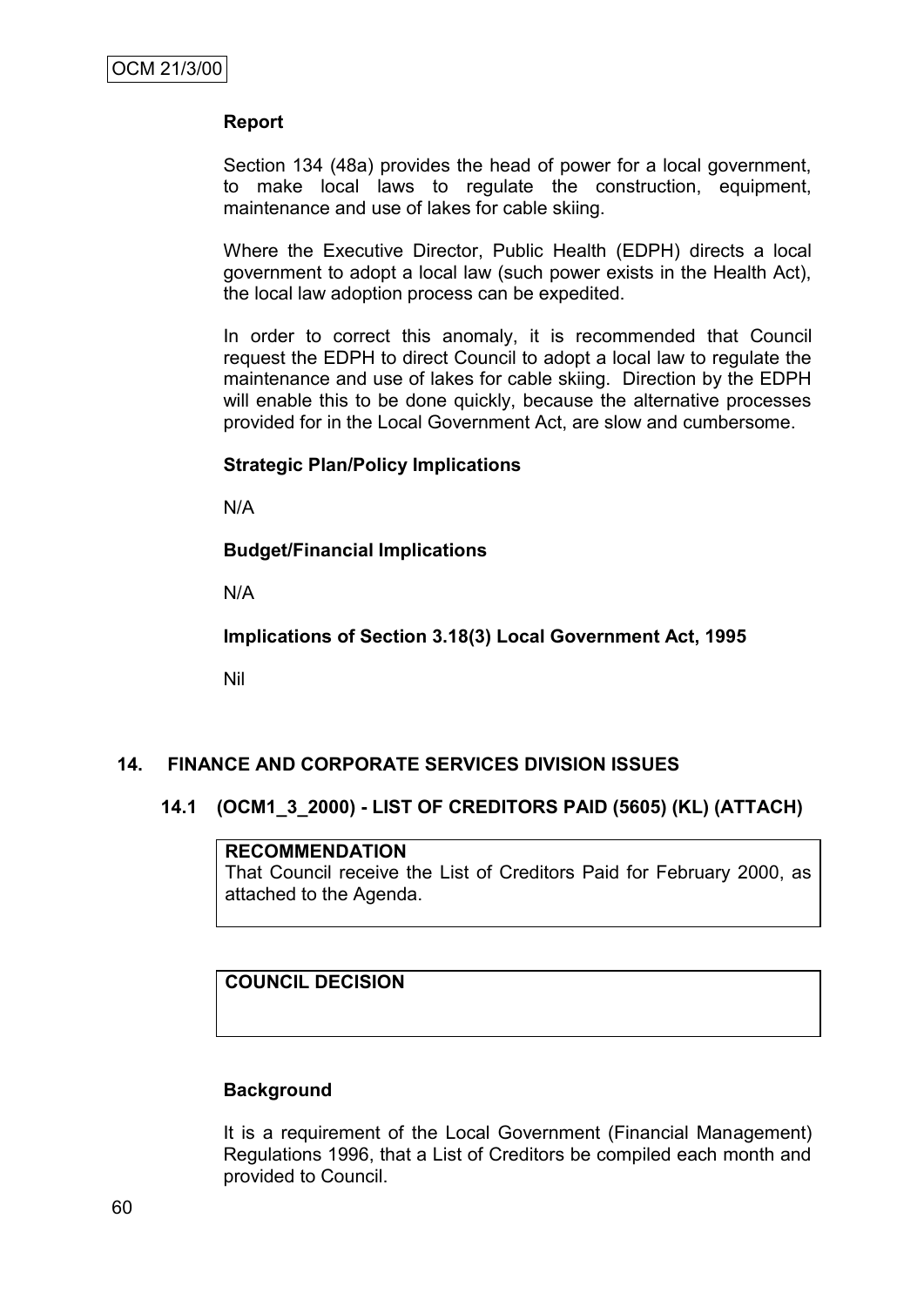**Report**

Section 134 (48a) provides the head of power for a local government, to make local laws to regulate the construction, equipment, maintenance and use of lakes for cable skiing.

Where the Executive Director, Public Health (EDPH) directs a local government to adopt a local law (such power exists in the Health Act), the local law adoption process can be expedited.

In order to correct this anomaly, it is recommended that Council request the EDPH to direct Council to adopt a local law to regulate the maintenance and use of lakes for cable skiing. Direction by the EDPH will enable this to be done quickly, because the alternative processes provided for in the Local Government Act, are slow and cumbersome.

**Strategic Plan/Policy Implications**

N/A

**Budget/Financial Implications**

N/A

**Implications of Section 3.18(3) Local Government Act, 1995**

Nil

## 14. FINANCE AND CORPORATE SERVICES DIVISION ISSUES

### 14.1 (OCM1_3_2000) - LIST OF CREDITORS PAID (5605) (KL) (ATTACH)

**RECOMMENDATION**
That Council receive the List of Creditors Paid for February 2000, as attached to the Agenda.

**COUNCIL DECISION**

**Background**

It is a requirement of the Local Government (Financial Management) Regulations 1996, that a List of Creditors be compiled each month and provided to Council.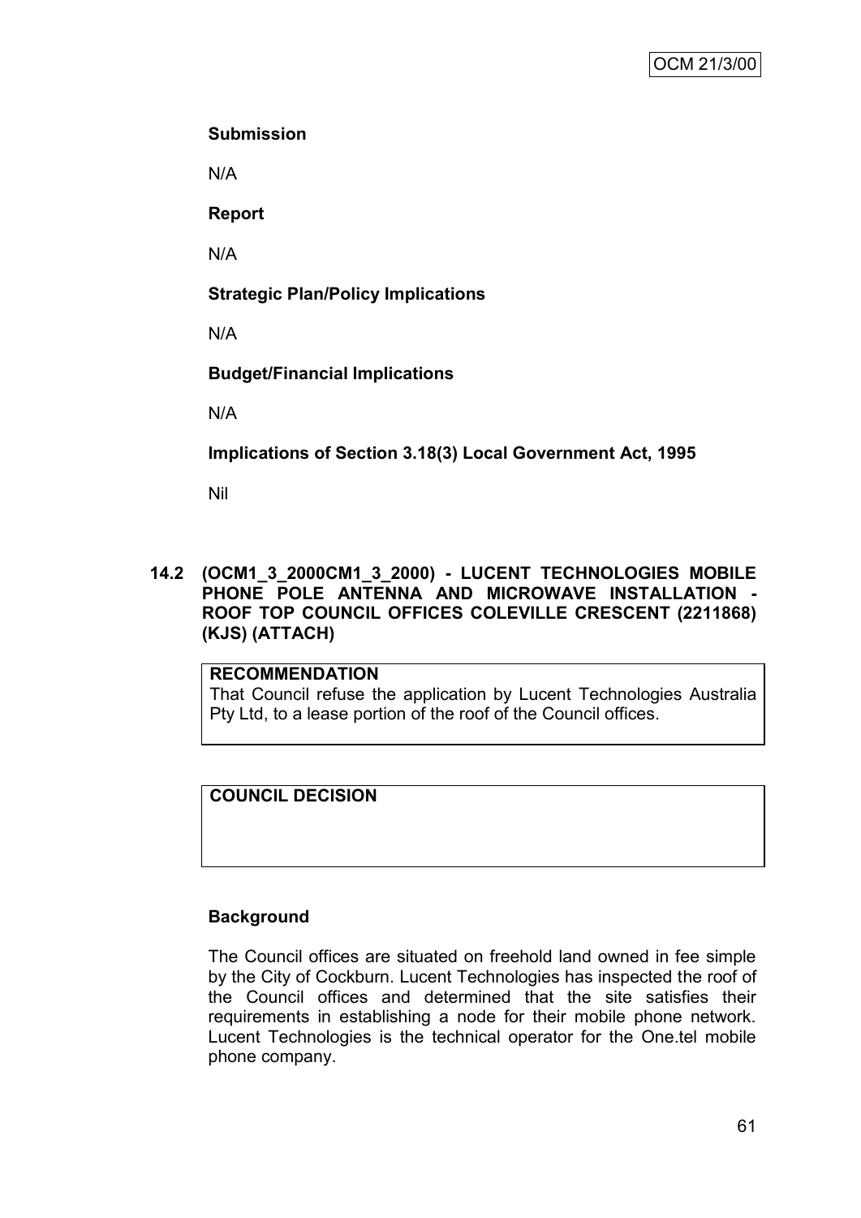**Submission**

N/A

**Report**

N/A

**Strategic Plan/Policy Implications**

N/A

**Budget/Financial Implications**

N/A

**Implications of Section 3.18(3) Local Government Act, 1995**

Nil

## 14.2 (OCM1_3_2000CM1_3_2000) - LUCENT TECHNOLOGIES MOBILE PHONE POLE ANTENNA AND MICROWAVE INSTALLATION - ROOF TOP COUNCIL OFFICES COLEVILLE CRESCENT (2211868) (KJS) (ATTACH)

| **RECOMMENDATION** |
|---|
| That Council refuse the application by Lucent Technologies Australia Pty Ltd, to a lease portion of the roof of the Council offices. |

| **COUNCIL DECISION** |
|---|
| |

**Background**

The Council offices are situated on freehold land owned in fee simple by the City of Cockburn. Lucent Technologies has inspected the roof of the Council offices and determined that the site satisfies their requirements in establishing a node for their mobile phone network. Lucent Technologies is the technical operator for the One.tel mobile phone company.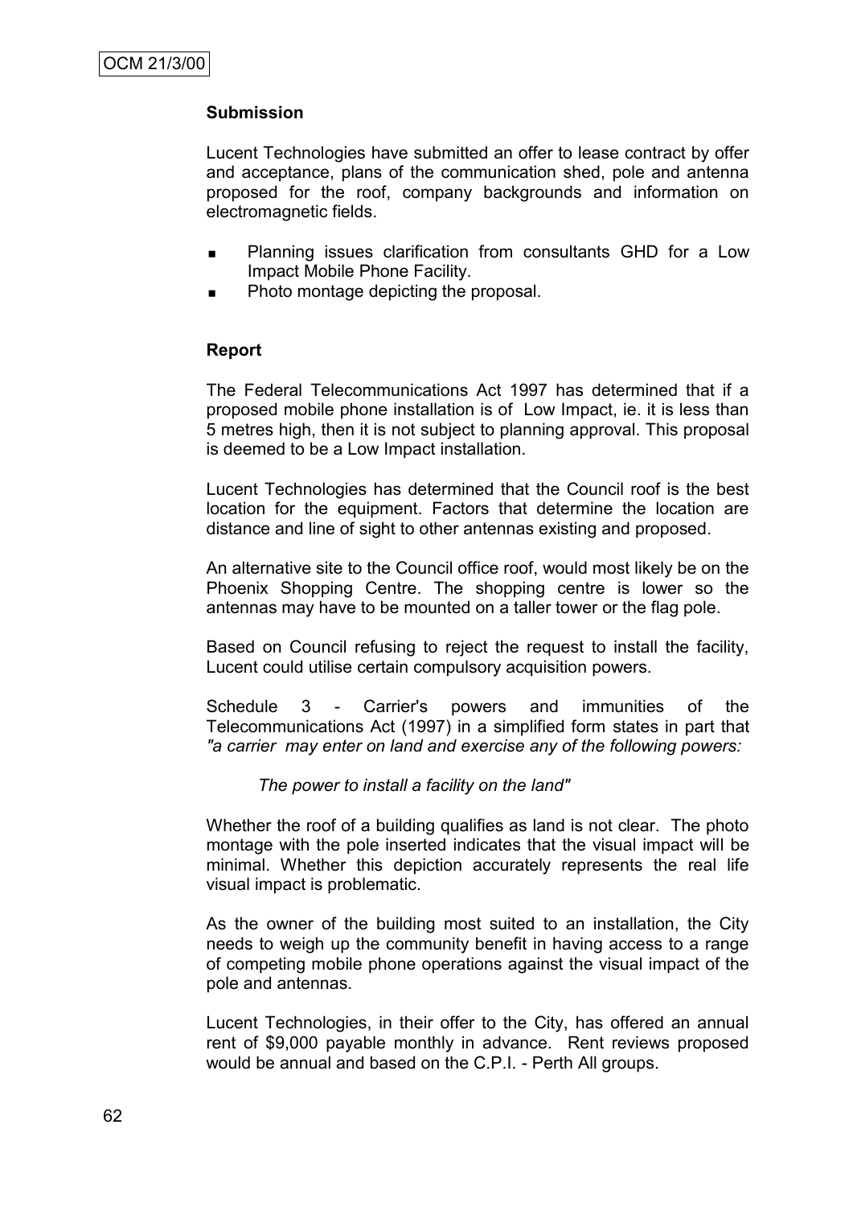### Submission

Lucent Technologies have submitted an offer to lease contract by offer and acceptance, plans of the communication shed, pole and antenna proposed for the roof, company backgrounds and information on electromagnetic fields.

- Planning issues clarification from consultants GHD for a Low Impact Mobile Phone Facility.
- Photo montage depicting the proposal.

### Report

The Federal Telecommunications Act 1997 has determined that if a proposed mobile phone installation is of Low Impact, ie. it is less than 5 metres high, then it is not subject to planning approval. This proposal is deemed to be a Low Impact installation.

Lucent Technologies has determined that the Council roof is the best location for the equipment. Factors that determine the location are distance and line of sight to other antennas existing and proposed.

An alternative site to the Council office roof, would most likely be on the Phoenix Shopping Centre. The shopping centre is lower so the antennas may have to be mounted on a taller tower or the flag pole.

Based on Council refusing to reject the request to install the facility, Lucent could utilise certain compulsory acquisition powers.

Schedule 3 - Carrier's powers and immunities of the Telecommunications Act (1997) in a simplified form states in part that *"a carrier may enter on land and exercise any of the following powers:*

> *The power to install a facility on the land"*

Whether the roof of a building qualifies as land is not clear. The photo montage with the pole inserted indicates that the visual impact will be minimal. Whether this depiction accurately represents the real life visual impact is problematic.

As the owner of the building most suited to an installation, the City needs to weigh up the community benefit in having access to a range of competing mobile phone operations against the visual impact of the pole and antennas.

Lucent Technologies, in their offer to the City, has offered an annual rent of $9,000 payable monthly in advance. Rent reviews proposed would be annual and based on the C.P.I. - Perth All groups.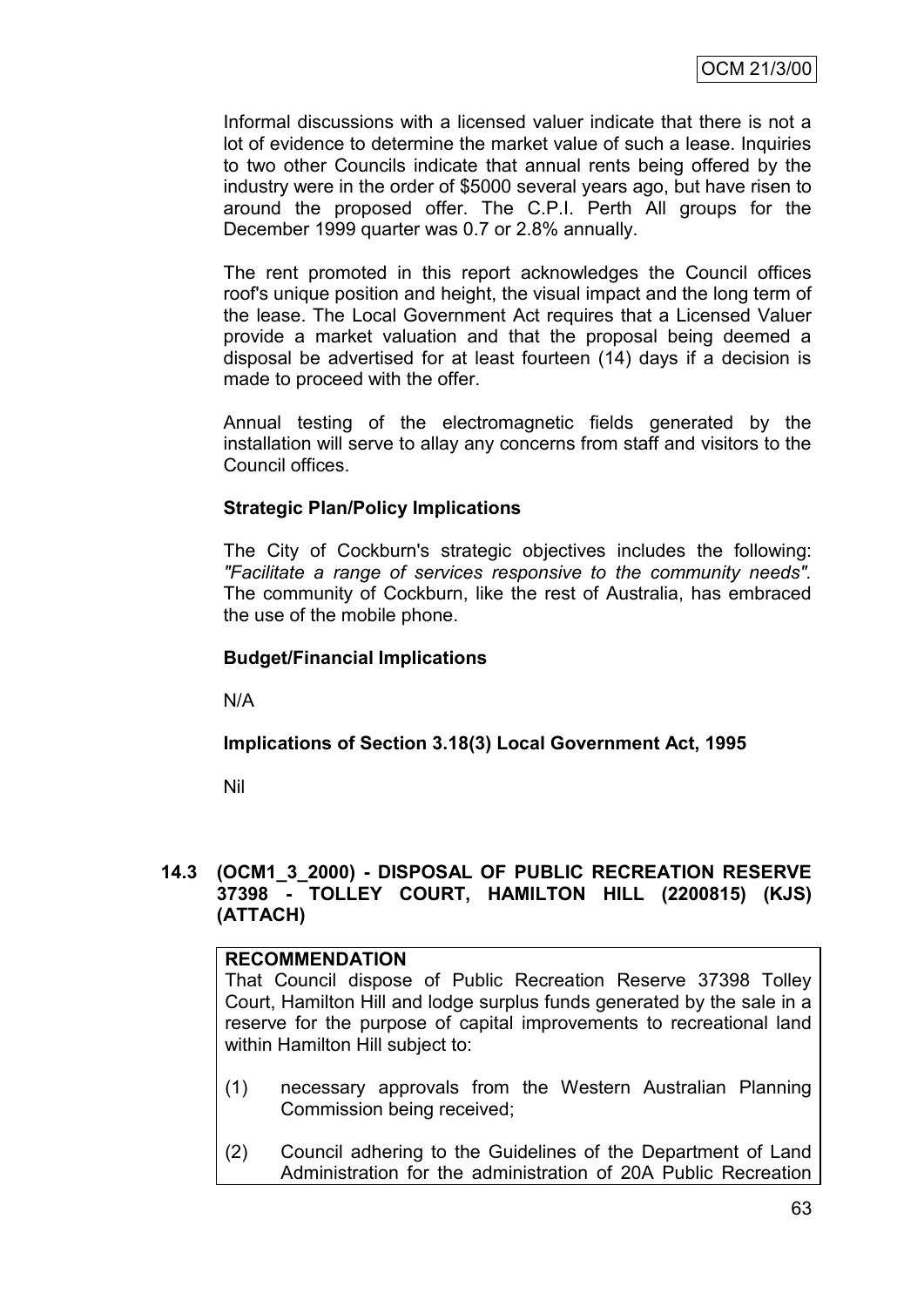Informal discussions with a licensed valuer indicate that there is not a lot of evidence to determine the market value of such a lease. Inquiries to two other Councils indicate that annual rents being offered by the industry were in the order of $5000 several years ago, but have risen to around the proposed offer. The C.P.I. Perth All groups for the December 1999 quarter was 0.7 or 2.8% annually.

The rent promoted in this report acknowledges the Council offices roof's unique position and height, the visual impact and the long term of the lease. The Local Government Act requires that a Licensed Valuer provide a market valuation and that the proposal being deemed a disposal be advertised for at least fourteen (14) days if a decision is made to proceed with the offer.

Annual testing of the electromagnetic fields generated by the installation will serve to allay any concerns from staff and visitors to the Council offices.

**Strategic Plan/Policy Implications**

The City of Cockburn's strategic objectives includes the following: *"Facilitate a range of services responsive to the community needs".* The community of Cockburn, like the rest of Australia, has embraced the use of the mobile phone.

**Budget/Financial Implications**

N/A

**Implications of Section 3.18(3) Local Government Act, 1995**

Nil

## 14.3 (OCM1_3_2000) - DISPOSAL OF PUBLIC RECREATION RESERVE 37398 - TOLLEY COURT, HAMILTON HILL (2200815) (KJS) (ATTACH)

**RECOMMENDATION**

That Council dispose of Public Recreation Reserve 37398 Tolley Court, Hamilton Hill and lodge surplus funds generated by the sale in a reserve for the purpose of capital improvements to recreational land within Hamilton Hill subject to:

(1) necessary approvals from the Western Australian Planning Commission being received;

(2) Council adhering to the Guidelines of the Department of Land Administration for the administration of 20A Public Recreation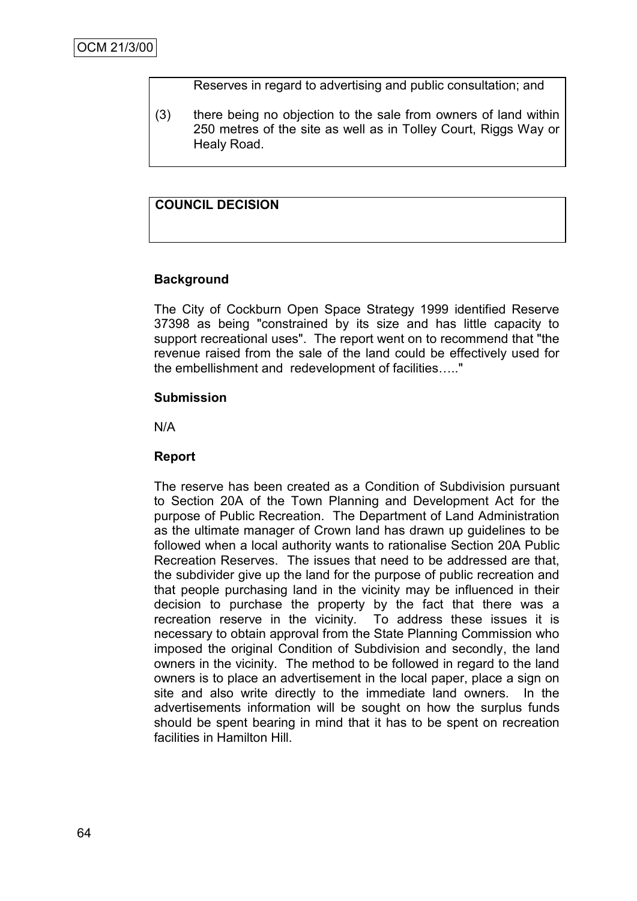Reserves in regard to advertising and public consultation; and

(3) there being no objection to the sale from owners of land within 250 metres of the site as well as in Tolley Court, Riggs Way or Healy Road.

**COUNCIL DECISION**

**Background**

The City of Cockburn Open Space Strategy 1999 identified Reserve 37398 as being "constrained by its size and has little capacity to support recreational uses". The report went on to recommend that "the revenue raised from the sale of the land could be effectively used for the embellishment and redevelopment of facilities….."

**Submission**

N/A

**Report**

The reserve has been created as a Condition of Subdivision pursuant to Section 20A of the Town Planning and Development Act for the purpose of Public Recreation. The Department of Land Administration as the ultimate manager of Crown land has drawn up guidelines to be followed when a local authority wants to rationalise Section 20A Public Recreation Reserves. The issues that need to be addressed are that, the subdivider give up the land for the purpose of public recreation and that people purchasing land in the vicinity may be influenced in their decision to purchase the property by the fact that there was a recreation reserve in the vicinity. To address these issues it is necessary to obtain approval from the State Planning Commission who imposed the original Condition of Subdivision and secondly, the land owners in the vicinity. The method to be followed in regard to the land owners is to place an advertisement in the local paper, place a sign on site and also write directly to the immediate land owners. In the advertisements information will be sought on how the surplus funds should be spent bearing in mind that it has to be spent on recreation facilities in Hamilton Hill.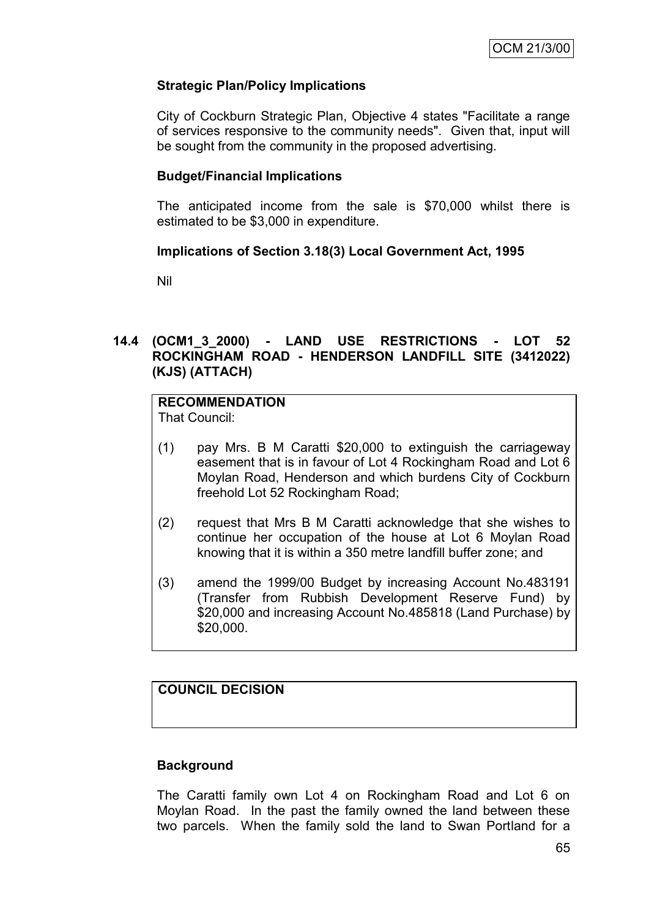### Strategic Plan/Policy Implications

City of Cockburn Strategic Plan, Objective 4 states "Facilitate a range of services responsive to the community needs". Given that, input will be sought from the community in the proposed advertising.

### Budget/Financial Implications

The anticipated income from the sale is $70,000 whilst there is estimated to be $3,000 in expenditure.

### Implications of Section 3.18(3) Local Government Act, 1995

Nil

## 14.4 (OCM1_3_2000) - LAND USE RESTRICTIONS - LOT 52 ROCKINGHAM ROAD - HENDERSON LANDFILL SITE (3412022) (KJS) (ATTACH)

**RECOMMENDATION**
That Council:

(1) pay Mrs. B M Caratti $20,000 to extinguish the carriageway easement that is in favour of Lot 4 Rockingham Road and Lot 6 Moylan Road, Henderson and which burdens City of Cockburn freehold Lot 52 Rockingham Road;

(2) request that Mrs B M Caratti acknowledge that she wishes to continue her occupation of the house at Lot 6 Moylan Road knowing that it is within a 350 metre landfill buffer zone; and

(3) amend the 1999/00 Budget by increasing Account No.483191 (Transfer from Rubbish Development Reserve Fund) by $20,000 and increasing Account No.485818 (Land Purchase) by $20,000.

**COUNCIL DECISION**

### Background

The Caratti family own Lot 4 on Rockingham Road and Lot 6 on Moylan Road. In the past the family owned the land between these two parcels. When the family sold the land to Swan Portland for a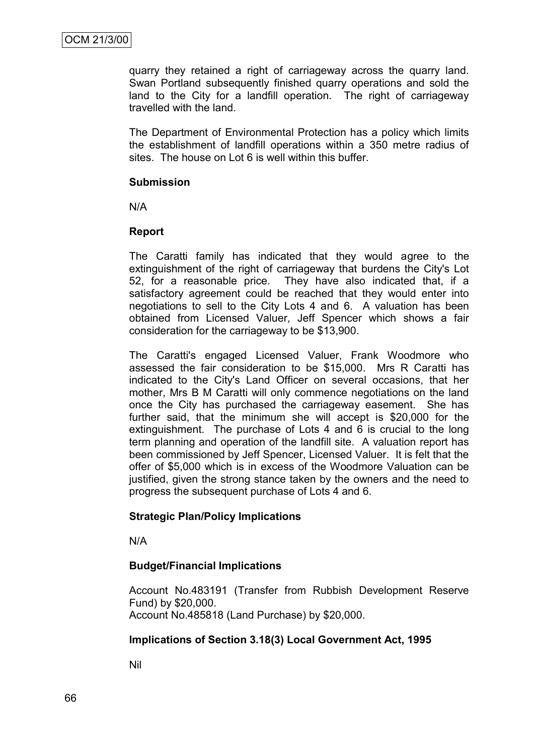quarry they retained a right of carriageway across the quarry land. Swan Portland subsequently finished quarry operations and sold the land to the City for a landfill operation. The right of carriageway travelled with the land.

The Department of Environmental Protection has a policy which limits the establishment of landfill operations within a 350 metre radius of sites. The house on Lot 6 is well within this buffer.

**Submission**

N/A

**Report**

The Caratti family has indicated that they would agree to the extinguishment of the right of carriageway that burdens the City's Lot 52, for a reasonable price. They have also indicated that, if a satisfactory agreement could be reached that they would enter into negotiations to sell to the City Lots 4 and 6. A valuation has been obtained from Licensed Valuer, Jeff Spencer which shows a fair consideration for the carriageway to be $13,900.

The Caratti's engaged Licensed Valuer, Frank Woodmore who assessed the fair consideration to be $15,000. Mrs R Caratti has indicated to the City's Land Officer on several occasions, that her mother, Mrs B M Caratti will only commence negotiations on the land once the City has purchased the carriageway easement. She has further said, that the minimum she will accept is $20,000 for the extinguishment. The purchase of Lots 4 and 6 is crucial to the long term planning and operation of the landfill site. A valuation report has been commissioned by Jeff Spencer, Licensed Valuer. It is felt that the offer of $5,000 which is in excess of the Woodmore Valuation can be justified, given the strong stance taken by the owners and the need to progress the subsequent purchase of Lots 4 and 6.

**Strategic Plan/Policy Implications**

N/A

**Budget/Financial Implications**

Account No.483191 (Transfer from Rubbish Development Reserve Fund) by $20,000.
Account No.485818 (Land Purchase) by $20,000.

**Implications of Section 3.18(3) Local Government Act, 1995**

Nil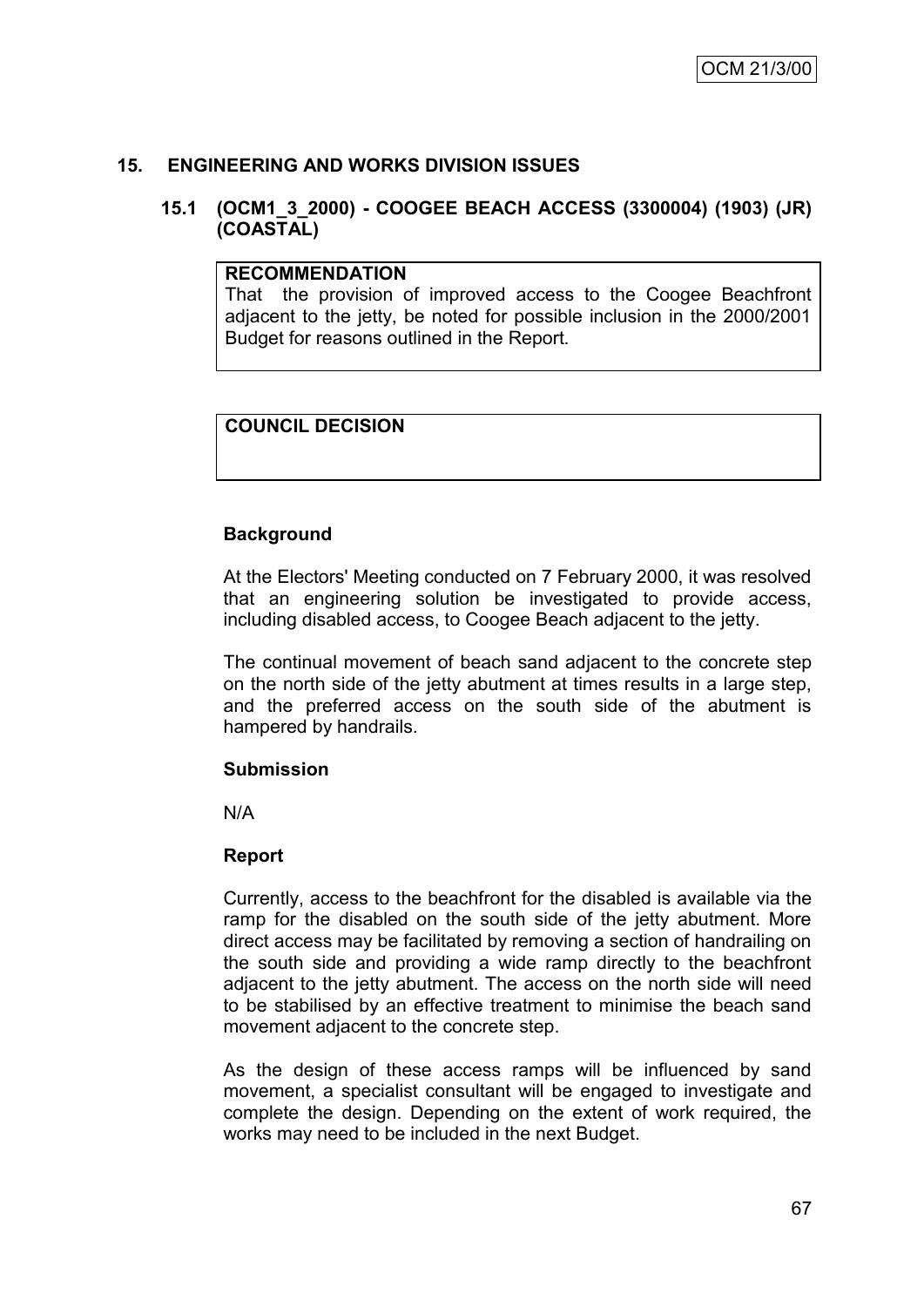## 15. ENGINEERING AND WORKS DIVISION ISSUES

### 15.1 (OCM1_3_2000) - COOGEE BEACH ACCESS (3300004) (1903) (JR) (COASTAL)

| **RECOMMENDATION** |
|---|
| That the provision of improved access to the Coogee Beachfront adjacent to the jetty, be noted for possible inclusion in the 2000/2001 Budget for reasons outlined in the Report. |

| **COUNCIL DECISION** |
|---|
| |

**Background**

At the Electors' Meeting conducted on 7 February 2000, it was resolved that an engineering solution be investigated to provide access, including disabled access, to Coogee Beach adjacent to the jetty.

The continual movement of beach sand adjacent to the concrete step on the north side of the jetty abutment at times results in a large step, and the preferred access on the south side of the abutment is hampered by handrails.

**Submission**

N/A

**Report**

Currently, access to the beachfront for the disabled is available via the ramp for the disabled on the south side of the jetty abutment. More direct access may be facilitated by removing a section of handrailing on the south side and providing a wide ramp directly to the beachfront adjacent to the jetty abutment. The access on the north side will need to be stabilised by an effective treatment to minimise the beach sand movement adjacent to the concrete step.

As the design of these access ramps will be influenced by sand movement, a specialist consultant will be engaged to investigate and complete the design. Depending on the extent of work required, the works may need to be included in the next Budget.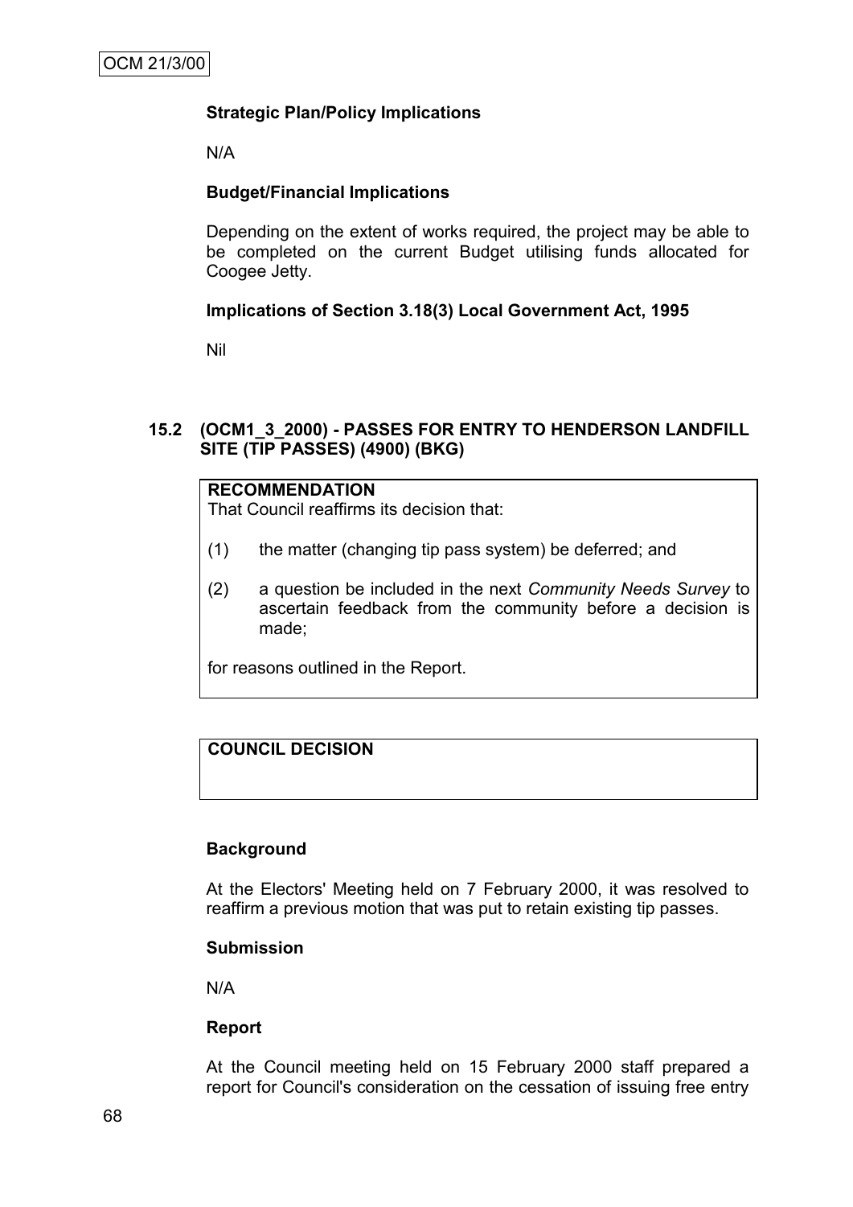**Strategic Plan/Policy Implications**

N/A

**Budget/Financial Implications**

Depending on the extent of works required, the project may be able to be completed on the current Budget utilising funds allocated for Coogee Jetty.

**Implications of Section 3.18(3) Local Government Act, 1995**

Nil

## 15.2 (OCM1_3_2000) - PASSES FOR ENTRY TO HENDERSON LANDFILL SITE (TIP PASSES) (4900) (BKG)

**RECOMMENDATION**

That Council reaffirms its decision that:

(1) the matter (changing tip pass system) be deferred; and

(2) a question be included in the next *Community Needs Survey* to ascertain feedback from the community before a decision is made;

for reasons outlined in the Report.

**COUNCIL DECISION**

**Background**

At the Electors' Meeting held on 7 February 2000, it was resolved to reaffirm a previous motion that was put to retain existing tip passes.

**Submission**

N/A

**Report**

At the Council meeting held on 15 February 2000 staff prepared a report for Council's consideration on the cessation of issuing free entry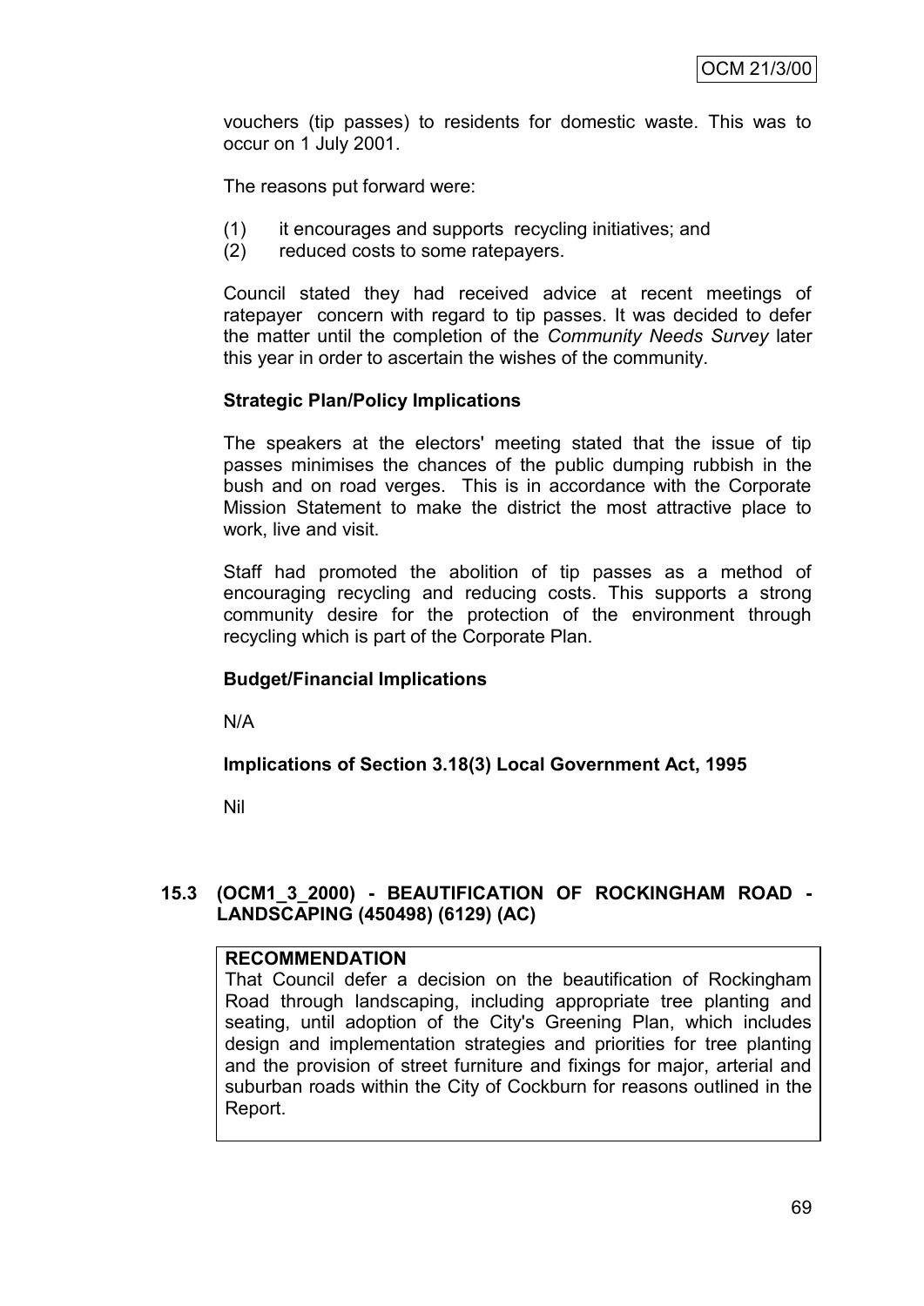vouchers (tip passes) to residents for domestic waste. This was to occur on 1 July 2001.

The reasons put forward were:

(1) it encourages and supports recycling initiatives; and
(2) reduced costs to some ratepayers.

Council stated they had received advice at recent meetings of ratepayer concern with regard to tip passes. It was decided to defer the matter until the completion of the *Community Needs Survey* later this year in order to ascertain the wishes of the community.

**Strategic Plan/Policy Implications**

The speakers at the electors' meeting stated that the issue of tip passes minimises the chances of the public dumping rubbish in the bush and on road verges. This is in accordance with the Corporate Mission Statement to make the district the most attractive place to work, live and visit.

Staff had promoted the abolition of tip passes as a method of encouraging recycling and reducing costs. This supports a strong community desire for the protection of the environment through recycling which is part of the Corporate Plan.

**Budget/Financial Implications**

N/A

**Implications of Section 3.18(3) Local Government Act, 1995**

Nil

## 15.3 (OCM1_3_2000) - BEAUTIFICATION OF ROCKINGHAM ROAD - LANDSCAPING (450498) (6129) (AC)

**RECOMMENDATION**
That Council defer a decision on the beautification of Rockingham Road through landscaping, including appropriate tree planting and seating, until adoption of the City's Greening Plan, which includes design and implementation strategies and priorities for tree planting and the provision of street furniture and fixings for major, arterial and suburban roads within the City of Cockburn for reasons outlined in the Report.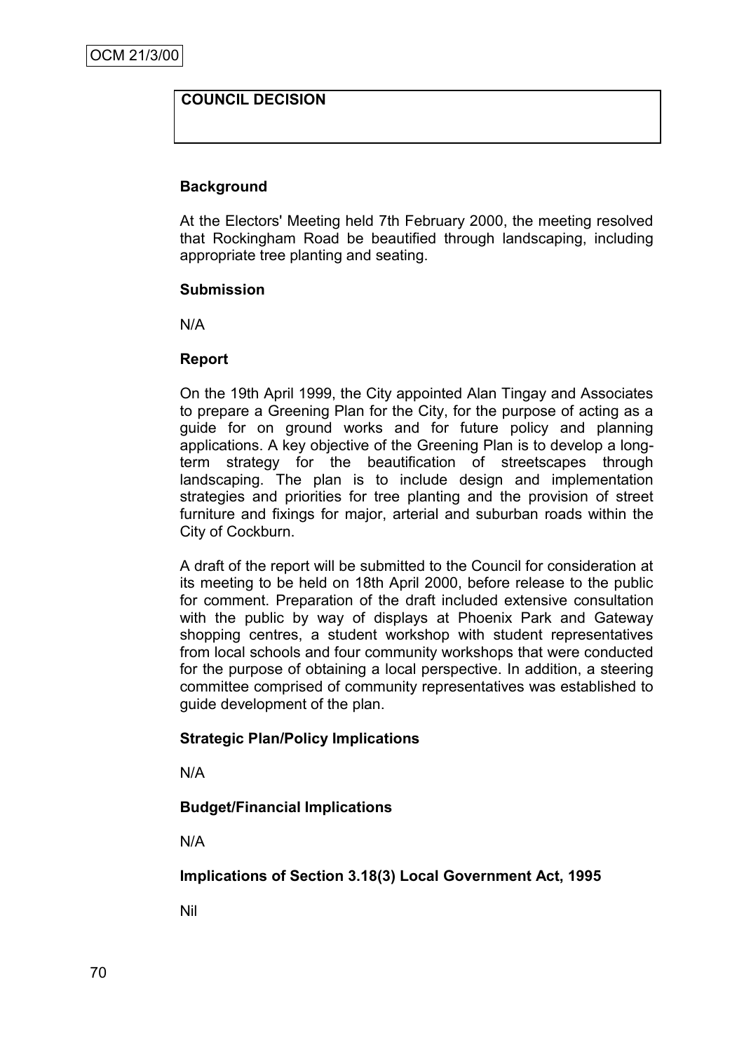OCM 21/3/00

**COUNCIL DECISION**

**Background**

At the Electors' Meeting held 7th February 2000, the meeting resolved that Rockingham Road be beautified through landscaping, including appropriate tree planting and seating.

**Submission**

N/A

**Report**

On the 19th April 1999, the City appointed Alan Tingay and Associates to prepare a Greening Plan for the City, for the purpose of acting as a guide for on ground works and for future policy and planning applications. A key objective of the Greening Plan is to develop a long-term strategy for the beautification of streetscapes through landscaping. The plan is to include design and implementation strategies and priorities for tree planting and the provision of street furniture and fixings for major, arterial and suburban roads within the City of Cockburn.

A draft of the report will be submitted to the Council for consideration at its meeting to be held on 18th April 2000, before release to the public for comment. Preparation of the draft included extensive consultation with the public by way of displays at Phoenix Park and Gateway shopping centres, a student workshop with student representatives from local schools and four community workshops that were conducted for the purpose of obtaining a local perspective. In addition, a steering committee comprised of community representatives was established to guide development of the plan.

**Strategic Plan/Policy Implications**

N/A

**Budget/Financial Implications**

N/A

**Implications of Section 3.18(3) Local Government Act, 1995**

Nil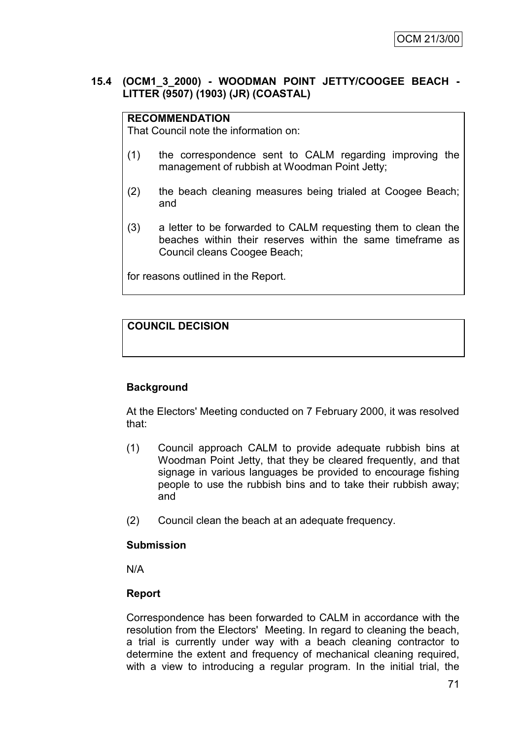## 15.4 (OCM1_3_2000) - WOODMAN POINT JETTY/COOGEE BEACH - LITTER (9507) (1903) (JR) (COASTAL)

**RECOMMENDATION**

That Council note the information on:

(1) the correspondence sent to CALM regarding improving the management of rubbish at Woodman Point Jetty;

(2) the beach cleaning measures being trialed at Coogee Beach; and

(3) a letter to be forwarded to CALM requesting them to clean the beaches within their reserves within the same timeframe as Council cleans Coogee Beach;

for reasons outlined in the Report.

**COUNCIL DECISION**

**Background**

At the Electors' Meeting conducted on 7 February 2000, it was resolved that:

(1) Council approach CALM to provide adequate rubbish bins at Woodman Point Jetty, that they be cleared frequently, and that signage in various languages be provided to encourage fishing people to use the rubbish bins and to take their rubbish away; and

(2) Council clean the beach at an adequate frequency.

**Submission**

N/A

**Report**

Correspondence has been forwarded to CALM in accordance with the resolution from the Electors' Meeting. In regard to cleaning the beach, a trial is currently under way with a beach cleaning contractor to determine the extent and frequency of mechanical cleaning required, with a view to introducing a regular program. In the initial trial, the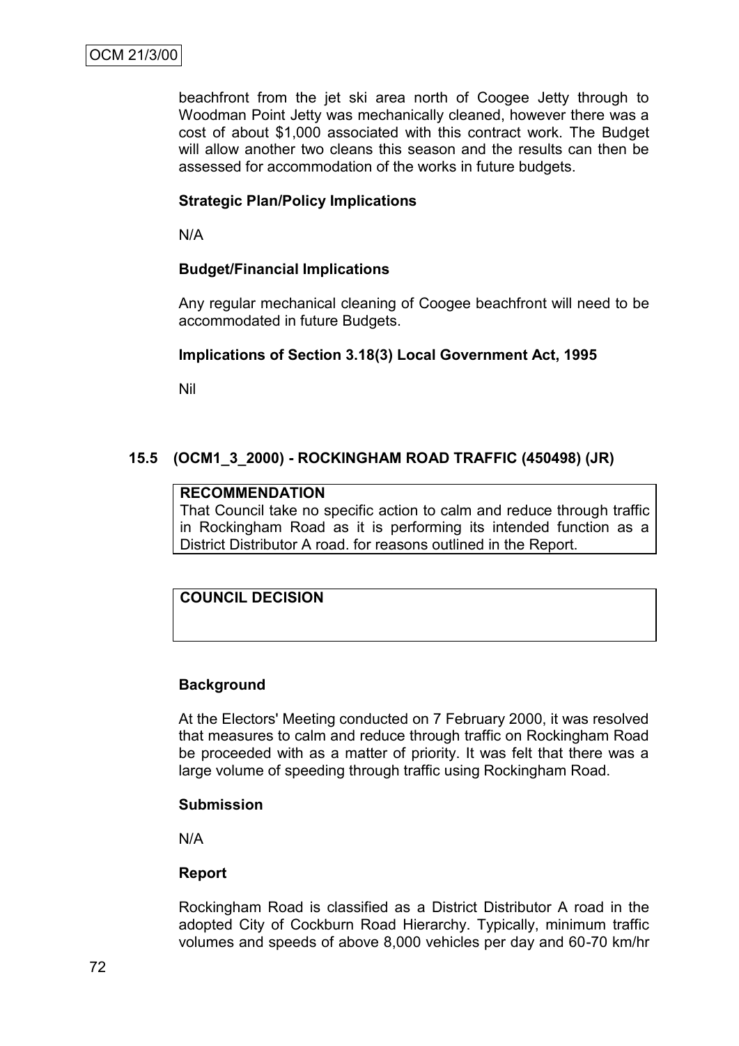beachfront from the jet ski area north of Coogee Jetty through to Woodman Point Jetty was mechanically cleaned, however there was a cost of about $1,000 associated with this contract work. The Budget will allow another two cleans this season and the results can then be assessed for accommodation of the works in future budgets.

**Strategic Plan/Policy Implications**

N/A

**Budget/Financial Implications**

Any regular mechanical cleaning of Coogee beachfront will need to be accommodated in future Budgets.

**Implications of Section 3.18(3) Local Government Act, 1995**

Nil

## 15.5 (OCM1_3_2000) - ROCKINGHAM ROAD TRAFFIC (450498) (JR)

**RECOMMENDATION**
That Council take no specific action to calm and reduce through traffic in Rockingham Road as it is performing its intended function as a District Distributor A road. for reasons outlined in the Report.

**COUNCIL DECISION**

**Background**

At the Electors' Meeting conducted on 7 February 2000, it was resolved that measures to calm and reduce through traffic on Rockingham Road be proceeded with as a matter of priority. It was felt that there was a large volume of speeding through traffic using Rockingham Road.

**Submission**

N/A

**Report**

Rockingham Road is classified as a District Distributor A road in the adopted City of Cockburn Road Hierarchy. Typically, minimum traffic volumes and speeds of above 8,000 vehicles per day and 60-70 km/hr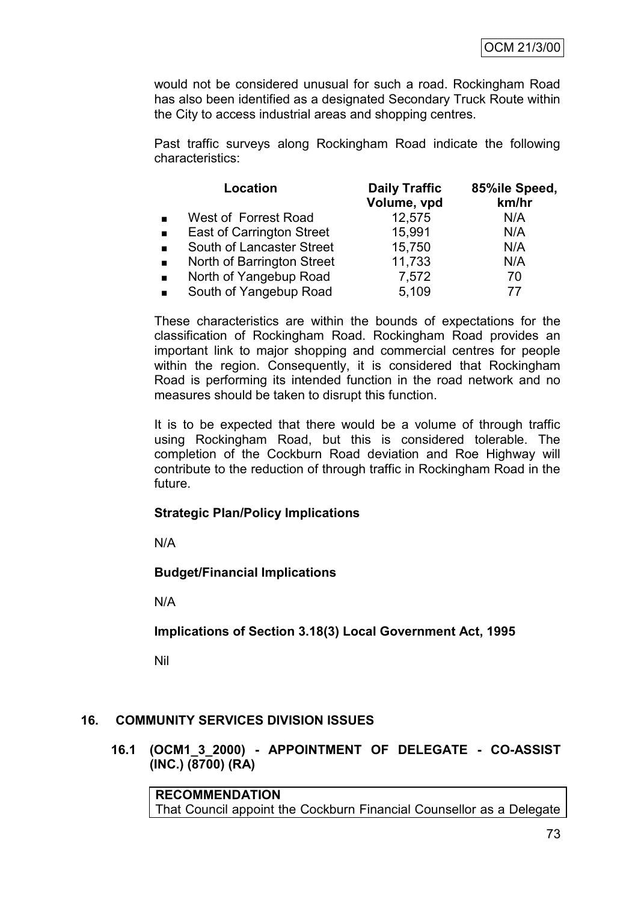would not be considered unusual for such a road. Rockingham Road has also been identified as a designated Secondary Truck Route within the City to access industrial areas and shopping centres.

Past traffic surveys along Rockingham Road indicate the following characteristics:

| Location | Daily Traffic Volume, vpd | 85%ile Speed, km/hr |
|---|---|---|
| West of Forrest Road | 12,575 | N/A |
| East of Carrington Street | 15,991 | N/A |
| South of Lancaster Street | 15,750 | N/A |
| North of Barrington Street | 11,733 | N/A |
| North of Yangebup Road | 7,572 | 70 |
| South of Yangebup Road | 5,109 | 77 |

These characteristics are within the bounds of expectations for the classification of Rockingham Road. Rockingham Road provides an important link to major shopping and commercial centres for people within the region. Consequently, it is considered that Rockingham Road is performing its intended function in the road network and no measures should be taken to disrupt this function.

It is to be expected that there would be a volume of through traffic using Rockingham Road, but this is considered tolerable. The completion of the Cockburn Road deviation and Roe Highway will contribute to the reduction of through traffic in Rockingham Road in the future.

**Strategic Plan/Policy Implications**

N/A

**Budget/Financial Implications**

N/A

**Implications of Section 3.18(3) Local Government Act, 1995**

Nil

## 16. COMMUNITY SERVICES DIVISION ISSUES

### 16.1 (OCM1_3_2000) - APPOINTMENT OF DELEGATE - CO-ASSIST (INC.) (8700) (RA)

**RECOMMENDATION**
That Council appoint the Cockburn Financial Counsellor as a Delegate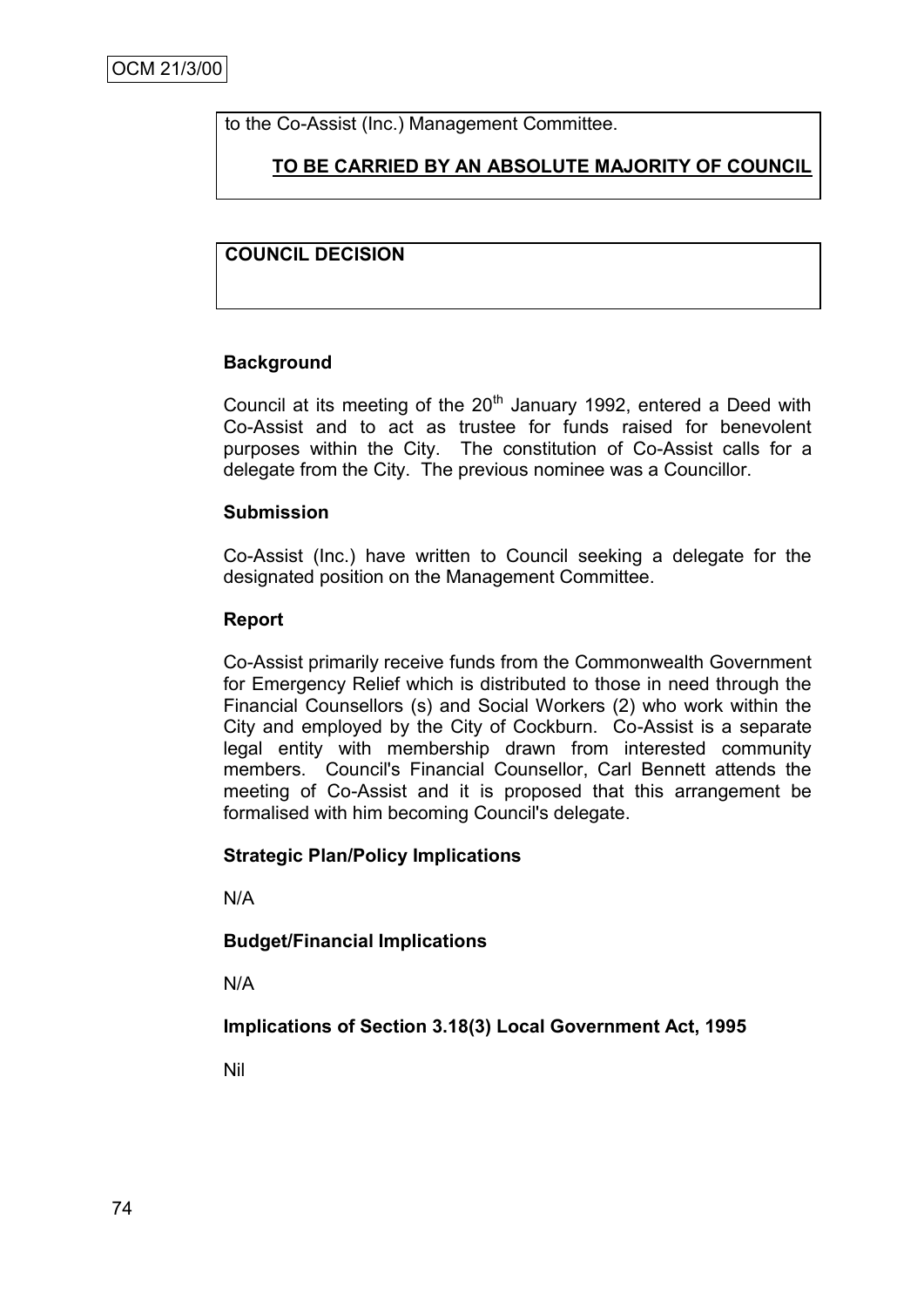to the Co-Assist (Inc.) Management Committee.

**TO BE CARRIED BY AN ABSOLUTE MAJORITY OF COUNCIL**

**COUNCIL DECISION**

**Background**

Council at its meeting of the 20th January 1992, entered a Deed with Co-Assist and to act as trustee for funds raised for benevolent purposes within the City. The constitution of Co-Assist calls for a delegate from the City. The previous nominee was a Councillor.

**Submission**

Co-Assist (Inc.) have written to Council seeking a delegate for the designated position on the Management Committee.

**Report**

Co-Assist primarily receive funds from the Commonwealth Government for Emergency Relief which is distributed to those in need through the Financial Counsellors (s) and Social Workers (2) who work within the City and employed by the City of Cockburn. Co-Assist is a separate legal entity with membership drawn from interested community members. Council's Financial Counsellor, Carl Bennett attends the meeting of Co-Assist and it is proposed that this arrangement be formalised with him becoming Council's delegate.

**Strategic Plan/Policy Implications**

N/A

**Budget/Financial Implications**

N/A

**Implications of Section 3.18(3) Local Government Act, 1995**

Nil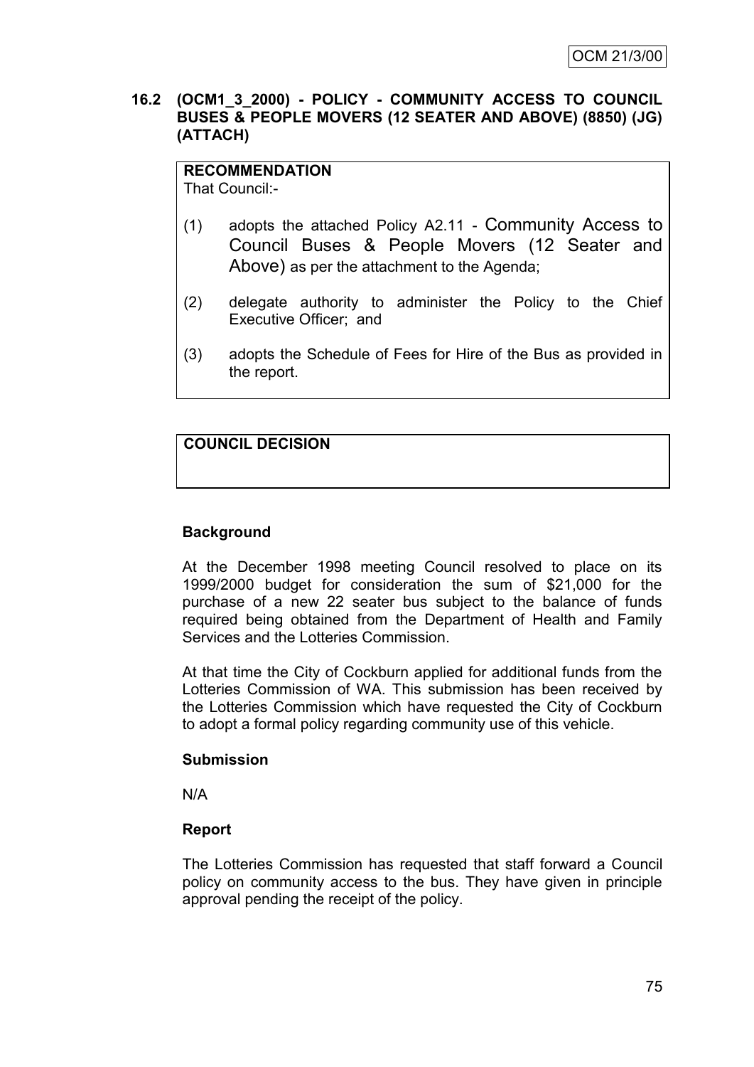OCM 21/3/00

**16.2 (OCM1_3_2000) - POLICY - COMMUNITY ACCESS TO COUNCIL BUSES & PEOPLE MOVERS (12 SEATER AND ABOVE) (8850) (JG) (ATTACH)**

**RECOMMENDATION**
That Council:-

(1) adopts the attached Policy A2.11 - Community Access to Council Buses & People Movers (12 Seater and Above) as per the attachment to the Agenda;

(2) delegate authority to administer the Policy to the Chief Executive Officer; and

(3) adopts the Schedule of Fees for Hire of the Bus as provided in the report.

**COUNCIL DECISION**

**Background**

At the December 1998 meeting Council resolved to place on its 1999/2000 budget for consideration the sum of $21,000 for the purchase of a new 22 seater bus subject to the balance of funds required being obtained from the Department of Health and Family Services and the Lotteries Commission.

At that time the City of Cockburn applied for additional funds from the Lotteries Commission of WA. This submission has been received by the Lotteries Commission which have requested the City of Cockburn to adopt a formal policy regarding community use of this vehicle.

**Submission**

N/A

**Report**

The Lotteries Commission has requested that staff forward a Council policy on community access to the bus. They have given in principle approval pending the receipt of the policy.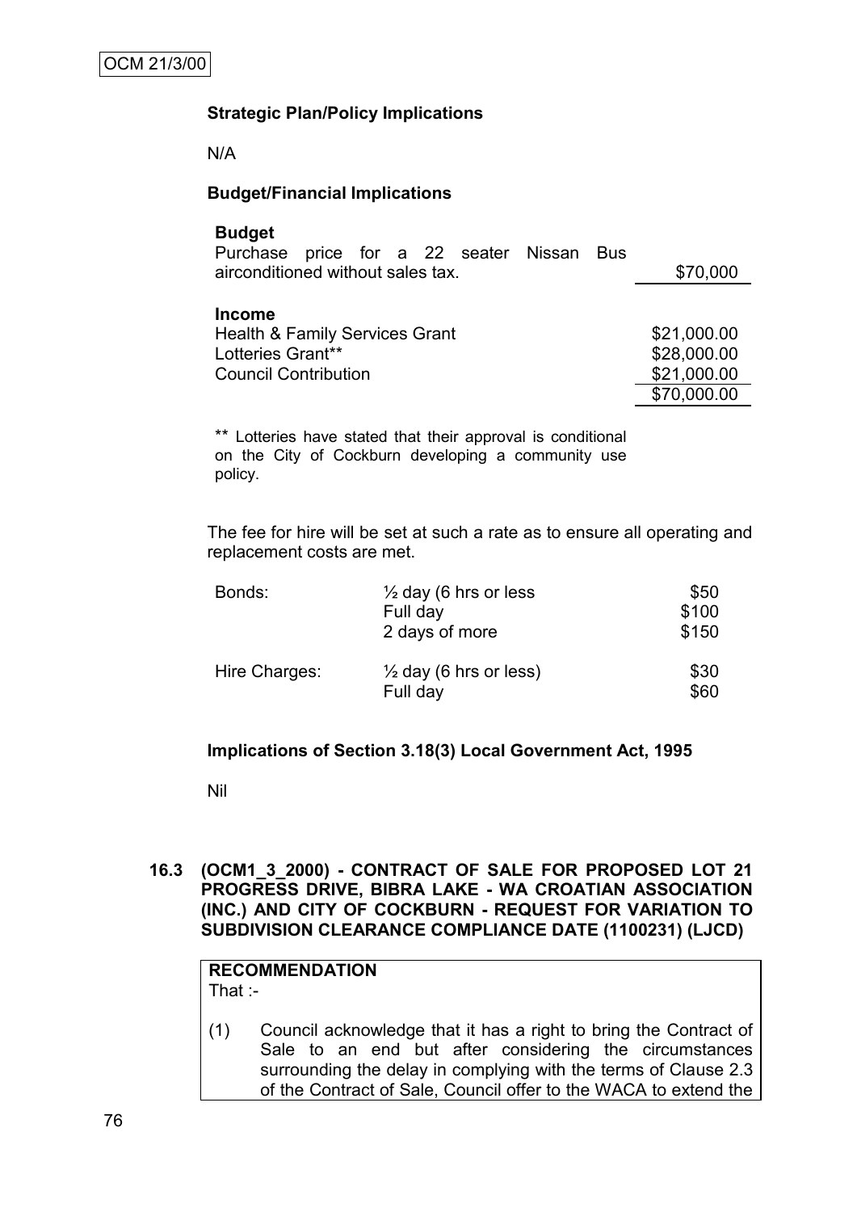**Strategic Plan/Policy Implications**

N/A

**Budget/Financial Implications**

| **Budget** | |
|---|---|
| Purchase price for a 22 seater Nissan Bus airconditioned without sales tax. | $70,000 |
| | |
| **Income** | |
| Health & Family Services Grant | $21,000.00 |
| Lotteries Grant** | $28,000.00 |
| Council Contribution | $21,000.00 |
| | $70,000.00 |

** Lotteries have stated that their approval is conditional on the City of Cockburn developing a community use policy.

The fee for hire will be set at such a rate as to ensure all operating and replacement costs are met.

| | | |
|---|---|---|
| Bonds: | ½ day (6 hrs or less | $50 |
| | Full day | $100 |
| | 2 days of more | $150 |
| Hire Charges: | ½ day (6 hrs or less) | $30 |
| | Full day | $60 |

**Implications of Section 3.18(3) Local Government Act, 1995**

Nil

**16.3 (OCM1_3_2000) - CONTRACT OF SALE FOR PROPOSED LOT 21 PROGRESS DRIVE, BIBRA LAKE - WA CROATIAN ASSOCIATION (INC.) AND CITY OF COCKBURN - REQUEST FOR VARIATION TO SUBDIVISION CLEARANCE COMPLIANCE DATE (1100231) (LJCD)**

**RECOMMENDATION**

That :-

(1) Council acknowledge that it has a right to bring the Contract of Sale to an end but after considering the circumstances surrounding the delay in complying with the terms of Clause 2.3 of the Contract of Sale, Council offer to the WACA to extend the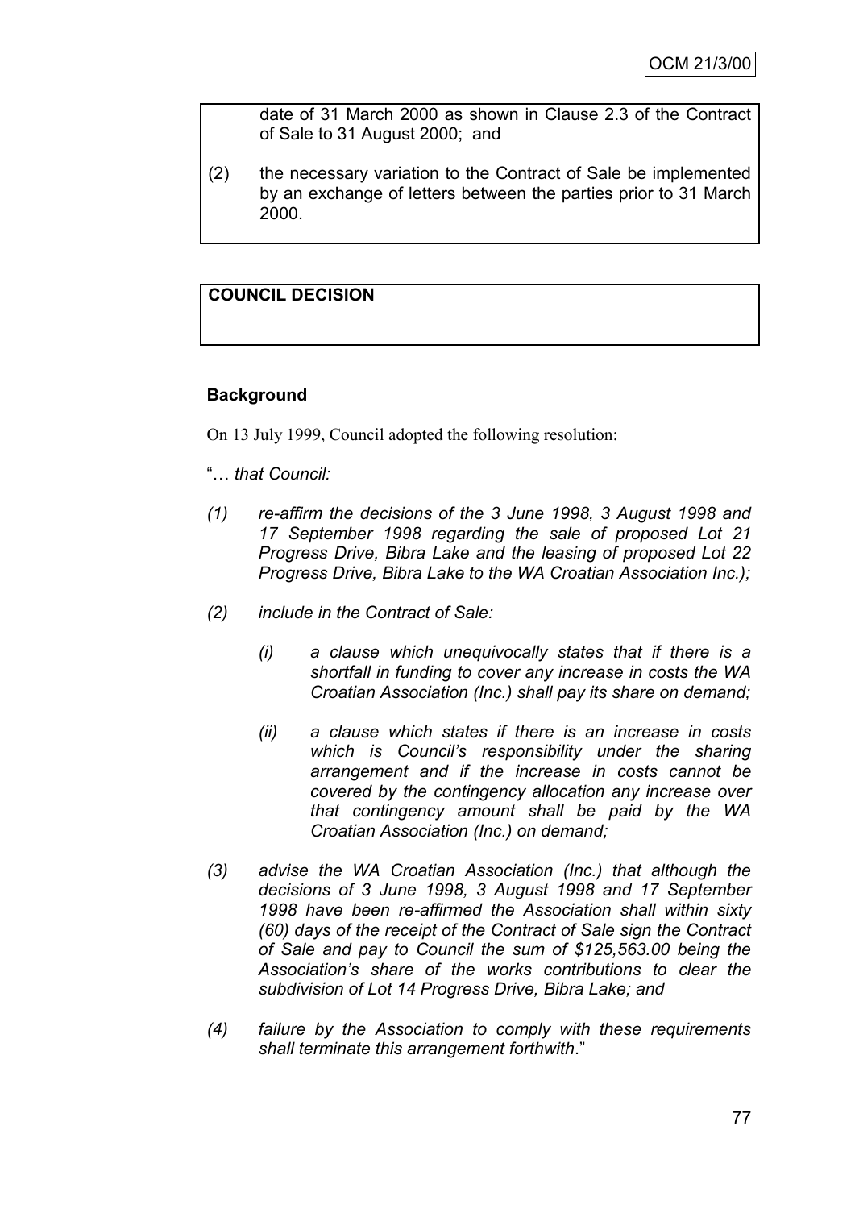date of 31 March 2000 as shown in Clause 2.3 of the Contract of Sale to 31 August 2000; and

(2) the necessary variation to the Contract of Sale be implemented by an exchange of letters between the parties prior to 31 March 2000.

**COUNCIL DECISION**

**Background**

On 13 July 1999, Council adopted the following resolution:

"… *that Council:*

*(1) re-affirm the decisions of the 3 June 1998, 3 August 1998 and 17 September 1998 regarding the sale of proposed Lot 21 Progress Drive, Bibra Lake and the leasing of proposed Lot 22 Progress Drive, Bibra Lake to the WA Croatian Association Inc.);*

*(2) include in the Contract of Sale:*

*(i) a clause which unequivocally states that if there is a shortfall in funding to cover any increase in costs the WA Croatian Association (Inc.) shall pay its share on demand;*

*(ii) a clause which states if there is an increase in costs which is Council's responsibility under the sharing arrangement and if the increase in costs cannot be covered by the contingency allocation any increase over that contingency amount shall be paid by the WA Croatian Association (Inc.) on demand;*

*(3) advise the WA Croatian Association (Inc.) that although the decisions of 3 June 1998, 3 August 1998 and 17 September 1998 have been re-affirmed the Association shall within sixty (60) days of the receipt of the Contract of Sale sign the Contract of Sale and pay to Council the sum of $125,563.00 being the Association's share of the works contributions to clear the subdivision of Lot 14 Progress Drive, Bibra Lake; and*

*(4) failure by the Association to comply with these requirements shall terminate this arrangement forthwith*."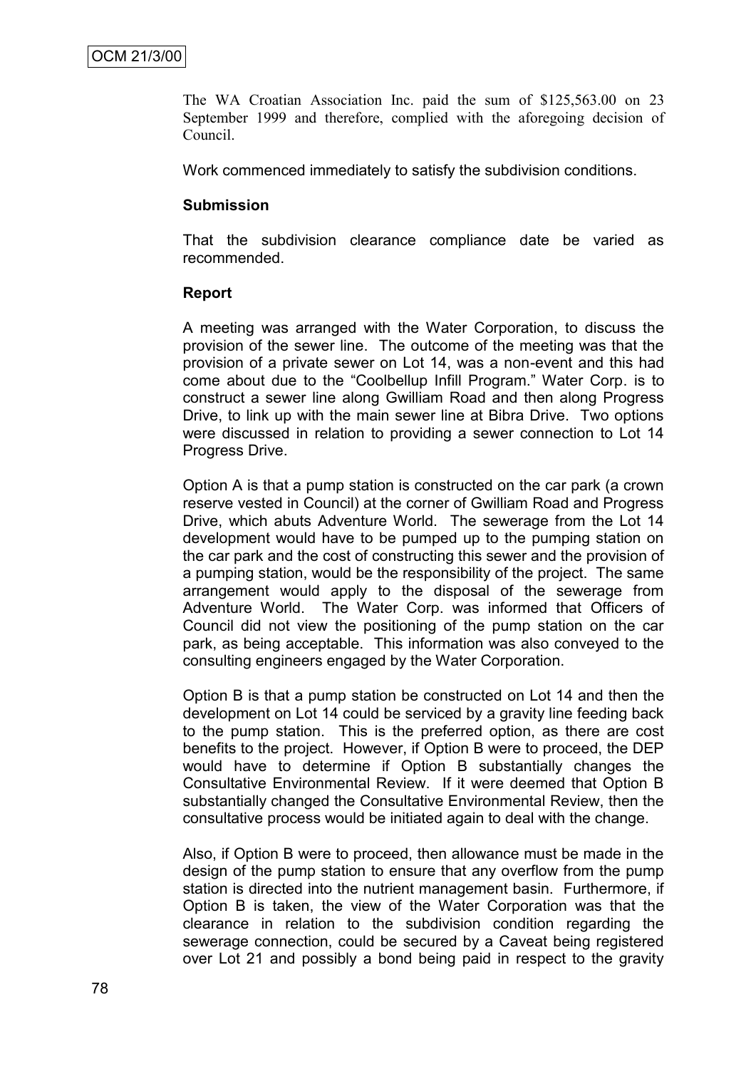The WA Croatian Association Inc. paid the sum of $125,563.00 on 23 September 1999 and therefore, complied with the aforegoing decision of Council.

Work commenced immediately to satisfy the subdivision conditions.

**Submission**

That the subdivision clearance compliance date be varied as recommended.

**Report**

A meeting was arranged with the Water Corporation, to discuss the provision of the sewer line. The outcome of the meeting was that the provision of a private sewer on Lot 14, was a non-event and this had come about due to the "Coolbellup Infill Program." Water Corp. is to construct a sewer line along Gwilliam Road and then along Progress Drive, to link up with the main sewer line at Bibra Drive. Two options were discussed in relation to providing a sewer connection to Lot 14 Progress Drive.

Option A is that a pump station is constructed on the car park (a crown reserve vested in Council) at the corner of Gwilliam Road and Progress Drive, which abuts Adventure World. The sewerage from the Lot 14 development would have to be pumped up to the pumping station on the car park and the cost of constructing this sewer and the provision of a pumping station, would be the responsibility of the project. The same arrangement would apply to the disposal of the sewerage from Adventure World. The Water Corp. was informed that Officers of Council did not view the positioning of the pump station on the car park, as being acceptable. This information was also conveyed to the consulting engineers engaged by the Water Corporation.

Option B is that a pump station be constructed on Lot 14 and then the development on Lot 14 could be serviced by a gravity line feeding back to the pump station. This is the preferred option, as there are cost benefits to the project. However, if Option B were to proceed, the DEP would have to determine if Option B substantially changes the Consultative Environmental Review. If it were deemed that Option B substantially changed the Consultative Environmental Review, then the consultative process would be initiated again to deal with the change.

Also, if Option B were to proceed, then allowance must be made in the design of the pump station to ensure that any overflow from the pump station is directed into the nutrient management basin. Furthermore, if Option B is taken, the view of the Water Corporation was that the clearance in relation to the subdivision condition regarding the sewerage connection, could be secured by a Caveat being registered over Lot 21 and possibly a bond being paid in respect to the gravity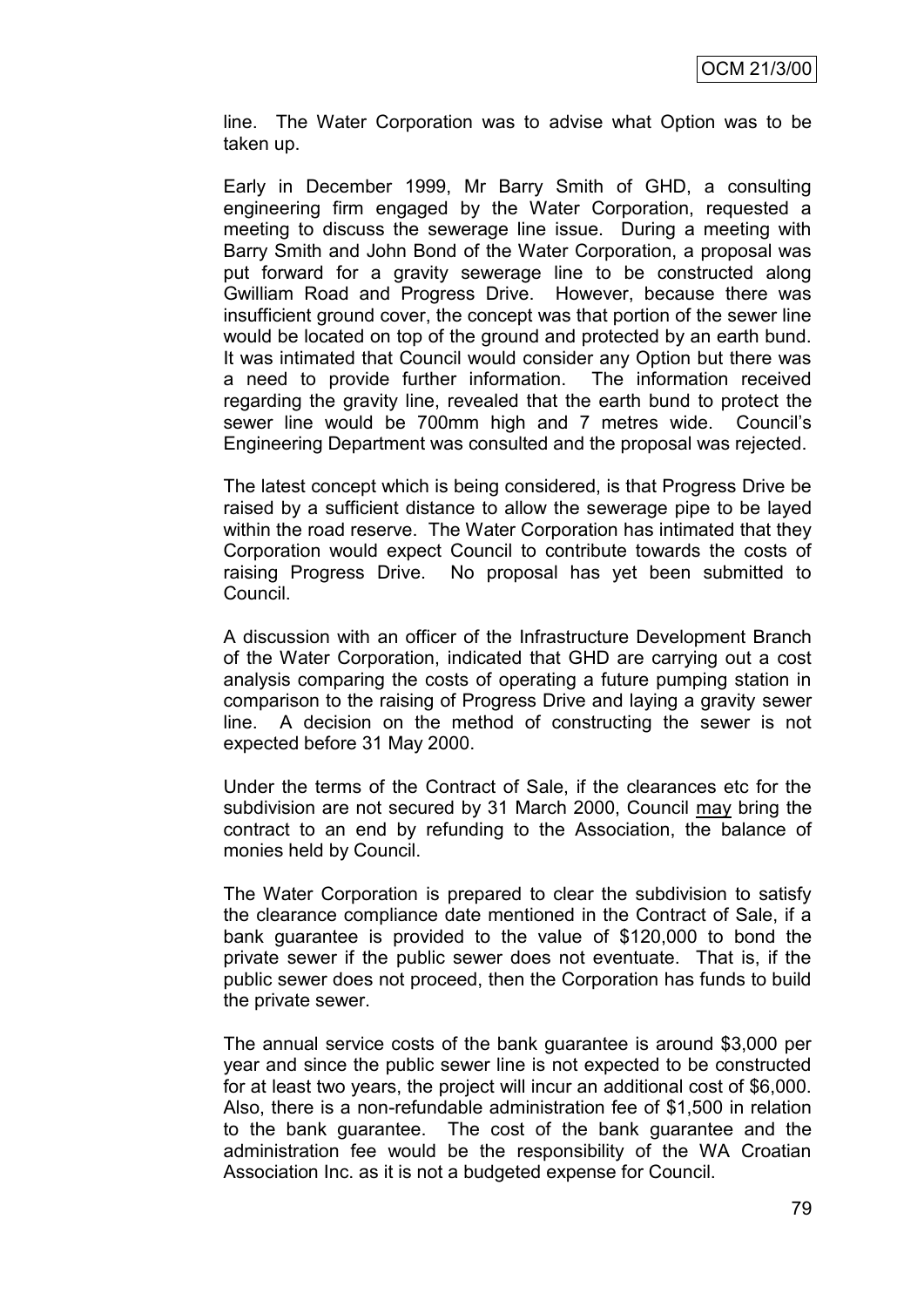line. The Water Corporation was to advise what Option was to be taken up.

Early in December 1999, Mr Barry Smith of GHD, a consulting engineering firm engaged by the Water Corporation, requested a meeting to discuss the sewerage line issue. During a meeting with Barry Smith and John Bond of the Water Corporation, a proposal was put forward for a gravity sewerage line to be constructed along Gwilliam Road and Progress Drive. However, because there was insufficient ground cover, the concept was that portion of the sewer line would be located on top of the ground and protected by an earth bund. It was intimated that Council would consider any Option but there was a need to provide further information. The information received regarding the gravity line, revealed that the earth bund to protect the sewer line would be 700mm high and 7 metres wide. Council's Engineering Department was consulted and the proposal was rejected.

The latest concept which is being considered, is that Progress Drive be raised by a sufficient distance to allow the sewerage pipe to be layed within the road reserve. The Water Corporation has intimated that they Corporation would expect Council to contribute towards the costs of raising Progress Drive. No proposal has yet been submitted to Council.

A discussion with an officer of the Infrastructure Development Branch of the Water Corporation, indicated that GHD are carrying out a cost analysis comparing the costs of operating a future pumping station in comparison to the raising of Progress Drive and laying a gravity sewer line. A decision on the method of constructing the sewer is not expected before 31 May 2000.

Under the terms of the Contract of Sale, if the clearances etc for the subdivision are not secured by 31 March 2000, Council <u>may</u> bring the contract to an end by refunding to the Association, the balance of monies held by Council.

The Water Corporation is prepared to clear the subdivision to satisfy the clearance compliance date mentioned in the Contract of Sale, if a bank guarantee is provided to the value of $120,000 to bond the private sewer if the public sewer does not eventuate. That is, if the public sewer does not proceed, then the Corporation has funds to build the private sewer.

The annual service costs of the bank guarantee is around $3,000 per year and since the public sewer line is not expected to be constructed for at least two years, the project will incur an additional cost of $6,000. Also, there is a non-refundable administration fee of $1,500 in relation to the bank guarantee. The cost of the bank guarantee and the administration fee would be the responsibility of the WA Croatian Association Inc. as it is not a budgeted expense for Council.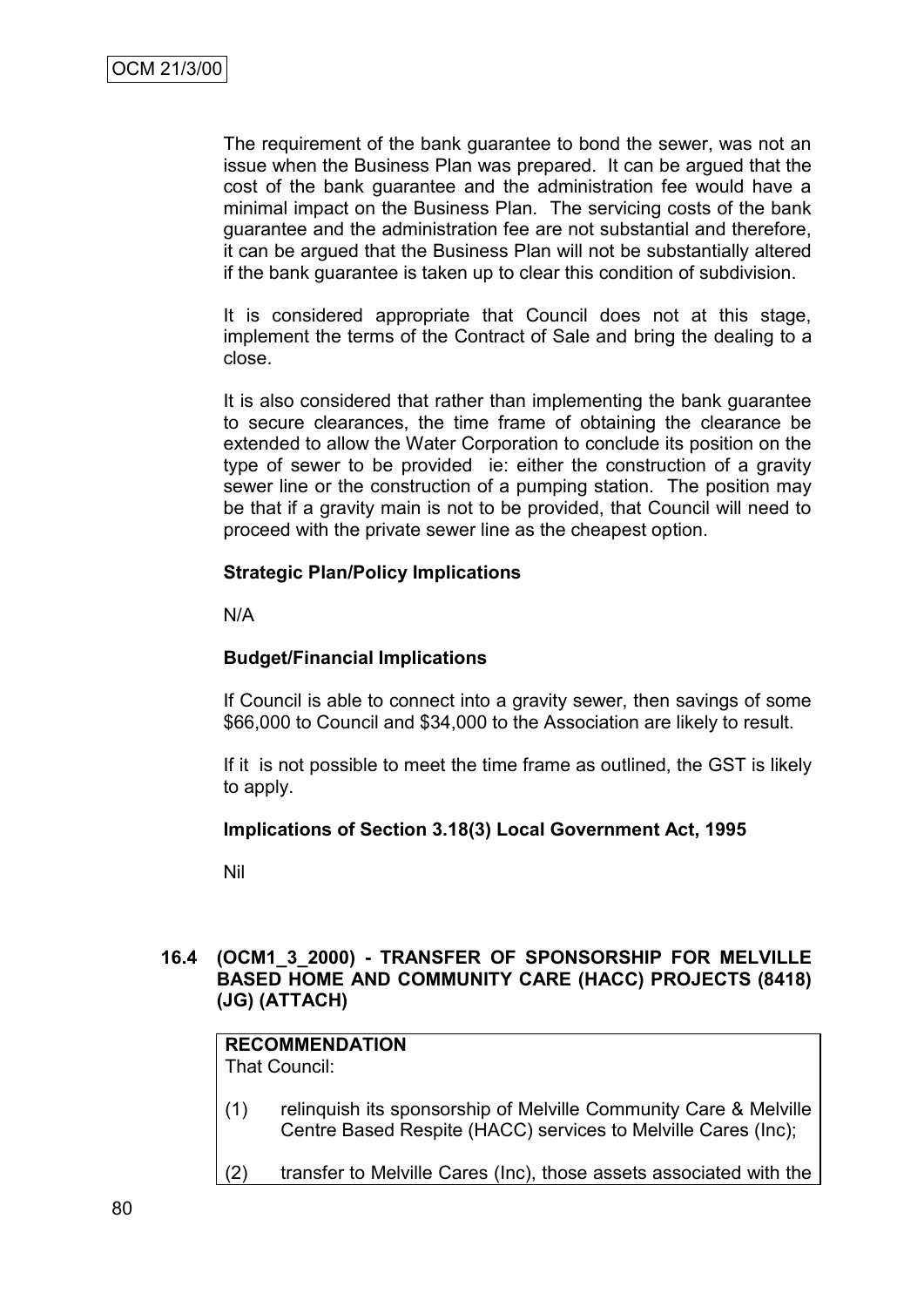The requirement of the bank guarantee to bond the sewer, was not an issue when the Business Plan was prepared. It can be argued that the cost of the bank guarantee and the administration fee would have a minimal impact on the Business Plan. The servicing costs of the bank guarantee and the administration fee are not substantial and therefore, it can be argued that the Business Plan will not be substantially altered if the bank guarantee is taken up to clear this condition of subdivision.

It is considered appropriate that Council does not at this stage, implement the terms of the Contract of Sale and bring the dealing to a close.

It is also considered that rather than implementing the bank guarantee to secure clearances, the time frame of obtaining the clearance be extended to allow the Water Corporation to conclude its position on the type of sewer to be provided ie: either the construction of a gravity sewer line or the construction of a pumping station. The position may be that if a gravity main is not to be provided, that Council will need to proceed with the private sewer line as the cheapest option.

**Strategic Plan/Policy Implications**

N/A

**Budget/Financial Implications**

If Council is able to connect into a gravity sewer, then savings of some $66,000 to Council and $34,000 to the Association are likely to result.

If it is not possible to meet the time frame as outlined, the GST is likely to apply.

**Implications of Section 3.18(3) Local Government Act, 1995**

Nil

### 16.4 (OCM1_3_2000) - TRANSFER OF SPONSORSHIP FOR MELVILLE BASED HOME AND COMMUNITY CARE (HACC) PROJECTS (8418) (JG) (ATTACH)

**RECOMMENDATION**

That Council:

(1) relinquish its sponsorship of Melville Community Care & Melville Centre Based Respite (HACC) services to Melville Cares (Inc);

(2) transfer to Melville Cares (Inc), those assets associated with the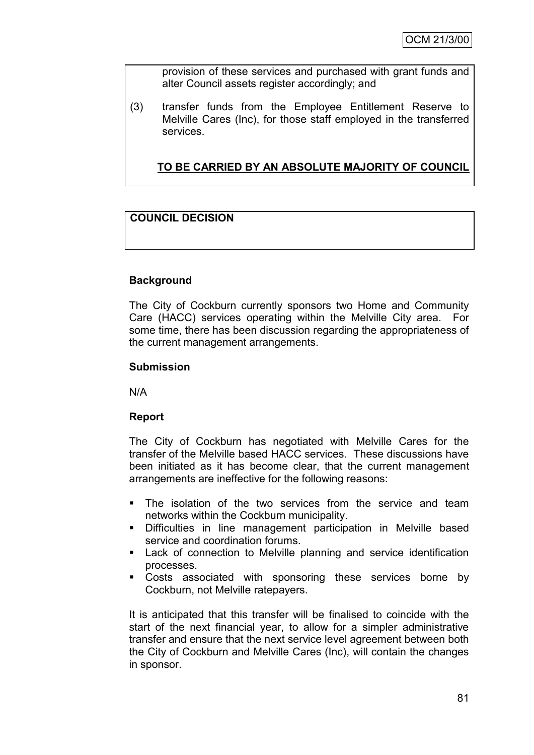provision of these services and purchased with grant funds and alter Council assets register accordingly; and

(3) transfer funds from the Employee Entitlement Reserve to Melville Cares (Inc), for those staff employed in the transferred services.

**TO BE CARRIED BY AN ABSOLUTE MAJORITY OF COUNCIL**

**COUNCIL DECISION**

**Background**

The City of Cockburn currently sponsors two Home and Community Care (HACC) services operating within the Melville City area. For some time, there has been discussion regarding the appropriateness of the current management arrangements.

**Submission**

N/A

**Report**

The City of Cockburn has negotiated with Melville Cares for the transfer of the Melville based HACC services. These discussions have been initiated as it has become clear, that the current management arrangements are ineffective for the following reasons:

- The isolation of the two services from the service and team networks within the Cockburn municipality.
- Difficulties in line management participation in Melville based service and coordination forums.
- Lack of connection to Melville planning and service identification processes.
- Costs associated with sponsoring these services borne by Cockburn, not Melville ratepayers.

It is anticipated that this transfer will be finalised to coincide with the start of the next financial year, to allow for a simpler administrative transfer and ensure that the next service level agreement between both the City of Cockburn and Melville Cares (Inc), will contain the changes in sponsor.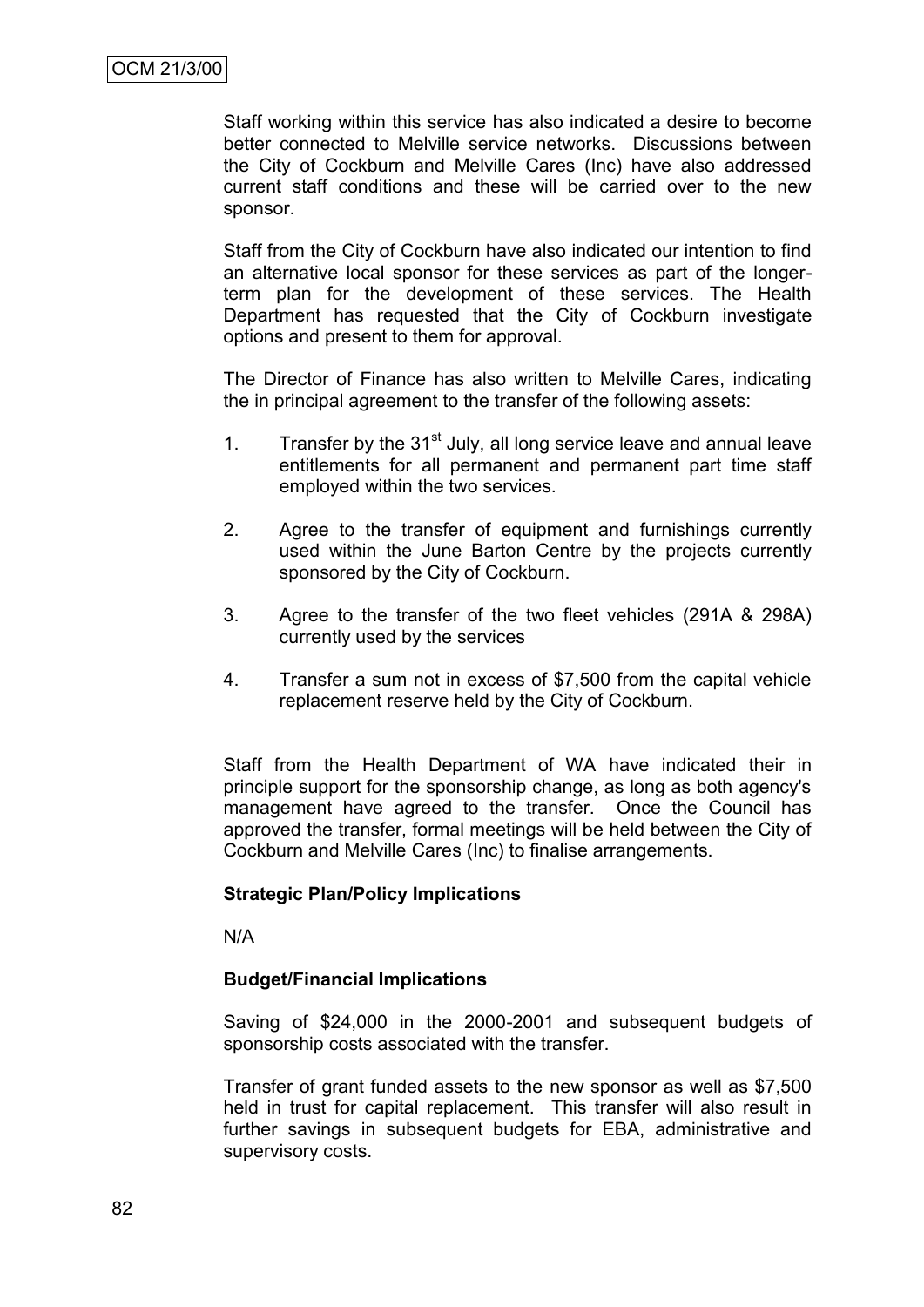Staff working within this service has also indicated a desire to become better connected to Melville service networks. Discussions between the City of Cockburn and Melville Cares (Inc) have also addressed current staff conditions and these will be carried over to the new sponsor.

Staff from the City of Cockburn have also indicated our intention to find an alternative local sponsor for these services as part of the longer-term plan for the development of these services. The Health Department has requested that the City of Cockburn investigate options and present to them for approval.

The Director of Finance has also written to Melville Cares, indicating the in principal agreement to the transfer of the following assets:

1. Transfer by the 31st July, all long service leave and annual leave entitlements for all permanent and permanent part time staff employed within the two services.

2. Agree to the transfer of equipment and furnishings currently used within the June Barton Centre by the projects currently sponsored by the City of Cockburn.

3. Agree to the transfer of the two fleet vehicles (291A & 298A) currently used by the services

4. Transfer a sum not in excess of $7,500 from the capital vehicle replacement reserve held by the City of Cockburn.

Staff from the Health Department of WA have indicated their in principle support for the sponsorship change, as long as both agency's management have agreed to the transfer. Once the Council has approved the transfer, formal meetings will be held between the City of Cockburn and Melville Cares (Inc) to finalise arrangements.

**Strategic Plan/Policy Implications**

N/A

**Budget/Financial Implications**

Saving of $24,000 in the 2000-2001 and subsequent budgets of sponsorship costs associated with the transfer.

Transfer of grant funded assets to the new sponsor as well as $7,500 held in trust for capital replacement. This transfer will also result in further savings in subsequent budgets for EBA, administrative and supervisory costs.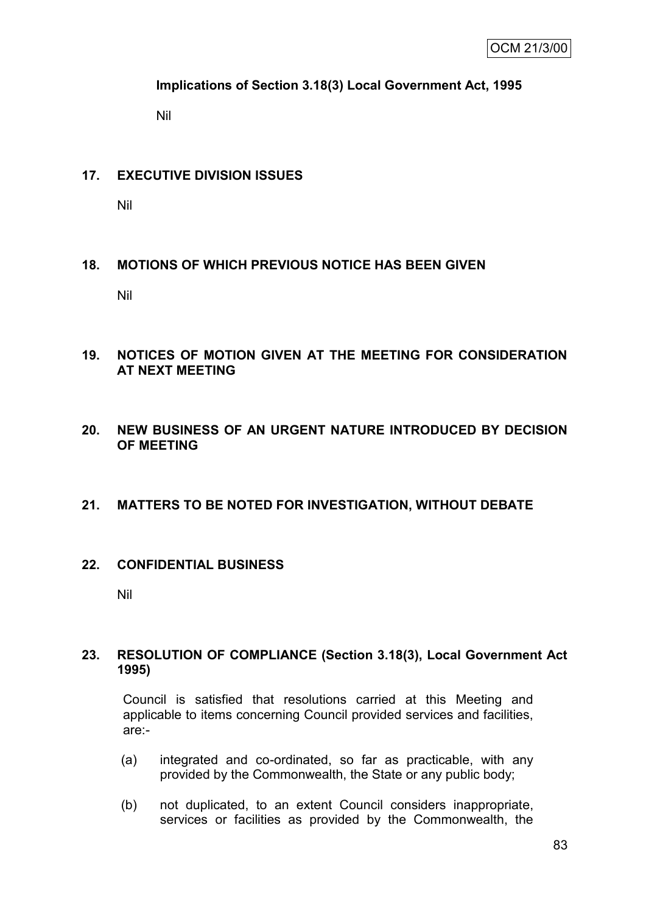**Implications of Section 3.18(3) Local Government Act, 1995**

Nil

## 17. EXECUTIVE DIVISION ISSUES

Nil

## 18. MOTIONS OF WHICH PREVIOUS NOTICE HAS BEEN GIVEN

Nil

## 19. NOTICES OF MOTION GIVEN AT THE MEETING FOR CONSIDERATION AT NEXT MEETING

## 20. NEW BUSINESS OF AN URGENT NATURE INTRODUCED BY DECISION OF MEETING

## 21. MATTERS TO BE NOTED FOR INVESTIGATION, WITHOUT DEBATE

## 22. CONFIDENTIAL BUSINESS

Nil

## 23. RESOLUTION OF COMPLIANCE (Section 3.18(3), Local Government Act 1995)

Council is satisfied that resolutions carried at this Meeting and applicable to items concerning Council provided services and facilities, are:-

(a) integrated and co-ordinated, so far as practicable, with any provided by the Commonwealth, the State or any public body;

(b) not duplicated, to an extent Council considers inappropriate, services or facilities as provided by the Commonwealth, the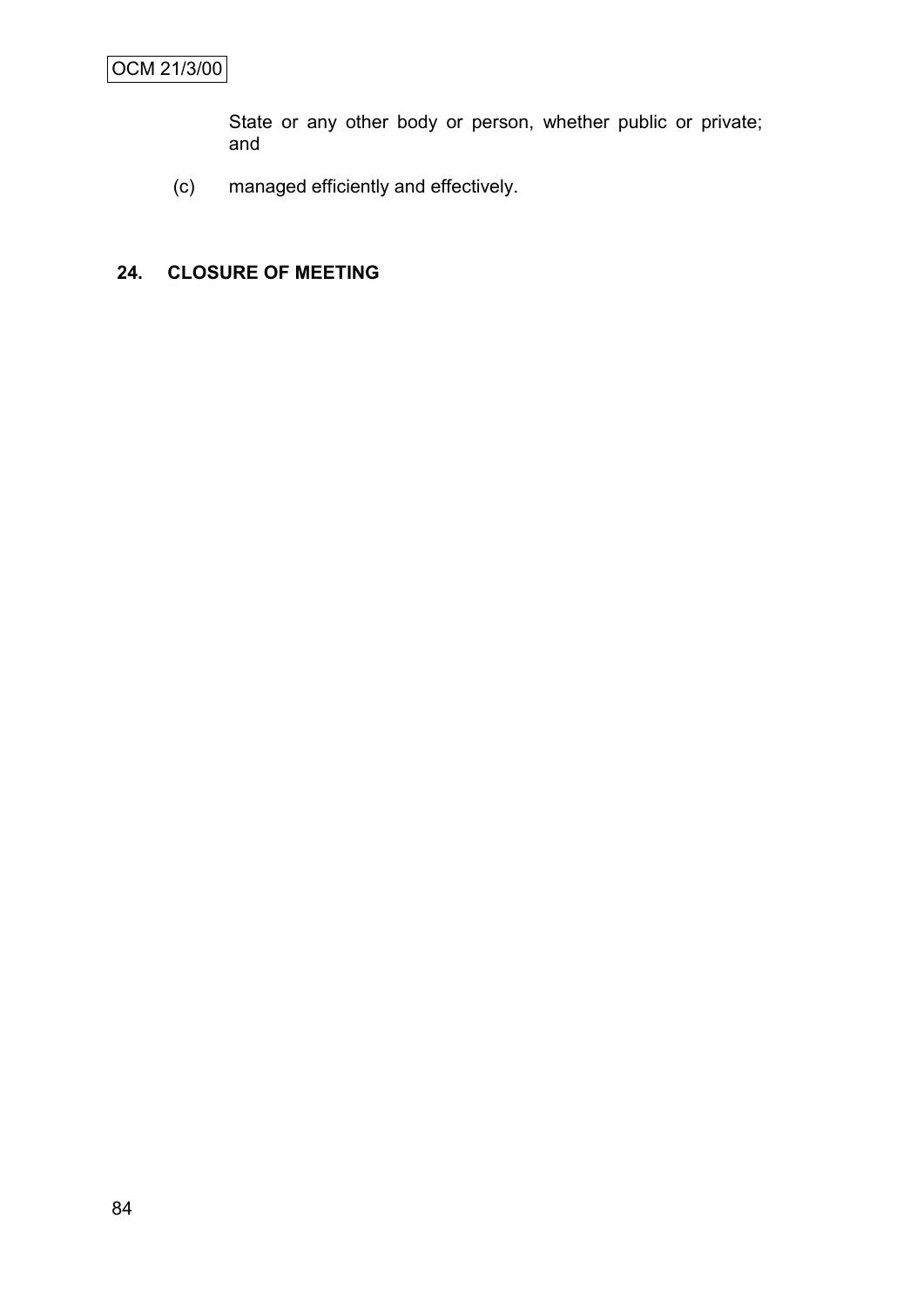State or any other body or person, whether public or private; and

(c) managed efficiently and effectively.

## 24. CLOSURE OF MEETING